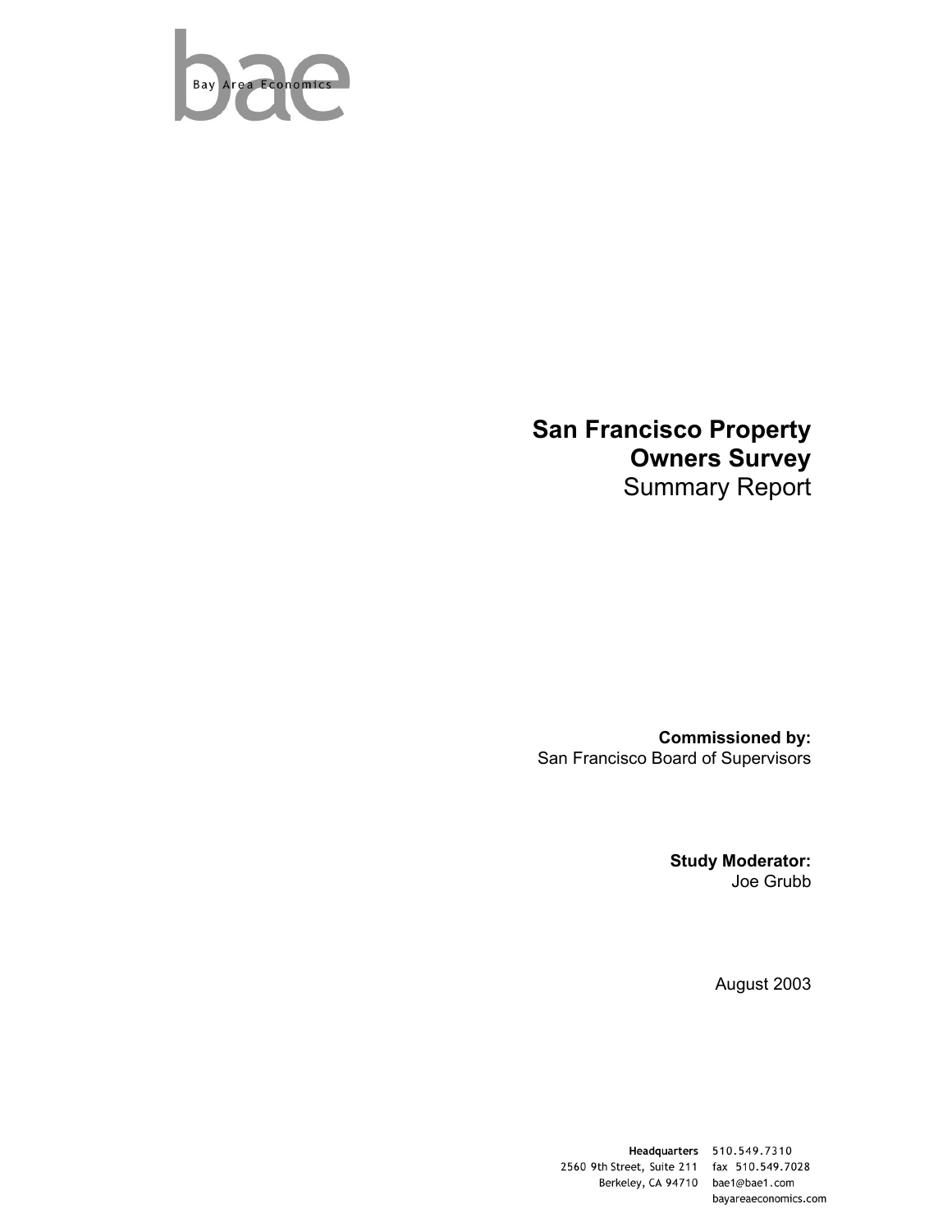bae

Bay Area Economics

# San Francisco Property Owners Survey

Summary Report

**Commissioned by:**
San Francisco Board of Supervisors

**Study Moderator:**
Joe Grubb

August 2003

**Headquarters**
2560 9th Street, Suite 211
Berkeley, CA 94710

510.549.7310
fax 510.549.7028
bae1@bae1.com
bayareaeconomics.com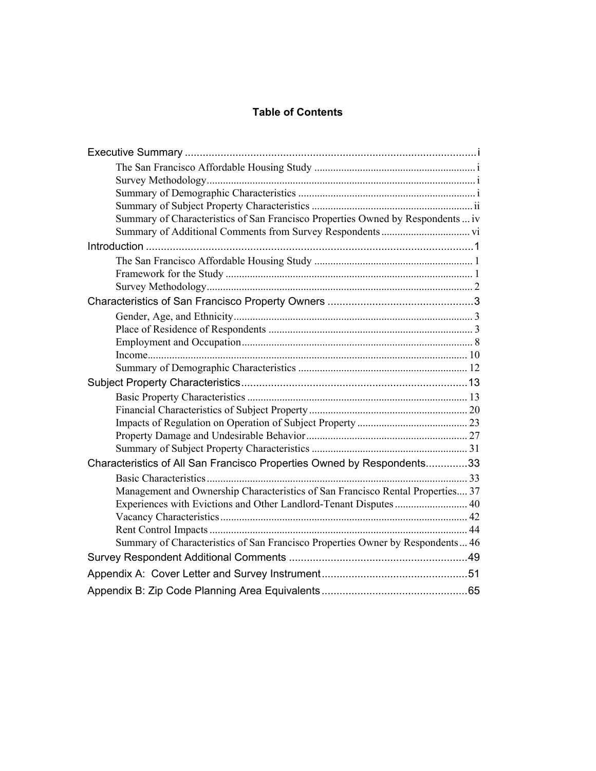# Table of Contents

- Executive Summary ..... i
  - The San Francisco Affordable Housing Study ..... i
  - Survey Methodology ..... i
  - Summary of Demographic Characteristics ..... i
  - Summary of Subject Property Characteristics ..... ii
  - Summary of Characteristics of San Francisco Properties Owned by Respondents ..... iv
  - Summary of Additional Comments from Survey Respondents ..... vi
- Introduction ..... 1
  - The San Francisco Affordable Housing Study ..... 1
  - Framework for the Study ..... 1
  - Survey Methodology ..... 2
- Characteristics of San Francisco Property Owners ..... 3
  - Gender, Age, and Ethnicity ..... 3
  - Place of Residence of Respondents ..... 3
  - Employment and Occupation ..... 8
  - Income ..... 10
  - Summary of Demographic Characteristics ..... 12
- Subject Property Characteristics ..... 13
  - Basic Property Characteristics ..... 13
  - Financial Characteristics of Subject Property ..... 20
  - Impacts of Regulation on Operation of Subject Property ..... 23
  - Property Damage and Undesirable Behavior ..... 27
  - Summary of Subject Property Characteristics ..... 31
- Characteristics of All San Francisco Properties Owned by Respondents ..... 33
  - Basic Characteristics ..... 33
  - Management and Ownership Characteristics of San Francisco Rental Properties ..... 37
  - Experiences with Evictions and Other Landlord-Tenant Disputes ..... 40
  - Vacancy Characteristics ..... 42
  - Rent Control Impacts ..... 44
  - Summary of Characteristics of San Francisco Properties Owner by Respondents ..... 46
- Survey Respondent Additional Comments ..... 49
- Appendix A: Cover Letter and Survey Instrument ..... 51
- Appendix B: Zip Code Planning Area Equivalents ..... 65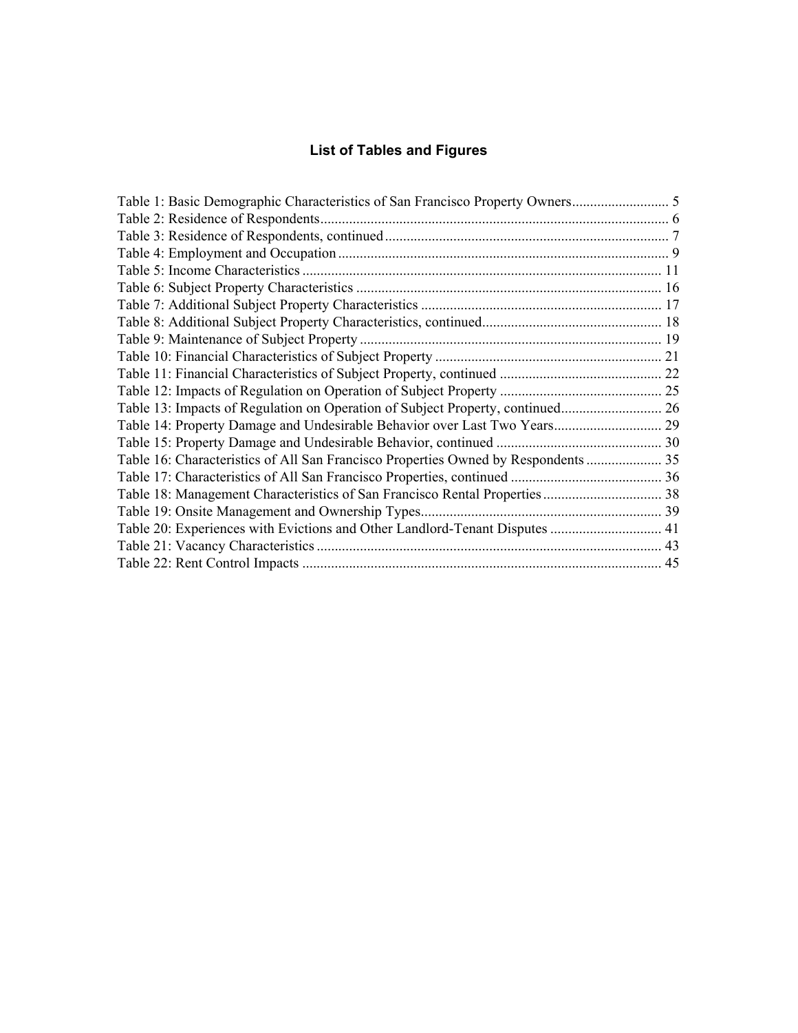# List of Tables and Figures

Table 1: Basic Demographic Characteristics of San Francisco Property Owners........................... 5
Table 2: Residence of Respondents................................................................................................ 6
Table 3: Residence of Respondents, continued .............................................................................. 7
Table 4: Employment and Occupation ........................................................................................... 9
Table 5: Income Characteristics ................................................................................................... 11
Table 6: Subject Property Characteristics .................................................................................... 16
Table 7: Additional Subject Property Characteristics .................................................................. 17
Table 8: Additional Subject Property Characteristics, continued.................................................. 18
Table 9: Maintenance of Subject Property ................................................................................... 19
Table 10: Financial Characteristics of Subject Property .............................................................. 21
Table 11: Financial Characteristics of Subject Property, continued ............................................. 22
Table 12: Impacts of Regulation on Operation of Subject Property ............................................. 25
Table 13: Impacts of Regulation on Operation of Subject Property, continued............................ 26
Table 14: Property Damage and Undesirable Behavior over Last Two Years.............................. 29
Table 15: Property Damage and Undesirable Behavior, continued .............................................. 30
Table 16: Characteristics of All San Francisco Properties Owned by Respondents ..................... 35
Table 17: Characteristics of All San Francisco Properties, continued .......................................... 36
Table 18: Management Characteristics of San Francisco Rental Properties ................................. 38
Table 19: Onsite Management and Ownership Types................................................................... 39
Table 20: Experiences with Evictions and Other Landlord-Tenant Disputes ............................... 41
Table 21: Vacancy Characteristics ................................................................................................ 43
Table 22: Rent Control Impacts .................................................................................................... 45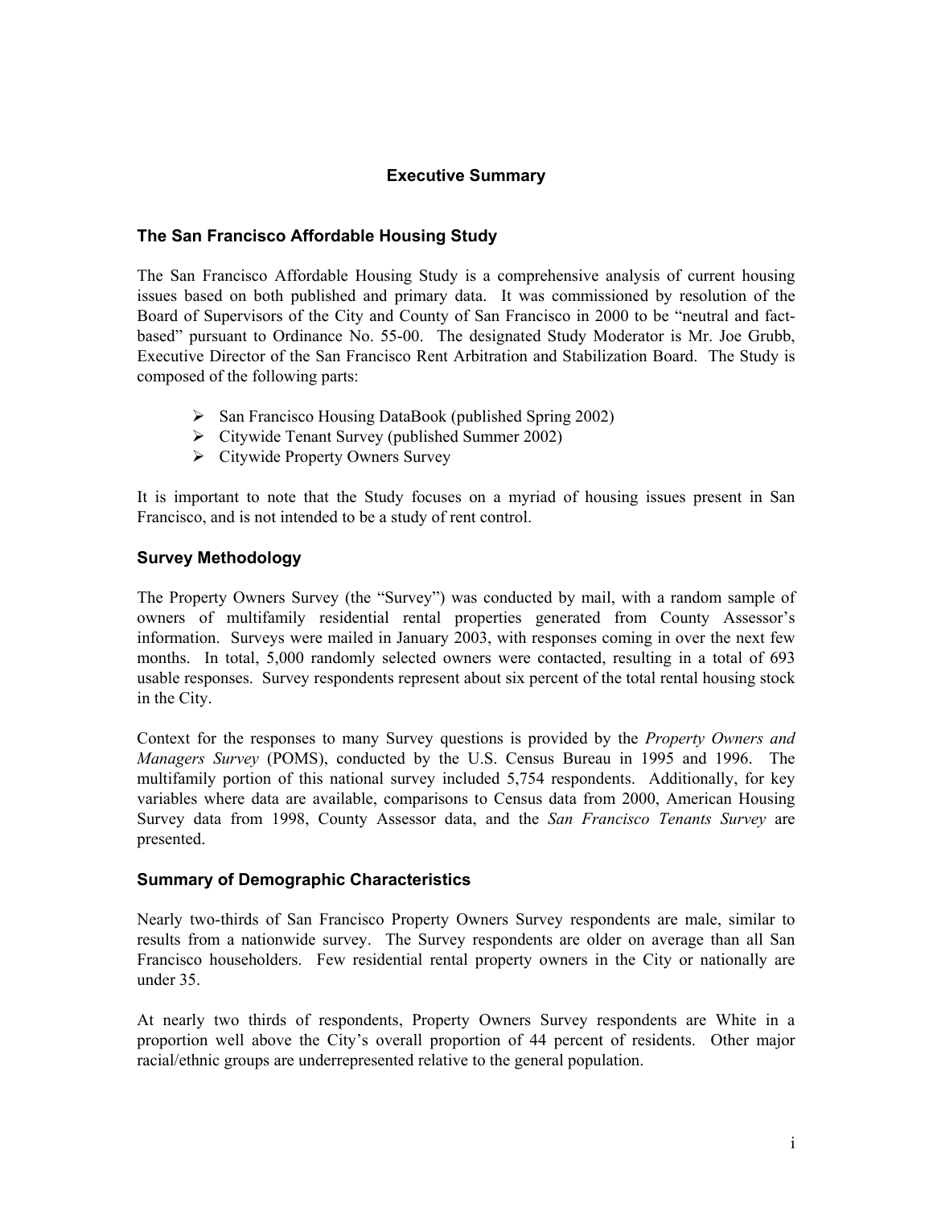# Executive Summary

## The San Francisco Affordable Housing Study

The San Francisco Affordable Housing Study is a comprehensive analysis of current housing issues based on both published and primary data. It was commissioned by resolution of the Board of Supervisors of the City and County of San Francisco in 2000 to be "neutral and fact-based" pursuant to Ordinance No. 55-00. The designated Study Moderator is Mr. Joe Grubb, Executive Director of the San Francisco Rent Arbitration and Stabilization Board. The Study is composed of the following parts:

- San Francisco Housing DataBook (published Spring 2002)
- Citywide Tenant Survey (published Summer 2002)
- Citywide Property Owners Survey

It is important to note that the Study focuses on a myriad of housing issues present in San Francisco, and is not intended to be a study of rent control.

## Survey Methodology

The Property Owners Survey (the "Survey") was conducted by mail, with a random sample of owners of multifamily residential rental properties generated from County Assessor's information. Surveys were mailed in January 2003, with responses coming in over the next few months. In total, 5,000 randomly selected owners were contacted, resulting in a total of 693 usable responses. Survey respondents represent about six percent of the total rental housing stock in the City.

Context for the responses to many Survey questions is provided by the *Property Owners and Managers Survey* (POMS), conducted by the U.S. Census Bureau in 1995 and 1996. The multifamily portion of this national survey included 5,754 respondents. Additionally, for key variables where data are available, comparisons to Census data from 2000, American Housing Survey data from 1998, County Assessor data, and the *San Francisco Tenants Survey* are presented.

## Summary of Demographic Characteristics

Nearly two-thirds of San Francisco Property Owners Survey respondents are male, similar to results from a nationwide survey. The Survey respondents are older on average than all San Francisco householders. Few residential rental property owners in the City or nationally are under 35.

At nearly two thirds of respondents, Property Owners Survey respondents are White in a proportion well above the City's overall proportion of 44 percent of residents. Other major racial/ethnic groups are underrepresented relative to the general population.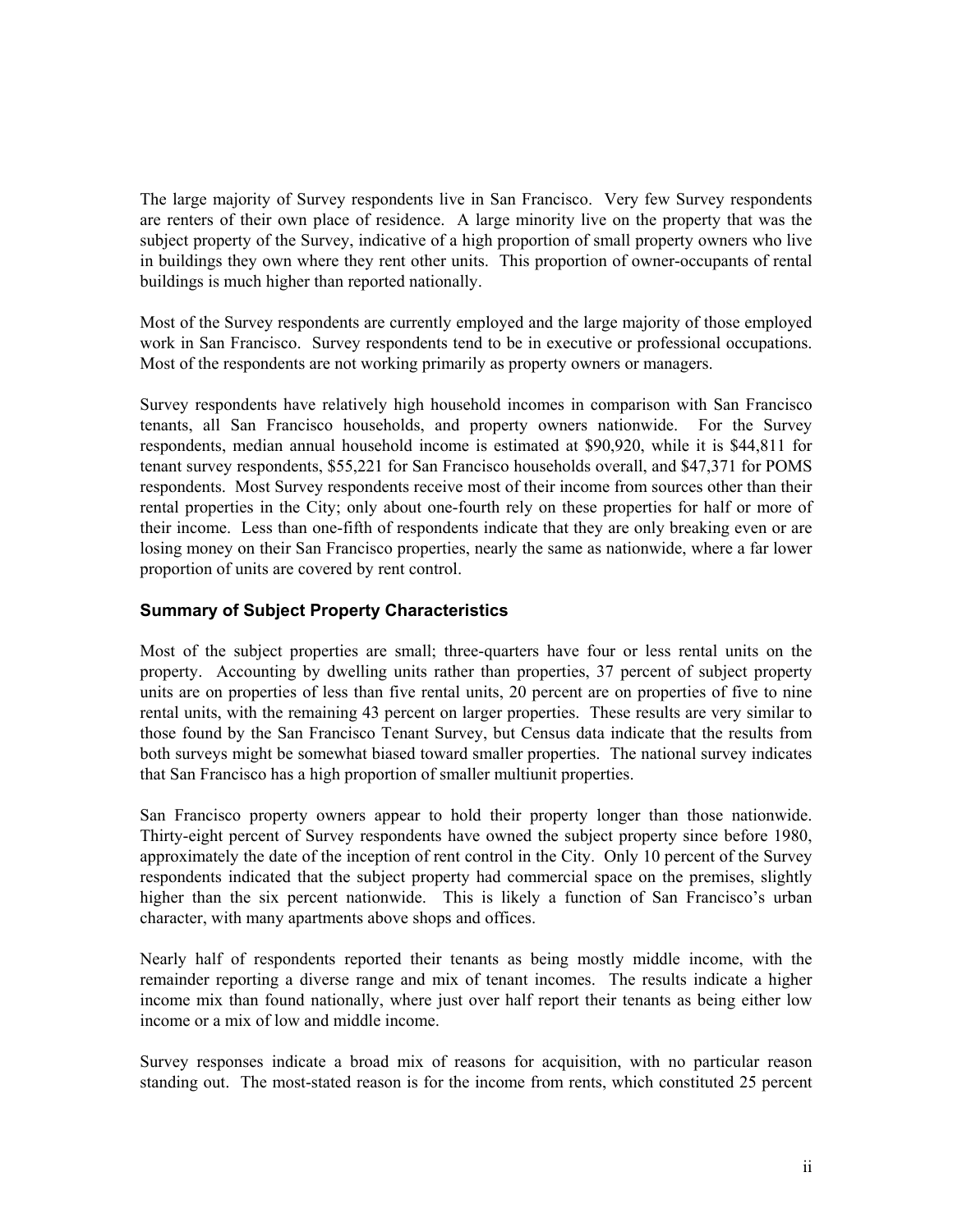The large majority of Survey respondents live in San Francisco. Very few Survey respondents are renters of their own place of residence. A large minority live on the property that was the subject property of the Survey, indicative of a high proportion of small property owners who live in buildings they own where they rent other units. This proportion of owner-occupants of rental buildings is much higher than reported nationally.

Most of the Survey respondents are currently employed and the large majority of those employed work in San Francisco. Survey respondents tend to be in executive or professional occupations. Most of the respondents are not working primarily as property owners or managers.

Survey respondents have relatively high household incomes in comparison with San Francisco tenants, all San Francisco households, and property owners nationwide. For the Survey respondents, median annual household income is estimated at $90,920, while it is $44,811 for tenant survey respondents, $55,221 for San Francisco households overall, and $47,371 for POMS respondents. Most Survey respondents receive most of their income from sources other than their rental properties in the City; only about one-fourth rely on these properties for half or more of their income. Less than one-fifth of respondents indicate that they are only breaking even or are losing money on their San Francisco properties, nearly the same as nationwide, where a far lower proportion of units are covered by rent control.

### Summary of Subject Property Characteristics

Most of the subject properties are small; three-quarters have four or less rental units on the property. Accounting by dwelling units rather than properties, 37 percent of subject property units are on properties of less than five rental units, 20 percent are on properties of five to nine rental units, with the remaining 43 percent on larger properties. These results are very similar to those found by the San Francisco Tenant Survey, but Census data indicate that the results from both surveys might be somewhat biased toward smaller properties. The national survey indicates that San Francisco has a high proportion of smaller multiunit properties.

San Francisco property owners appear to hold their property longer than those nationwide. Thirty-eight percent of Survey respondents have owned the subject property since before 1980, approximately the date of the inception of rent control in the City. Only 10 percent of the Survey respondents indicated that the subject property had commercial space on the premises, slightly higher than the six percent nationwide. This is likely a function of San Francisco's urban character, with many apartments above shops and offices.

Nearly half of respondents reported their tenants as being mostly middle income, with the remainder reporting a diverse range and mix of tenant incomes. The results indicate a higher income mix than found nationally, where just over half report their tenants as being either low income or a mix of low and middle income.

Survey responses indicate a broad mix of reasons for acquisition, with no particular reason standing out. The most-stated reason is for the income from rents, which constituted 25 percent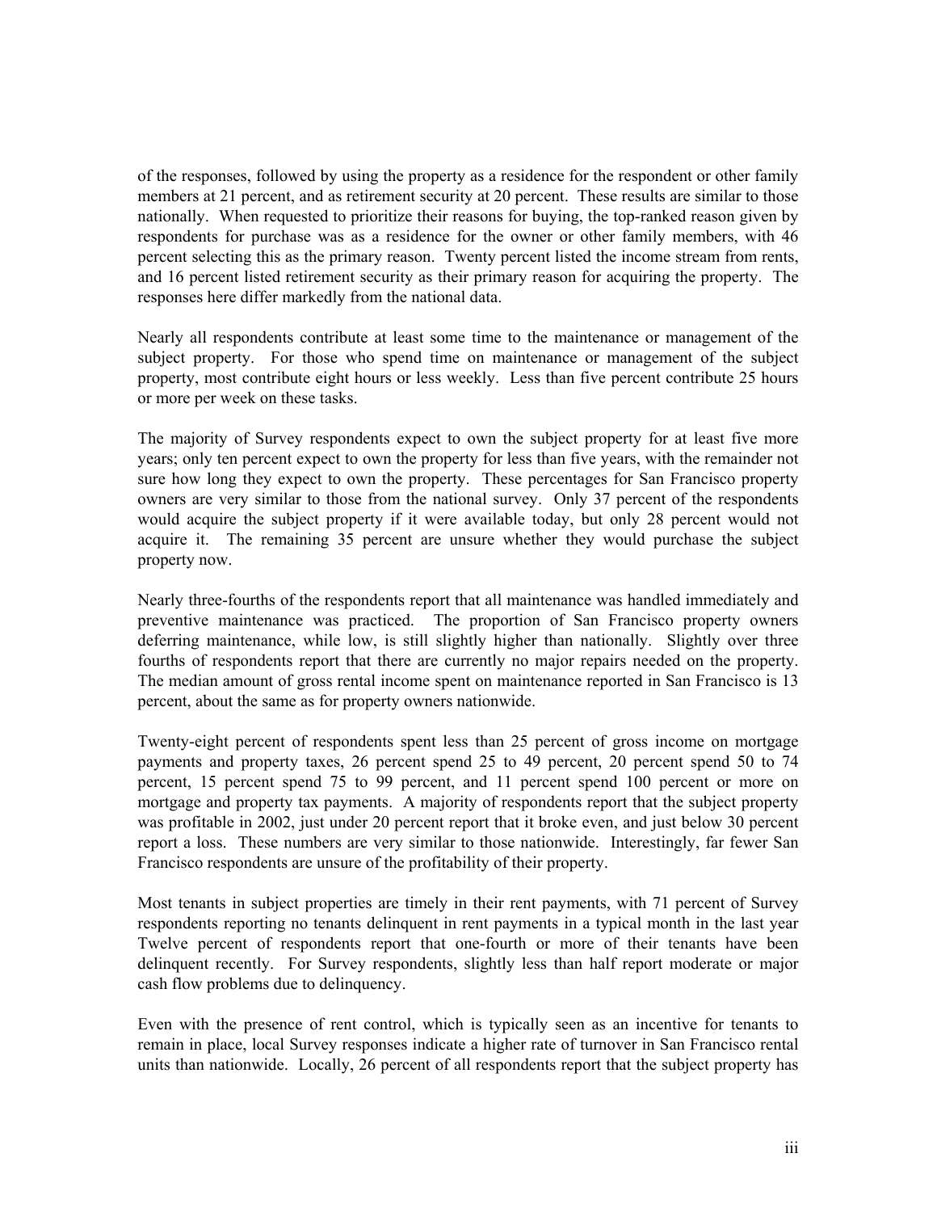of the responses, followed by using the property as a residence for the respondent or other family members at 21 percent, and as retirement security at 20 percent. These results are similar to those nationally. When requested to prioritize their reasons for buying, the top-ranked reason given by respondents for purchase was as a residence for the owner or other family members, with 46 percent selecting this as the primary reason. Twenty percent listed the income stream from rents, and 16 percent listed retirement security as their primary reason for acquiring the property. The responses here differ markedly from the national data.

Nearly all respondents contribute at least some time to the maintenance or management of the subject property. For those who spend time on maintenance or management of the subject property, most contribute eight hours or less weekly. Less than five percent contribute 25 hours or more per week on these tasks.

The majority of Survey respondents expect to own the subject property for at least five more years; only ten percent expect to own the property for less than five years, with the remainder not sure how long they expect to own the property. These percentages for San Francisco property owners are very similar to those from the national survey. Only 37 percent of the respondents would acquire the subject property if it were available today, but only 28 percent would not acquire it. The remaining 35 percent are unsure whether they would purchase the subject property now.

Nearly three-fourths of the respondents report that all maintenance was handled immediately and preventive maintenance was practiced. The proportion of San Francisco property owners deferring maintenance, while low, is still slightly higher than nationally. Slightly over three fourths of respondents report that there are currently no major repairs needed on the property. The median amount of gross rental income spent on maintenance reported in San Francisco is 13 percent, about the same as for property owners nationwide.

Twenty-eight percent of respondents spent less than 25 percent of gross income on mortgage payments and property taxes, 26 percent spend 25 to 49 percent, 20 percent spend 50 to 74 percent, 15 percent spend 75 to 99 percent, and 11 percent spend 100 percent or more on mortgage and property tax payments. A majority of respondents report that the subject property was profitable in 2002, just under 20 percent report that it broke even, and just below 30 percent report a loss. These numbers are very similar to those nationwide. Interestingly, far fewer San Francisco respondents are unsure of the profitability of their property.

Most tenants in subject properties are timely in their rent payments, with 71 percent of Survey respondents reporting no tenants delinquent in rent payments in a typical month in the last year Twelve percent of respondents report that one-fourth or more of their tenants have been delinquent recently. For Survey respondents, slightly less than half report moderate or major cash flow problems due to delinquency.

Even with the presence of rent control, which is typically seen as an incentive for tenants to remain in place, local Survey responses indicate a higher rate of turnover in San Francisco rental units than nationwide. Locally, 26 percent of all respondents report that the subject property has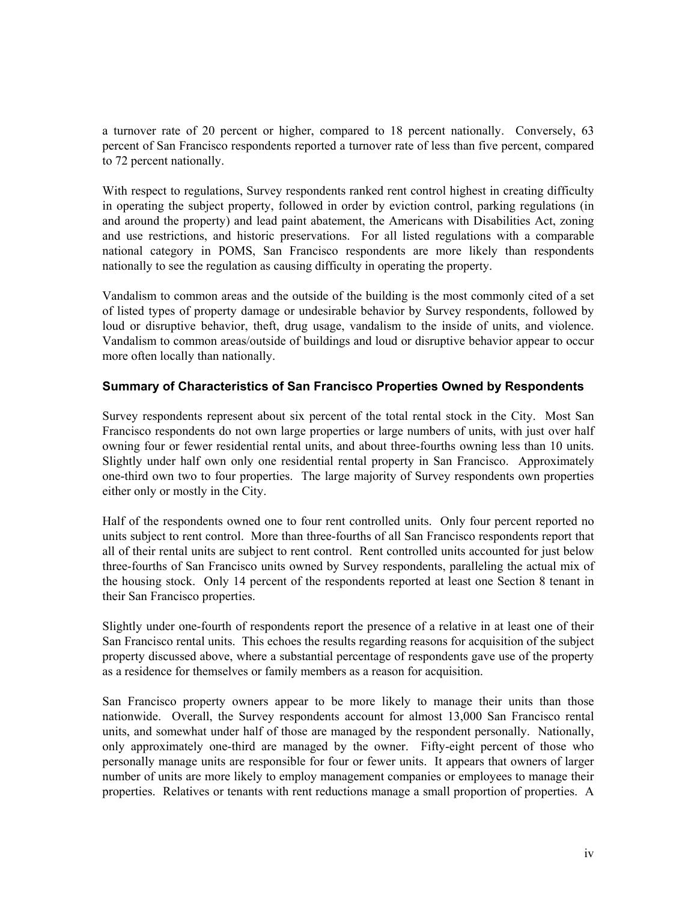a turnover rate of 20 percent or higher, compared to 18 percent nationally. Conversely, 63 percent of San Francisco respondents reported a turnover rate of less than five percent, compared to 72 percent nationally.

With respect to regulations, Survey respondents ranked rent control highest in creating difficulty in operating the subject property, followed in order by eviction control, parking regulations (in and around the property) and lead paint abatement, the Americans with Disabilities Act, zoning and use restrictions, and historic preservations. For all listed regulations with a comparable national category in POMS, San Francisco respondents are more likely than respondents nationally to see the regulation as causing difficulty in operating the property.

Vandalism to common areas and the outside of the building is the most commonly cited of a set of listed types of property damage or undesirable behavior by Survey respondents, followed by loud or disruptive behavior, theft, drug usage, vandalism to the inside of units, and violence. Vandalism to common areas/outside of buildings and loud or disruptive behavior appear to occur more often locally than nationally.

### Summary of Characteristics of San Francisco Properties Owned by Respondents

Survey respondents represent about six percent of the total rental stock in the City. Most San Francisco respondents do not own large properties or large numbers of units, with just over half owning four or fewer residential rental units, and about three-fourths owning less than 10 units. Slightly under half own only one residential rental property in San Francisco. Approximately one-third own two to four properties. The large majority of Survey respondents own properties either only or mostly in the City.

Half of the respondents owned one to four rent controlled units. Only four percent reported no units subject to rent control. More than three-fourths of all San Francisco respondents report that all of their rental units are subject to rent control. Rent controlled units accounted for just below three-fourths of San Francisco units owned by Survey respondents, paralleling the actual mix of the housing stock. Only 14 percent of the respondents reported at least one Section 8 tenant in their San Francisco properties.

Slightly under one-fourth of respondents report the presence of a relative in at least one of their San Francisco rental units. This echoes the results regarding reasons for acquisition of the subject property discussed above, where a substantial percentage of respondents gave use of the property as a residence for themselves or family members as a reason for acquisition.

San Francisco property owners appear to be more likely to manage their units than those nationwide. Overall, the Survey respondents account for almost 13,000 San Francisco rental units, and somewhat under half of those are managed by the respondent personally. Nationally, only approximately one-third are managed by the owner. Fifty-eight percent of those who personally manage units are responsible for four or fewer units. It appears that owners of larger number of units are more likely to employ management companies or employees to manage their properties. Relatives or tenants with rent reductions manage a small proportion of properties. A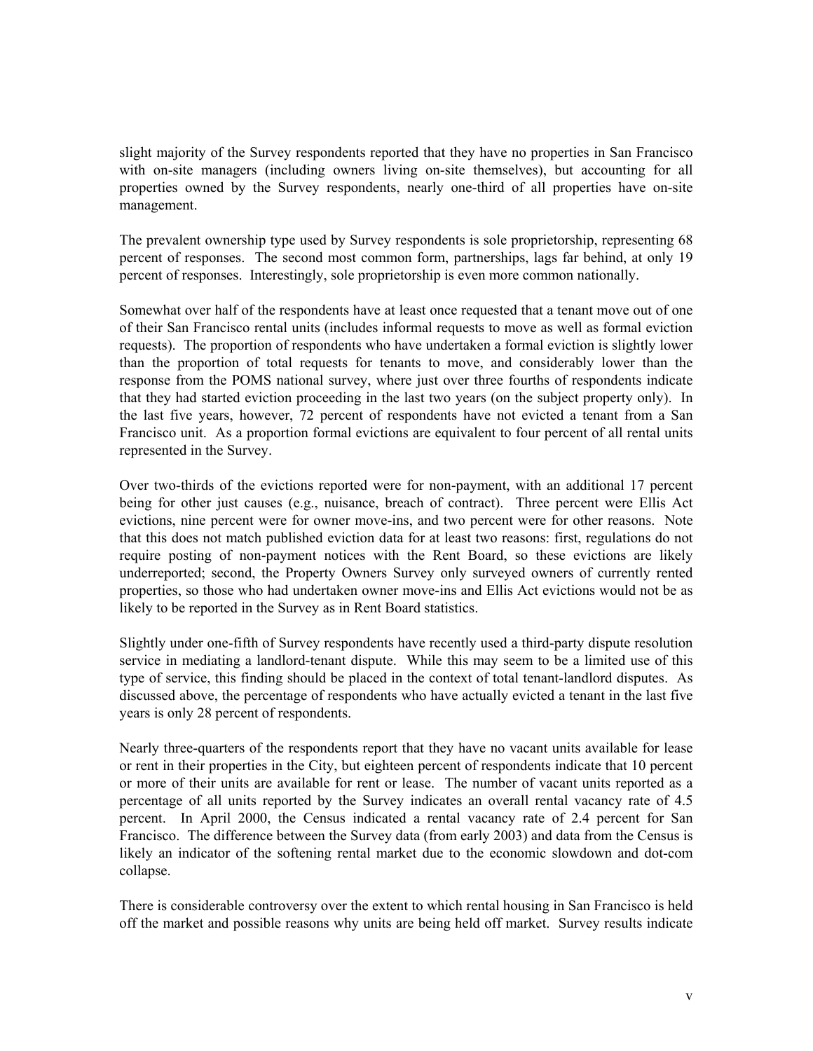slight majority of the Survey respondents reported that they have no properties in San Francisco with on-site managers (including owners living on-site themselves), but accounting for all properties owned by the Survey respondents, nearly one-third of all properties have on-site management.

The prevalent ownership type used by Survey respondents is sole proprietorship, representing 68 percent of responses. The second most common form, partnerships, lags far behind, at only 19 percent of responses. Interestingly, sole proprietorship is even more common nationally.

Somewhat over half of the respondents have at least once requested that a tenant move out of one of their San Francisco rental units (includes informal requests to move as well as formal eviction requests). The proportion of respondents who have undertaken a formal eviction is slightly lower than the proportion of total requests for tenants to move, and considerably lower than the response from the POMS national survey, where just over three fourths of respondents indicate that they had started eviction proceeding in the last two years (on the subject property only). In the last five years, however, 72 percent of respondents have not evicted a tenant from a San Francisco unit. As a proportion formal evictions are equivalent to four percent of all rental units represented in the Survey.

Over two-thirds of the evictions reported were for non-payment, with an additional 17 percent being for other just causes (e.g., nuisance, breach of contract). Three percent were Ellis Act evictions, nine percent were for owner move-ins, and two percent were for other reasons. Note that this does not match published eviction data for at least two reasons: first, regulations do not require posting of non-payment notices with the Rent Board, so these evictions are likely underreported; second, the Property Owners Survey only surveyed owners of currently rented properties, so those who had undertaken owner move-ins and Ellis Act evictions would not be as likely to be reported in the Survey as in Rent Board statistics.

Slightly under one-fifth of Survey respondents have recently used a third-party dispute resolution service in mediating a landlord-tenant dispute. While this may seem to be a limited use of this type of service, this finding should be placed in the context of total tenant-landlord disputes. As discussed above, the percentage of respondents who have actually evicted a tenant in the last five years is only 28 percent of respondents.

Nearly three-quarters of the respondents report that they have no vacant units available for lease or rent in their properties in the City, but eighteen percent of respondents indicate that 10 percent or more of their units are available for rent or lease. The number of vacant units reported as a percentage of all units reported by the Survey indicates an overall rental vacancy rate of 4.5 percent. In April 2000, the Census indicated a rental vacancy rate of 2.4 percent for San Francisco. The difference between the Survey data (from early 2003) and data from the Census is likely an indicator of the softening rental market due to the economic slowdown and dot-com collapse.

There is considerable controversy over the extent to which rental housing in San Francisco is held off the market and possible reasons why units are being held off market. Survey results indicate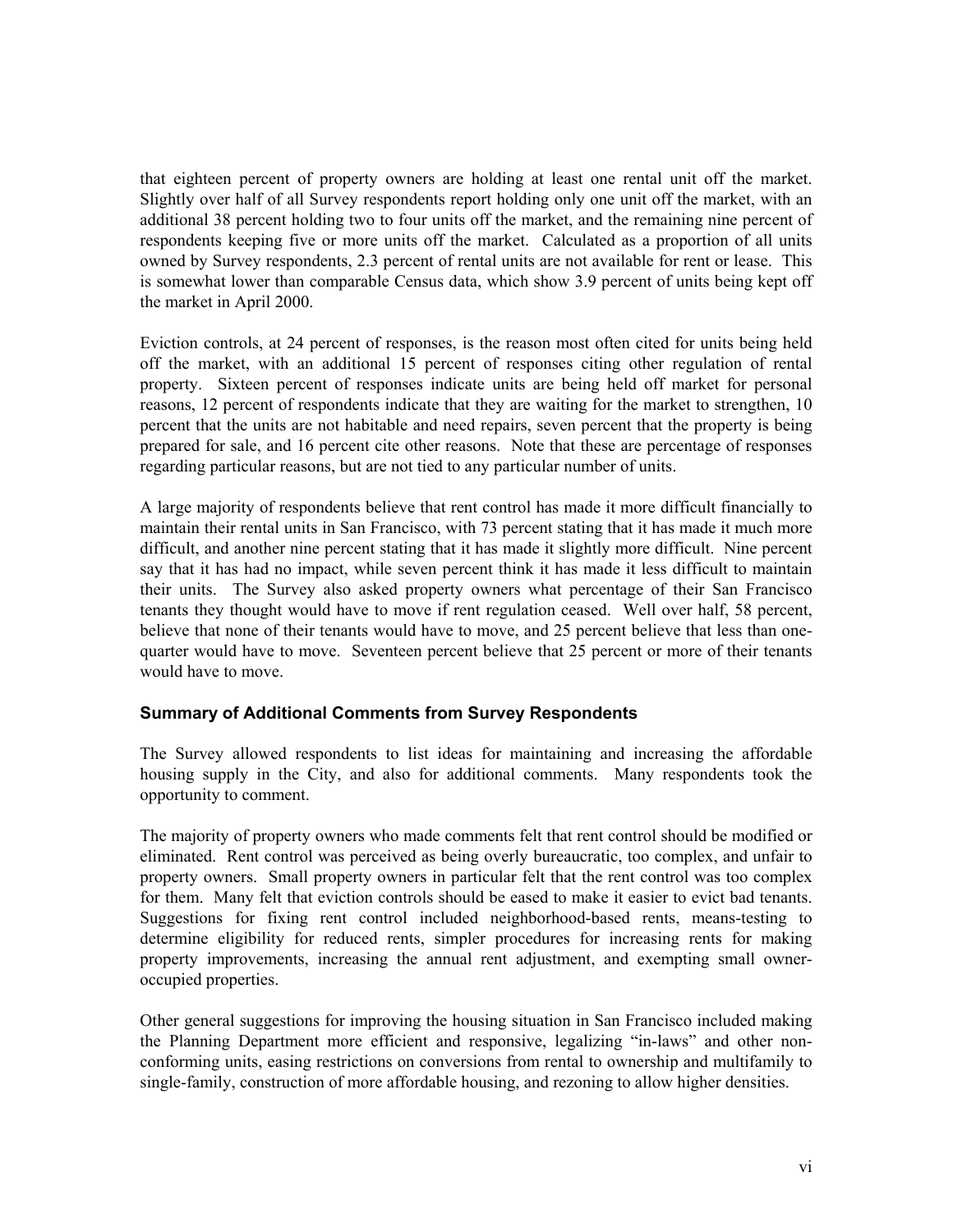that eighteen percent of property owners are holding at least one rental unit off the market. Slightly over half of all Survey respondents report holding only one unit off the market, with an additional 38 percent holding two to four units off the market, and the remaining nine percent of respondents keeping five or more units off the market. Calculated as a proportion of all units owned by Survey respondents, 2.3 percent of rental units are not available for rent or lease. This is somewhat lower than comparable Census data, which show 3.9 percent of units being kept off the market in April 2000.

Eviction controls, at 24 percent of responses, is the reason most often cited for units being held off the market, with an additional 15 percent of responses citing other regulation of rental property. Sixteen percent of responses indicate units are being held off market for personal reasons, 12 percent of respondents indicate that they are waiting for the market to strengthen, 10 percent that the units are not habitable and need repairs, seven percent that the property is being prepared for sale, and 16 percent cite other reasons. Note that these are percentage of responses regarding particular reasons, but are not tied to any particular number of units.

A large majority of respondents believe that rent control has made it more difficult financially to maintain their rental units in San Francisco, with 73 percent stating that it has made it much more difficult, and another nine percent stating that it has made it slightly more difficult. Nine percent say that it has had no impact, while seven percent think it has made it less difficult to maintain their units. The Survey also asked property owners what percentage of their San Francisco tenants they thought would have to move if rent regulation ceased. Well over half, 58 percent, believe that none of their tenants would have to move, and 25 percent believe that less than one-quarter would have to move. Seventeen percent believe that 25 percent or more of their tenants would have to move.

### Summary of Additional Comments from Survey Respondents

The Survey allowed respondents to list ideas for maintaining and increasing the affordable housing supply in the City, and also for additional comments. Many respondents took the opportunity to comment.

The majority of property owners who made comments felt that rent control should be modified or eliminated. Rent control was perceived as being overly bureaucratic, too complex, and unfair to property owners. Small property owners in particular felt that the rent control was too complex for them. Many felt that eviction controls should be eased to make it easier to evict bad tenants. Suggestions for fixing rent control included neighborhood-based rents, means-testing to determine eligibility for reduced rents, simpler procedures for increasing rents for making property improvements, increasing the annual rent adjustment, and exempting small owner-occupied properties.

Other general suggestions for improving the housing situation in San Francisco included making the Planning Department more efficient and responsive, legalizing "in-laws" and other non-conforming units, easing restrictions on conversions from rental to ownership and multifamily to single-family, construction of more affordable housing, and rezoning to allow higher densities.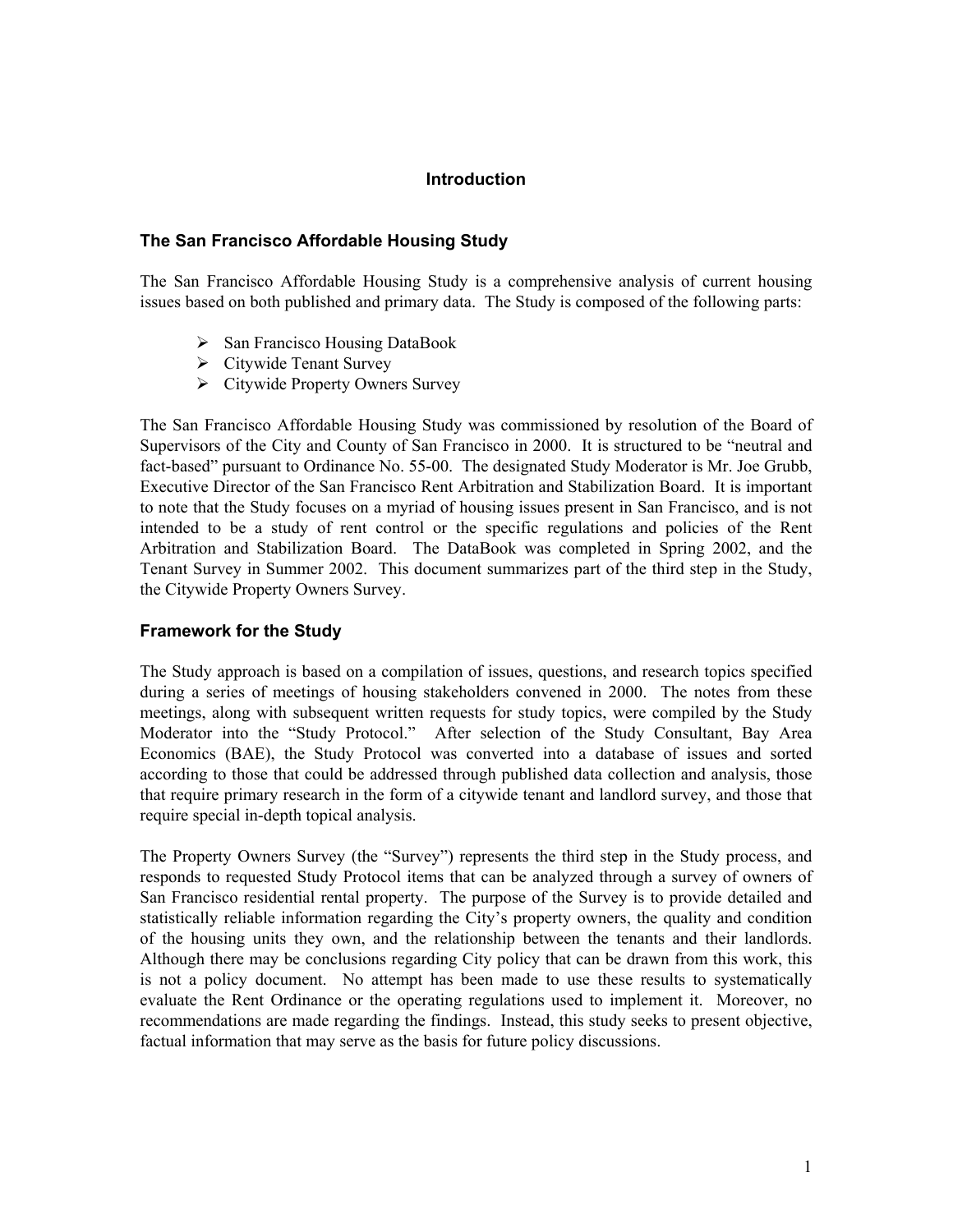# Introduction

## The San Francisco Affordable Housing Study

The San Francisco Affordable Housing Study is a comprehensive analysis of current housing issues based on both published and primary data. The Study is composed of the following parts:

- San Francisco Housing DataBook
- Citywide Tenant Survey
- Citywide Property Owners Survey

The San Francisco Affordable Housing Study was commissioned by resolution of the Board of Supervisors of the City and County of San Francisco in 2000. It is structured to be "neutral and fact-based" pursuant to Ordinance No. 55-00. The designated Study Moderator is Mr. Joe Grubb, Executive Director of the San Francisco Rent Arbitration and Stabilization Board. It is important to note that the Study focuses on a myriad of housing issues present in San Francisco, and is not intended to be a study of rent control or the specific regulations and policies of the Rent Arbitration and Stabilization Board. The DataBook was completed in Spring 2002, and the Tenant Survey in Summer 2002. This document summarizes part of the third step in the Study, the Citywide Property Owners Survey.

## Framework for the Study

The Study approach is based on a compilation of issues, questions, and research topics specified during a series of meetings of housing stakeholders convened in 2000. The notes from these meetings, along with subsequent written requests for study topics, were compiled by the Study Moderator into the "Study Protocol." After selection of the Study Consultant, Bay Area Economics (BAE), the Study Protocol was converted into a database of issues and sorted according to those that could be addressed through published data collection and analysis, those that require primary research in the form of a citywide tenant and landlord survey, and those that require special in-depth topical analysis.

The Property Owners Survey (the "Survey") represents the third step in the Study process, and responds to requested Study Protocol items that can be analyzed through a survey of owners of San Francisco residential rental property. The purpose of the Survey is to provide detailed and statistically reliable information regarding the City's property owners, the quality and condition of the housing units they own, and the relationship between the tenants and their landlords. Although there may be conclusions regarding City policy that can be drawn from this work, this is not a policy document. No attempt has been made to use these results to systematically evaluate the Rent Ordinance or the operating regulations used to implement it. Moreover, no recommendations are made regarding the findings. Instead, this study seeks to present objective, factual information that may serve as the basis for future policy discussions.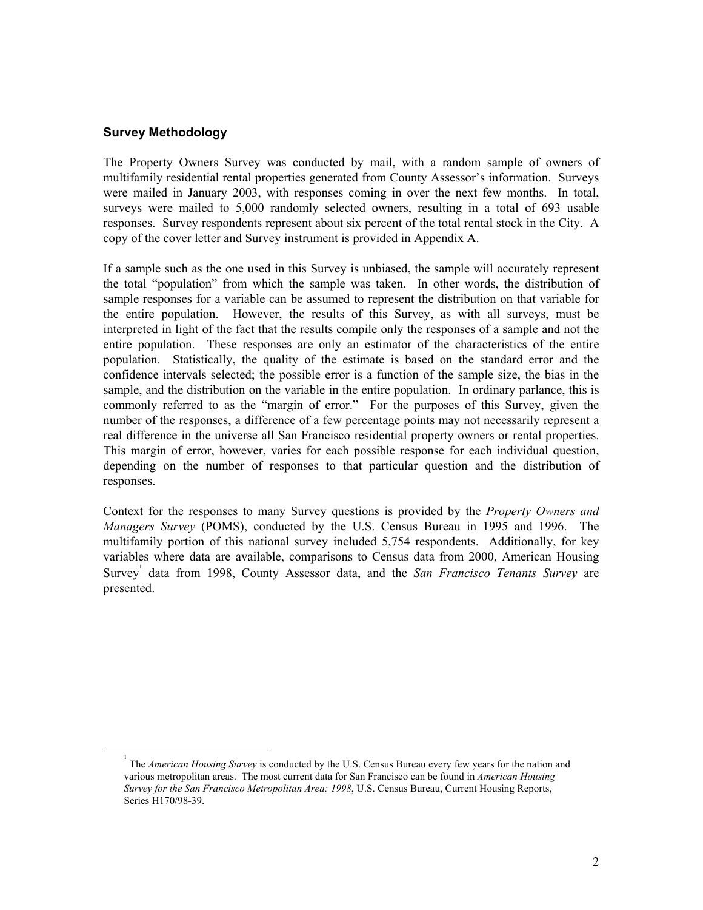### Survey Methodology

The Property Owners Survey was conducted by mail, with a random sample of owners of multifamily residential rental properties generated from County Assessor's information. Surveys were mailed in January 2003, with responses coming in over the next few months. In total, surveys were mailed to 5,000 randomly selected owners, resulting in a total of 693 usable responses. Survey respondents represent about six percent of the total rental stock in the City. A copy of the cover letter and Survey instrument is provided in Appendix A.

If a sample such as the one used in this Survey is unbiased, the sample will accurately represent the total "population" from which the sample was taken. In other words, the distribution of sample responses for a variable can be assumed to represent the distribution on that variable for the entire population. However, the results of this Survey, as with all surveys, must be interpreted in light of the fact that the results compile only the responses of a sample and not the entire population. These responses are only an estimator of the characteristics of the entire population. Statistically, the quality of the estimate is based on the standard error and the confidence intervals selected; the possible error is a function of the sample size, the bias in the sample, and the distribution on the variable in the entire population. In ordinary parlance, this is commonly referred to as the "margin of error." For the purposes of this Survey, given the number of the responses, a difference of a few percentage points may not necessarily represent a real difference in the universe all San Francisco residential property owners or rental properties. This margin of error, however, varies for each possible response for each individual question, depending on the number of responses to that particular question and the distribution of responses.

Context for the responses to many Survey questions is provided by the *Property Owners and Managers Survey* (POMS), conducted by the U.S. Census Bureau in 1995 and 1996. The multifamily portion of this national survey included 5,754 respondents. Additionally, for key variables where data are available, comparisons to Census data from 2000, American Housing Survey[1] data from 1998, County Assessor data, and the *San Francisco Tenants Survey* are presented.

---

[1] The *American Housing Survey* is conducted by the U.S. Census Bureau every few years for the nation and various metropolitan areas. The most current data for San Francisco can be found in *American Housing Survey for the San Francisco Metropolitan Area: 1998*, U.S. Census Bureau, Current Housing Reports, Series H170/98-39.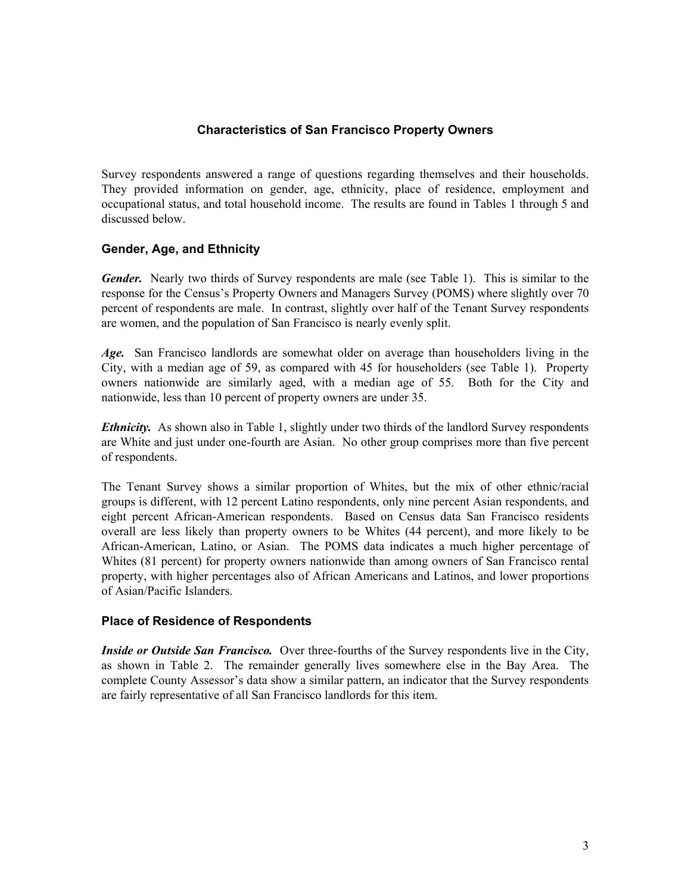## Characteristics of San Francisco Property Owners

Survey respondents answered a range of questions regarding themselves and their households. They provided information on gender, age, ethnicity, place of residence, employment and occupational status, and total household income. The results are found in Tables 1 through 5 and discussed below.

### Gender, Age, and Ethnicity

***Gender.*** Nearly two thirds of Survey respondents are male (see Table 1). This is similar to the response for the Census's Property Owners and Managers Survey (POMS) where slightly over 70 percent of respondents are male. In contrast, slightly over half of the Tenant Survey respondents are women, and the population of San Francisco is nearly evenly split.

***Age.*** San Francisco landlords are somewhat older on average than householders living in the City, with a median age of 59, as compared with 45 for householders (see Table 1). Property owners nationwide are similarly aged, with a median age of 55. Both for the City and nationwide, less than 10 percent of property owners are under 35.

***Ethnicity.*** As shown also in Table 1, slightly under two thirds of the landlord Survey respondents are White and just under one-fourth are Asian. No other group comprises more than five percent of respondents.

The Tenant Survey shows a similar proportion of Whites, but the mix of other ethnic/racial groups is different, with 12 percent Latino respondents, only nine percent Asian respondents, and eight percent African-American respondents. Based on Census data San Francisco residents overall are less likely than property owners to be Whites (44 percent), and more likely to be African-American, Latino, or Asian. The POMS data indicates a much higher percentage of Whites (81 percent) for property owners nationwide than among owners of San Francisco rental property, with higher percentages also of African Americans and Latinos, and lower proportions of Asian/Pacific Islanders.

### Place of Residence of Respondents

***Inside or Outside San Francisco.*** Over three-fourths of the Survey respondents live in the City, as shown in Table 2. The remainder generally lives somewhere else in the Bay Area. The complete County Assessor's data show a similar pattern, an indicator that the Survey respondents are fairly representative of all San Francisco landlords for this item.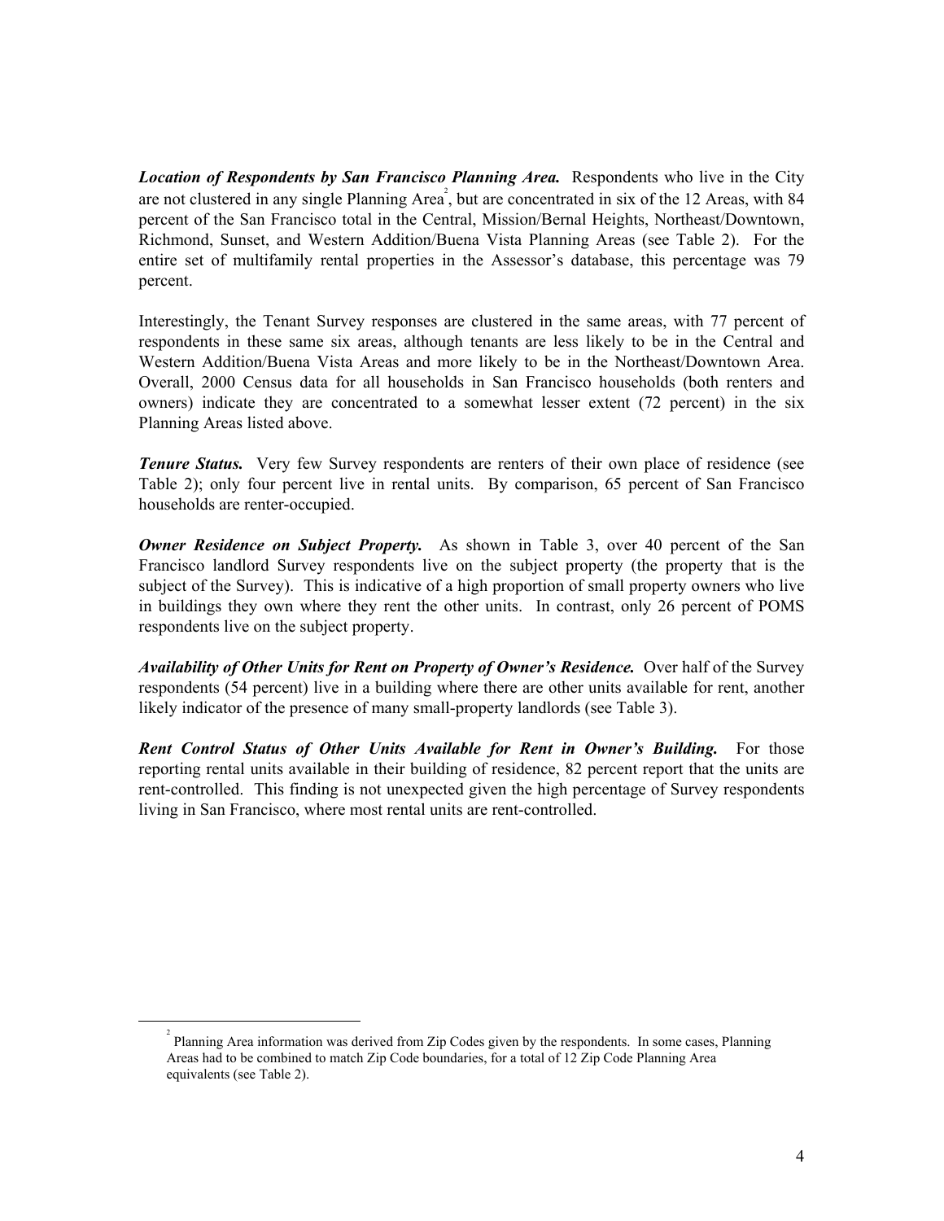***Location of Respondents by San Francisco Planning Area.*** Respondents who live in the City are not clustered in any single Planning Area[2], but are concentrated in six of the 12 Areas, with 84 percent of the San Francisco total in the Central, Mission/Bernal Heights, Northeast/Downtown, Richmond, Sunset, and Western Addition/Buena Vista Planning Areas (see Table 2). For the entire set of multifamily rental properties in the Assessor's database, this percentage was 79 percent.

Interestingly, the Tenant Survey responses are clustered in the same areas, with 77 percent of respondents in these same six areas, although tenants are less likely to be in the Central and Western Addition/Buena Vista Areas and more likely to be in the Northeast/Downtown Area. Overall, 2000 Census data for all households in San Francisco households (both renters and owners) indicate they are concentrated to a somewhat lesser extent (72 percent) in the six Planning Areas listed above.

***Tenure Status.*** Very few Survey respondents are renters of their own place of residence (see Table 2); only four percent live in rental units. By comparison, 65 percent of San Francisco households are renter-occupied.

***Owner Residence on Subject Property.*** As shown in Table 3, over 40 percent of the San Francisco landlord Survey respondents live on the subject property (the property that is the subject of the Survey). This is indicative of a high proportion of small property owners who live in buildings they own where they rent the other units. In contrast, only 26 percent of POMS respondents live on the subject property.

***Availability of Other Units for Rent on Property of Owner's Residence.*** Over half of the Survey respondents (54 percent) live in a building where there are other units available for rent, another likely indicator of the presence of many small-property landlords (see Table 3).

***Rent Control Status of Other Units Available for Rent in Owner's Building.*** For those reporting rental units available in their building of residence, 82 percent report that the units are rent-controlled. This finding is not unexpected given the high percentage of Survey respondents living in San Francisco, where most rental units are rent-controlled.

---

[2] Planning Area information was derived from Zip Codes given by the respondents. In some cases, Planning Areas had to be combined to match Zip Code boundaries, for a total of 12 Zip Code Planning Area equivalents (see Table 2).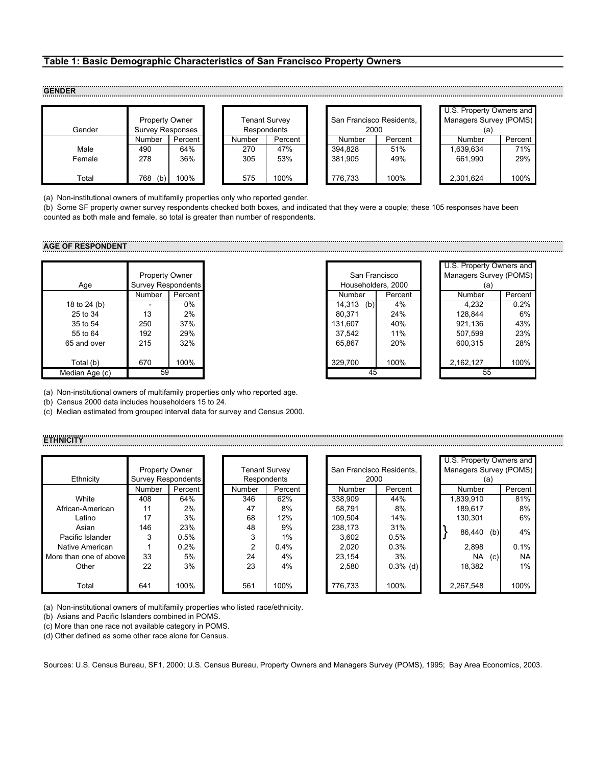## Table 1: Basic Demographic Characteristics of San Francisco Property Owners

### GENDER

| Gender | Property Owner Survey Responses | | Tenant Survey Respondents | | San Francisco Residents, 2000 | | U.S. Property Owners and Managers Survey (POMS) (a) | |
|---|---|---|---|---|---|---|---|---|
| | Number | Percent | Number | Percent | Number | Percent | Number | Percent |
| Male | 490 | 64% | 270 | 47% | 394,828 | 51% | 1,639,634 | 71% |
| Female | 278 | 36% | 305 | 53% | 381,905 | 49% | 661,990 | 29% |
| Total | 768 (b) | 100% | 575 | 100% | 776,733 | 100% | 2,301,624 | 100% |

(a) Non-institutional owners of multifamily properties only who reported gender.
(b) Some SF property owner survey respondents checked both boxes, and indicated that they were a couple; these 105 responses have been counted as both male and female, so total is greater than number of respondents.

### AGE OF RESPONDENT

| Age | Property Owner Survey Respondents | | San Francisco Householders, 2000 | | U.S. Property Owners and Managers Survey (POMS) (a) | |
|---|---|---|---|---|---|---|
| | Number | Percent | Number | Percent | Number | Percent |
| 18 to 24 (b) | - | 0% | 14,313 (b) | 4% | 4,232 | 0.2% |
| 25 to 34 | 13 | 2% | 80,371 | 24% | 128,844 | 6% |
| 35 to 54 | 250 | 37% | 131,607 | 40% | 921,136 | 43% |
| 55 to 64 | 192 | 29% | 37,542 | 11% | 507,599 | 23% |
| 65 and over | 215 | 32% | 65,867 | 20% | 600,315 | 28% |
| Total (b) | 670 | 100% | 329,700 | 100% | 2,162,127 | 100% |
| Median Age (c) | 59 | | 45 | | 55 | |

(a) Non-institutional owners of multifamily properties only who reported age.
(b) Census 2000 data includes householders 15 to 24.
(c) Median estimated from grouped interval data for survey and Census 2000.

### ETHNICITY

| Ethnicity | Property Owner Survey Respondents | | Tenant Survey Respondents | | San Francisco Residents, 2000 | | U.S. Property Owners and Managers Survey (POMS) (a) | |
|---|---|---|---|---|---|---|---|---|
| | Number | Percent | Number | Percent | Number | Percent | Number | Percent |
| White | 408 | 64% | 346 | 62% | 338,909 | 44% | 1,839,910 | 81% |
| African-American | 11 | 2% | 47 | 8% | 58,791 | 8% | 189,617 | 8% |
| Latino | 17 | 3% | 68 | 12% | 109,504 | 14% | 130,301 | 6% |
| Asian | 146 | 23% | 48 | 9% | 238,173 | 31% | 86,440 (b) | 4% |
| Pacific Islander | 3 | 0.5% | 3 | 1% | 3,602 | 0.5% | | |
| Native American | 1 | 0.2% | 2 | 0.4% | 2,020 | 0.3% | 2,898 | 0.1% |
| More than one of above | 33 | 5% | 24 | 4% | 23,154 | 3% | NA (c) | NA |
| Other | 22 | 3% | 23 | 4% | 2,580 | 0.3% (d) | 18,382 | 1% |
| Total | 641 | 100% | 561 | 100% | 776,733 | 100% | 2,267,548 | 100% |

(a) Non-institutional owners of multifamily properties who listed race/ethnicity.
(b) Asians and Pacific Islanders combined in POMS.
(c) More than one race not available category in POMS.
(d) Other defined as some other race alone for Census.

Sources: U.S. Census Bureau, SF1, 2000; U.S. Census Bureau, Property Owners and Managers Survey (POMS), 1995; Bay Area Economics, 2003.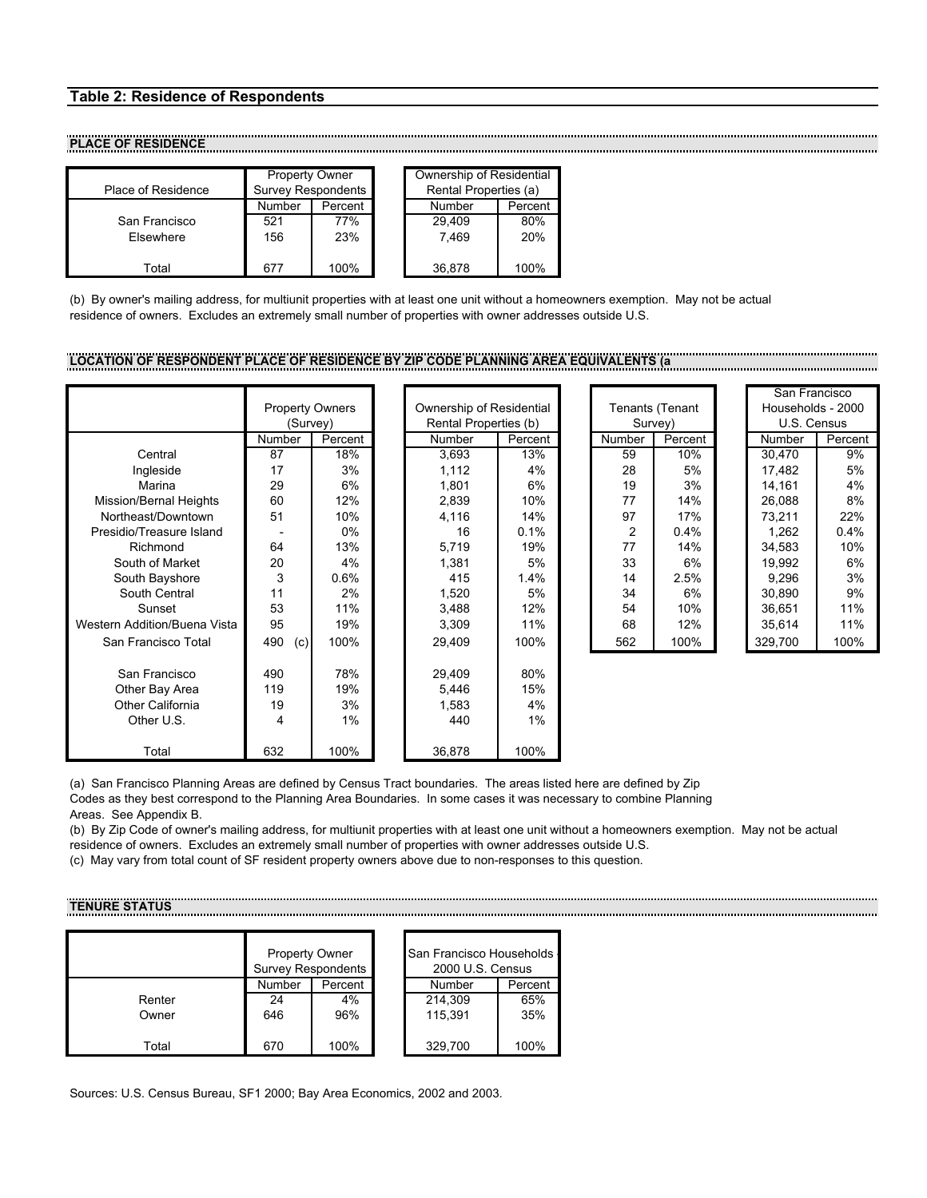## Table 2: Residence of Respondents

### PLACE OF RESIDENCE

| Place of Residence | Property Owner Survey Respondents | | Ownership of Residential Rental Properties (a) | |
|---|---|---|---|---|
| | Number | Percent | Number | Percent |
| San Francisco | 521 | 77% | 29,409 | 80% |
| Elsewhere | 156 | 23% | 7,469 | 20% |
| Total | 677 | 100% | 36,878 | 100% |

(b) By owner's mailing address, for multiunit properties with at least one unit without a homeowners exemption. May not be actual residence of owners. Excludes an extremely small number of properties with owner addresses outside U.S.

### LOCATION OF RESPONDENT PLACE OF RESIDENCE BY ZIP CODE PLANNING AREA EQUIVALENTS (a

| | Property Owners (Survey) | | Ownership of Residential Rental Properties (b) | | Tenants (Tenant Survey) | | San Francisco Households - 2000 U.S. Census | |
|---|---|---|---|---|---|---|---|---|
| | Number | Percent | Number | Percent | Number | Percent | Number | Percent |
| Central | 87 | 18% | 3,693 | 13% | 59 | 10% | 30,470 | 9% |
| Ingleside | 17 | 3% | 1,112 | 4% | 28 | 5% | 17,482 | 5% |
| Marina | 29 | 6% | 1,801 | 6% | 19 | 3% | 14,161 | 4% |
| Mission/Bernal Heights | 60 | 12% | 2,839 | 10% | 77 | 14% | 26,088 | 8% |
| Northeast/Downtown | 51 | 10% | 4,116 | 14% | 97 | 17% | 73,211 | 22% |
| Presidio/Treasure Island | - | 0% | 16 | 0.1% | 2 | 0.4% | 1,262 | 0.4% |
| Richmond | 64 | 13% | 5,719 | 19% | 77 | 14% | 34,583 | 10% |
| South of Market | 20 | 4% | 1,381 | 5% | 33 | 6% | 19,992 | 6% |
| South Bayshore | 3 | 0.6% | 415 | 1.4% | 14 | 2.5% | 9,296 | 3% |
| South Central | 11 | 2% | 1,520 | 5% | 34 | 6% | 30,890 | 9% |
| Sunset | 53 | 11% | 3,488 | 12% | 54 | 10% | 36,651 | 11% |
| Western Addition/Buena Vista | 95 | 19% | 3,309 | 11% | 68 | 12% | 35,614 | 11% |
| San Francisco Total | 490 (c) | 100% | 29,409 | 100% | 562 | 100% | 329,700 | 100% |
| | | | | | | | | |
| San Francisco | 490 | 78% | 29,409 | 80% | | | | |
| Other Bay Area | 119 | 19% | 5,446 | 15% | | | | |
| Other California | 19 | 3% | 1,583 | 4% | | | | |
| Other U.S. | 4 | 1% | 440 | 1% | | | | |
| Total | 632 | 100% | 36,878 | 100% | | | | |

(a) San Francisco Planning Areas are defined by Census Tract boundaries. The areas listed here are defined by Zip Codes as they best correspond to the Planning Area Boundaries. In some cases it was necessary to combine Planning Areas. See Appendix B.

(b) By Zip Code of owner's mailing address, for multiunit properties with at least one unit without a homeowners exemption. May not be actual residence of owners. Excludes an extremely small number of properties with owner addresses outside U.S.

(c) May vary from total count of SF resident property owners above due to non-responses to this question.

### TENURE STATUS

| | Property Owner Survey Respondents | | San Francisco Households - 2000 U.S. Census | |
|---|---|---|---|---|
| | Number | Percent | Number | Percent |
| Renter | 24 | 4% | 214,309 | 65% |
| Owner | 646 | 96% | 115,391 | 35% |
| Total | 670 | 100% | 329,700 | 100% |

Sources: U.S. Census Bureau, SF1 2000; Bay Area Economics, 2002 and 2003.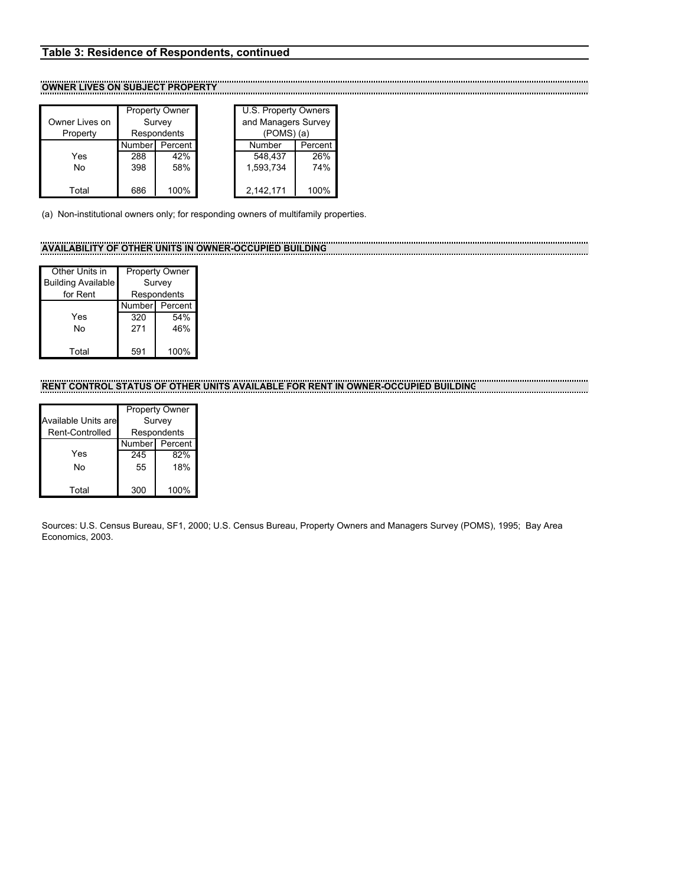## Table 3: Residence of Respondents, continued

### OWNER LIVES ON SUBJECT PROPERTY

| Owner Lives on Property | Property Owner Survey Respondents | | U.S. Property Owners and Managers Survey (POMS) (a) | |
|---|---|---|---|---|
| | Number | Percent | Number | Percent |
| Yes | 288 | 42% | 548,437 | 26% |
| No | 398 | 58% | 1,593,734 | 74% |
| Total | 686 | 100% | 2,142,171 | 100% |

(a) Non-institutional owners only; for responding owners of multifamily properties.

### AVAILABILITY OF OTHER UNITS IN OWNER-OCCUPIED BUILDING

| Other Units in Building Available for Rent | Property Owner Survey Respondents | |
|---|---|---|
| | Number | Percent |
| Yes | 320 | 54% |
| No | 271 | 46% |
| Total | 591 | 100% |

### RENT CONTROL STATUS OF OTHER UNITS AVAILABLE FOR RENT IN OWNER-OCCUPIED BUILDING

| Available Units are Rent-Controlled | Property Owner Survey Respondents | |
|---|---|---|
| | Number | Percent |
| Yes | 245 | 82% |
| No | 55 | 18% |
| Total | 300 | 100% |

Sources: U.S. Census Bureau, SF1, 2000; U.S. Census Bureau, Property Owners and Managers Survey (POMS), 1995; Bay Area Economics, 2003.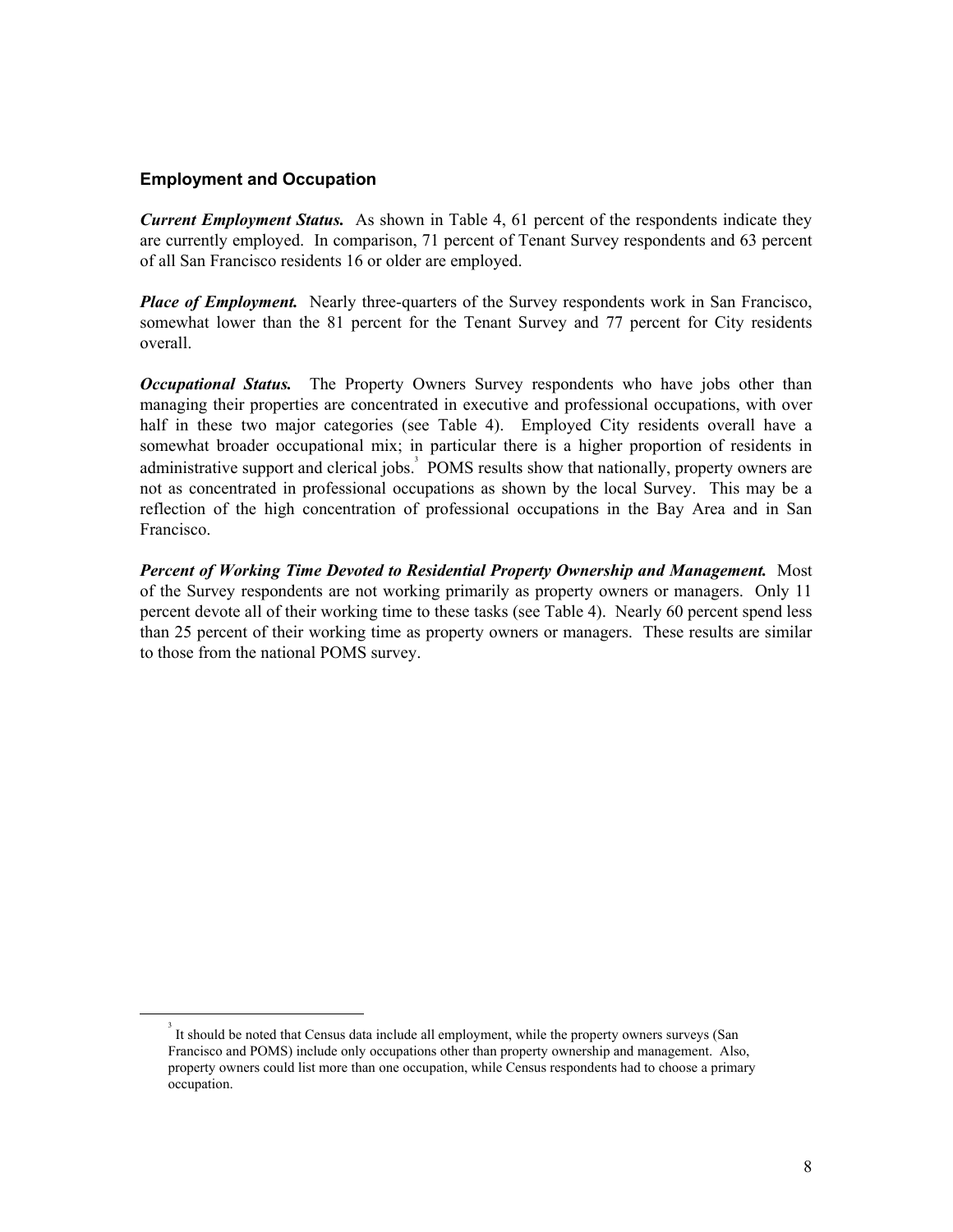## Employment and Occupation

***Current Employment Status.*** As shown in Table 4, 61 percent of the respondents indicate they are currently employed. In comparison, 71 percent of Tenant Survey respondents and 63 percent of all San Francisco residents 16 or older are employed.

***Place of Employment.*** Nearly three-quarters of the Survey respondents work in San Francisco, somewhat lower than the 81 percent for the Tenant Survey and 77 percent for City residents overall.

***Occupational Status.*** The Property Owners Survey respondents who have jobs other than managing their properties are concentrated in executive and professional occupations, with over half in these two major categories (see Table 4). Employed City residents overall have a somewhat broader occupational mix; in particular there is a higher proportion of residents in administrative support and clerical jobs.[3] POMS results show that nationally, property owners are not as concentrated in professional occupations as shown by the local Survey. This may be a reflection of the high concentration of professional occupations in the Bay Area and in San Francisco.

***Percent of Working Time Devoted to Residential Property Ownership and Management.*** Most of the Survey respondents are not working primarily as property owners or managers. Only 11 percent devote all of their working time to these tasks (see Table 4). Nearly 60 percent spend less than 25 percent of their working time as property owners or managers. These results are similar to those from the national POMS survey.

[3] It should be noted that Census data include all employment, while the property owners surveys (San Francisco and POMS) include only occupations other than property ownership and management. Also, property owners could list more than one occupation, while Census respondents had to choose a primary occupation.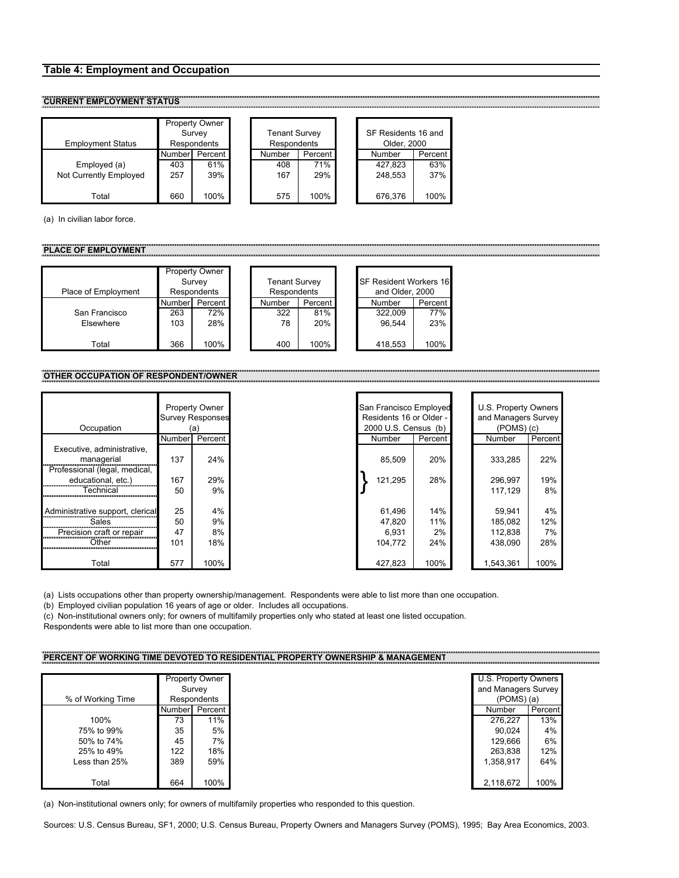## Table 4: Employment and Occupation

### CURRENT EMPLOYMENT STATUS

| Employment Status | Property Owner Survey Respondents | | Tenant Survey Respondents | | SF Residents 16 and Older, 2000 | |
|---|---|---|---|---|---|---|
| | Number | Percent | Number | Percent | Number | Percent |
| Employed (a) | 403 | 61% | 408 | 71% | 427,823 | 63% |
| Not Currently Employed | 257 | 39% | 167 | 29% | 248,553 | 37% |
| Total | 660 | 100% | 575 | 100% | 676,376 | 100% |

(a) In civilian labor force.

### PLACE OF EMPLOYMENT

| Place of Employment | Property Owner Survey Respondents | | Tenant Survey Respondents | | SF Resident Workers 16 and Older, 2000 | |
|---|---|---|---|---|---|---|
| | Number | Percent | Number | Percent | Number | Percent |
| San Francisco | 263 | 72% | 322 | 81% | 322,009 | 77% |
| Elsewhere | 103 | 28% | 78 | 20% | 96,544 | 23% |
| Total | 366 | 100% | 400 | 100% | 418,553 | 100% |

### OTHER OCCUPATION OF RESPONDENT/OWNER

| Occupation | Property Owner Survey Responses (a) | | San Francisco Employed Residents 16 or Older - 2000 U.S. Census (b) | | U.S. Property Owners and Managers Survey (POMS) (c) | |
|---|---|---|---|---|---|---|
| | Number | Percent | Number | Percent | Number | Percent |
| Executive, administrative, managerial | 137 | 24% | 85,509 | 20% | 333,285 | 22% |
| Professional (legal, medical, educational, etc.) | 167 | 29% | 121,295 (Professional and Technical combined) | 28% | 296,997 | 19% |
| Technical | 50 | 9% | | | 117,129 | 8% |
| Administrative support, clerical | 25 | 4% | 61,496 | 14% | 59,941 | 4% |
| Sales | 50 | 9% | 47,820 | 11% | 185,082 | 12% |
| Precision craft or repair | 47 | 8% | 6,931 | 2% | 112,838 | 7% |
| Other | 101 | 18% | 104,772 | 24% | 438,090 | 28% |
| Total | 577 | 100% | 427,823 | 100% | 1,543,361 | 100% |

(a) Lists occupations other than property ownership/management. Respondents were able to list more than one occupation.
(b) Employed civilian population 16 years of age or older. Includes all occupations.
(c) Non-institutional owners only; for owners of multifamily properties only who stated at least one listed occupation.
Respondents were able to list more than one occupation.

### PERCENT OF WORKING TIME DEVOTED TO RESIDENTIAL PROPERTY OWNERSHIP & MANAGEMENT

| % of Working Time | Property Owner Survey Respondents | | U.S. Property Owners and Managers Survey (POMS) (a) | |
|---|---|---|---|---|
| | Number | Percent | Number | Percent |
| 100% | 73 | 11% | 276,227 | 13% |
| 75% to 99% | 35 | 5% | 90,024 | 4% |
| 50% to 74% | 45 | 7% | 129,666 | 6% |
| 25% to 49% | 122 | 18% | 263,838 | 12% |
| Less than 25% | 389 | 59% | 1,358,917 | 64% |
| Total | 664 | 100% | 2,118,672 | 100% |

(a) Non-institutional owners only; for owners of multifamily properties who responded to this question.

Sources: U.S. Census Bureau, SF1, 2000; U.S. Census Bureau, Property Owners and Managers Survey (POMS), 1995; Bay Area Economics, 2003.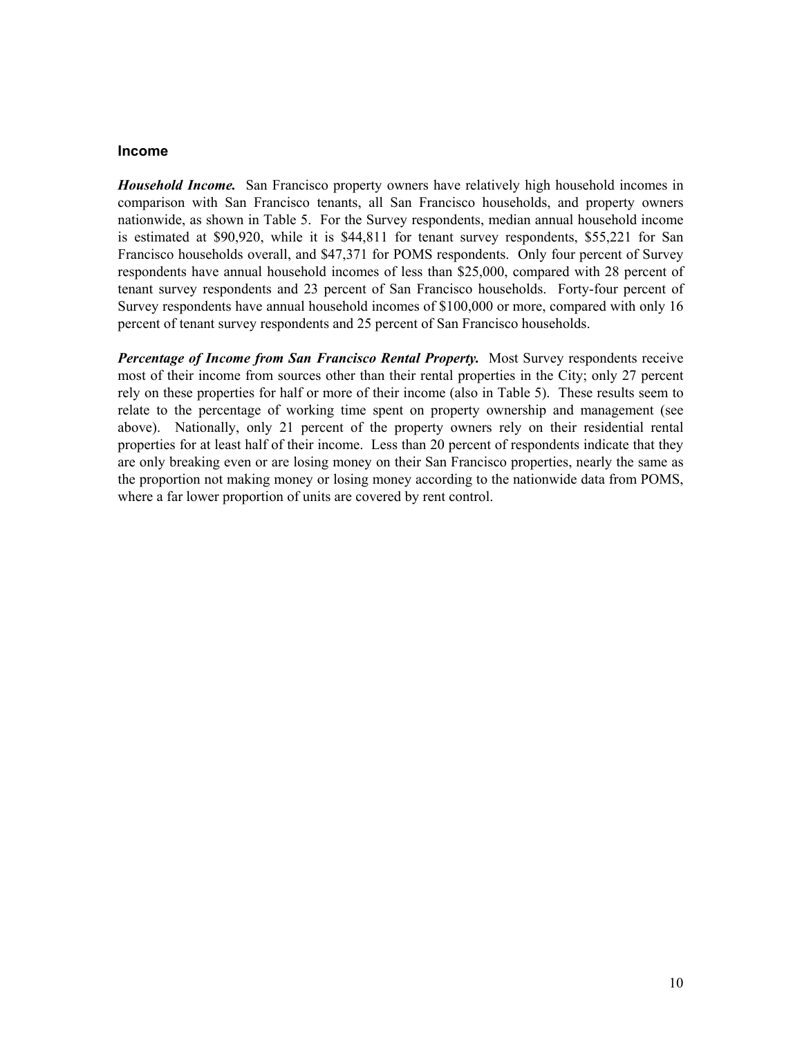## Income

***Household Income.*** San Francisco property owners have relatively high household incomes in comparison with San Francisco tenants, all San Francisco households, and property owners nationwide, as shown in Table 5. For the Survey respondents, median annual household income is estimated at $90,920, while it is $44,811 for tenant survey respondents, $55,221 for San Francisco households overall, and $47,371 for POMS respondents. Only four percent of Survey respondents have annual household incomes of less than $25,000, compared with 28 percent of tenant survey respondents and 23 percent of San Francisco households. Forty-four percent of Survey respondents have annual household incomes of $100,000 or more, compared with only 16 percent of tenant survey respondents and 25 percent of San Francisco households.

***Percentage of Income from San Francisco Rental Property.*** Most Survey respondents receive most of their income from sources other than their rental properties in the City; only 27 percent rely on these properties for half or more of their income (also in Table 5). These results seem to relate to the percentage of working time spent on property ownership and management (see above). Nationally, only 21 percent of the property owners rely on their residential rental properties for at least half of their income. Less than 20 percent of respondents indicate that they are only breaking even or are losing money on their San Francisco properties, nearly the same as the proportion not making money or losing money according to the nationwide data from POMS, where a far lower proportion of units are covered by rent control.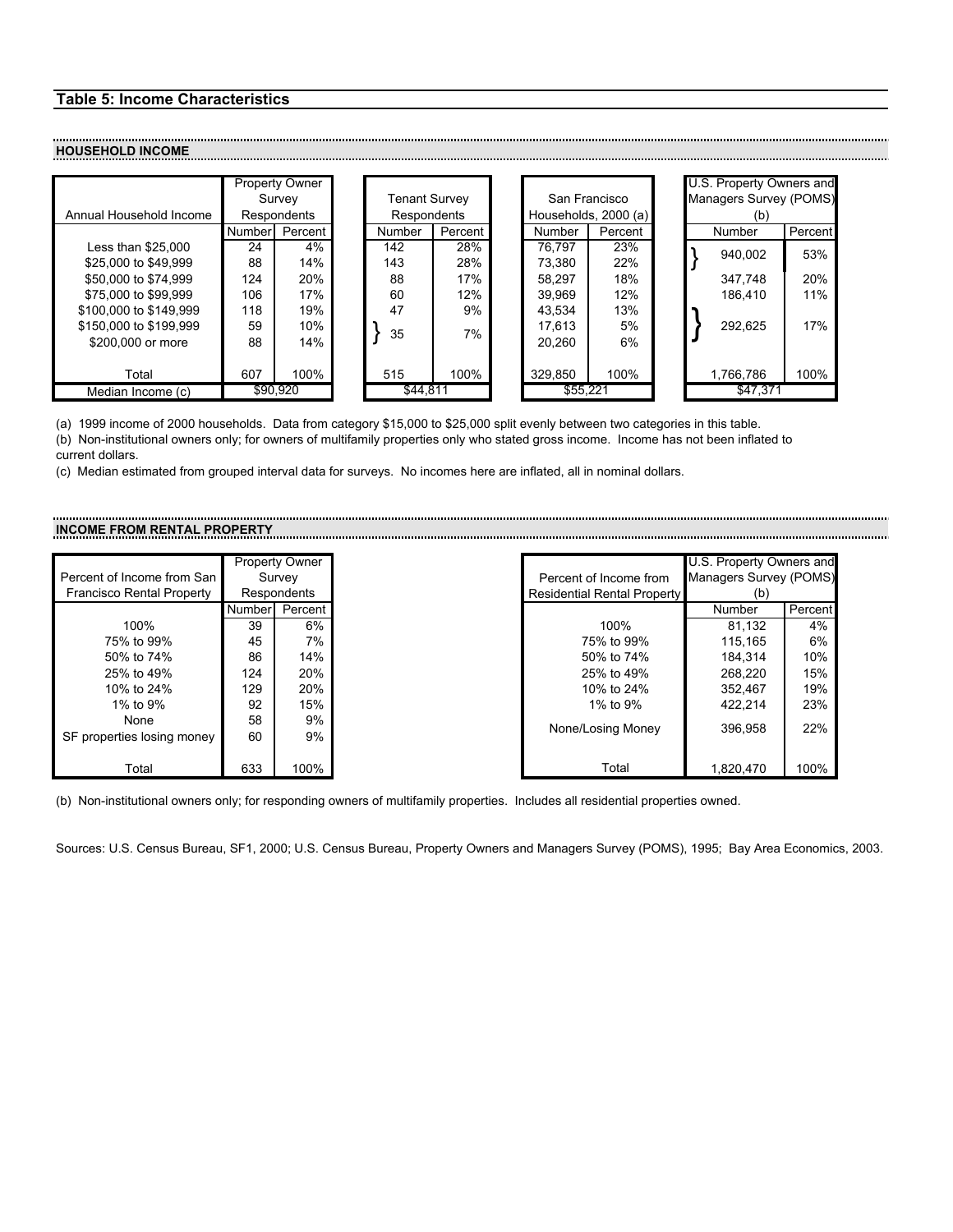## Table 5: Income Characteristics

### HOUSEHOLD INCOME

| Annual Household Income | Property Owner Survey Respondents | | Tenant Survey Respondents | | San Francisco Households, 2000 (a) | | U.S. Property Owners and Managers Survey (POMS) (b) | |
|---|---|---|---|---|---|---|---|---|
| | Number | Percent | Number | Percent | Number | Percent | Number | Percent |
| Less than $25,000 | 24 | 4% | 142 | 28% | 76,797 | 23% | 940,002 | 53% |
| $25,000 to $49,999 | 88 | 14% | 143 | 28% | 73,380 | 22% | | |
| $50,000 to $74,999 | 124 | 20% | 88 | 17% | 58,297 | 18% | 347,748 | 20% |
| $75,000 to $99,999 | 106 | 17% | 60 | 12% | 39,969 | 12% | 186,410 | 11% |
| $100,000 to $149,999 | 118 | 19% | 47 | 9% | 43,534 | 13% | 292,625 | 17% |
| $150,000 to $199,999 | 59 | 10% | 35 | 7% | 17,613 | 5% | | |
| $200,000 or more | 88 | 14% | | | 20,260 | 6% | | |
| Total | 607 | 100% | 515 | 100% | 329,850 | 100% | 1,766,786 | 100% |
| Median Income (c) | $90,920 | | $44,811 | | $55,221 | | $47,371 | |

(a) 1999 income of 2000 households. Data from category $15,000 to $25,000 split evenly between two categories in this table.

(b) Non-institutional owners only; for owners of multifamily properties only who stated gross income. Income has not been inflated to current dollars.

(c) Median estimated from grouped interval data for surveys. No incomes here are inflated, all in nominal dollars.

### INCOME FROM RENTAL PROPERTY

| Percent of Income from San Francisco Rental Property | Property Owner Survey Respondents | |
|---|---|---|
| | Number | Percent |
| 100% | 39 | 6% |
| 75% to 99% | 45 | 7% |
| 50% to 74% | 86 | 14% |
| 25% to 49% | 124 | 20% |
| 10% to 24% | 129 | 20% |
| 1% to 9% | 92 | 15% |
| None | 58 | 9% |
| SF properties losing money | 60 | 9% |
| Total | 633 | 100% |

| Percent of Income from Residential Rental Property | U.S. Property Owners and Managers Survey (POMS) (b) | |
|---|---|---|
| | Number | Percent |
| 100% | 81,132 | 4% |
| 75% to 99% | 115,165 | 6% |
| 50% to 74% | 184,314 | 10% |
| 25% to 49% | 268,220 | 15% |
| 10% to 24% | 352,467 | 19% |
| 1% to 9% | 422,214 | 23% |
| None/Losing Money | 396,958 | 22% |
| Total | 1,820,470 | 100% |

(b) Non-institutional owners only; for responding owners of multifamily properties. Includes all residential properties owned.

Sources: U.S. Census Bureau, SF1, 2000; U.S. Census Bureau, Property Owners and Managers Survey (POMS), 1995; Bay Area Economics, 2003.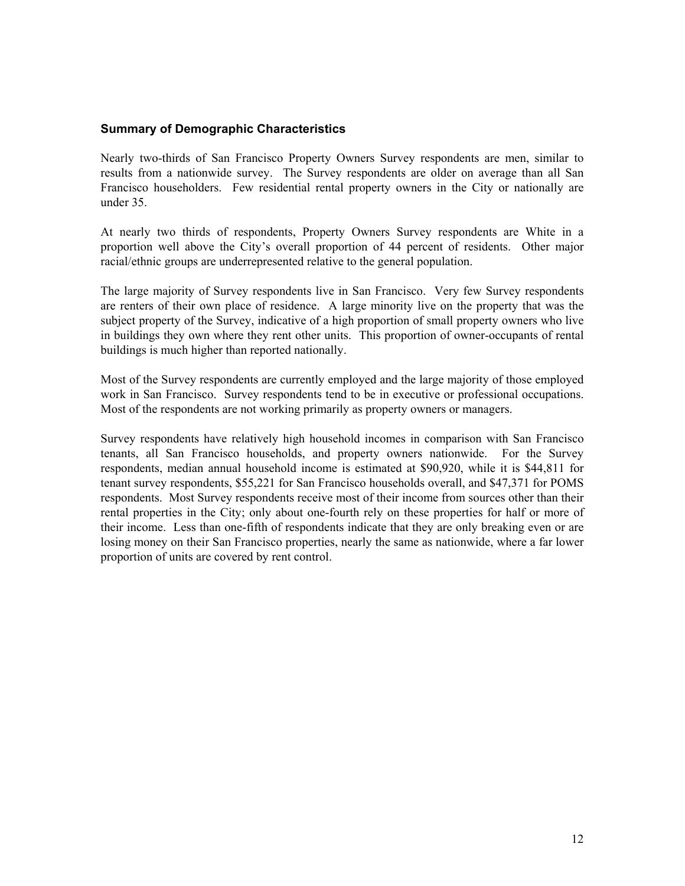### Summary of Demographic Characteristics

Nearly two-thirds of San Francisco Property Owners Survey respondents are men, similar to results from a nationwide survey. The Survey respondents are older on average than all San Francisco householders. Few residential rental property owners in the City or nationally are under 35.

At nearly two thirds of respondents, Property Owners Survey respondents are White in a proportion well above the City's overall proportion of 44 percent of residents. Other major racial/ethnic groups are underrepresented relative to the general population.

The large majority of Survey respondents live in San Francisco. Very few Survey respondents are renters of their own place of residence. A large minority live on the property that was the subject property of the Survey, indicative of a high proportion of small property owners who live in buildings they own where they rent other units. This proportion of owner-occupants of rental buildings is much higher than reported nationally.

Most of the Survey respondents are currently employed and the large majority of those employed work in San Francisco. Survey respondents tend to be in executive or professional occupations. Most of the respondents are not working primarily as property owners or managers.

Survey respondents have relatively high household incomes in comparison with San Francisco tenants, all San Francisco households, and property owners nationwide. For the Survey respondents, median annual household income is estimated at $90,920, while it is $44,811 for tenant survey respondents, $55,221 for San Francisco households overall, and $47,371 for POMS respondents. Most Survey respondents receive most of their income from sources other than their rental properties in the City; only about one-fourth rely on these properties for half or more of their income. Less than one-fifth of respondents indicate that they are only breaking even or are losing money on their San Francisco properties, nearly the same as nationwide, where a far lower proportion of units are covered by rent control.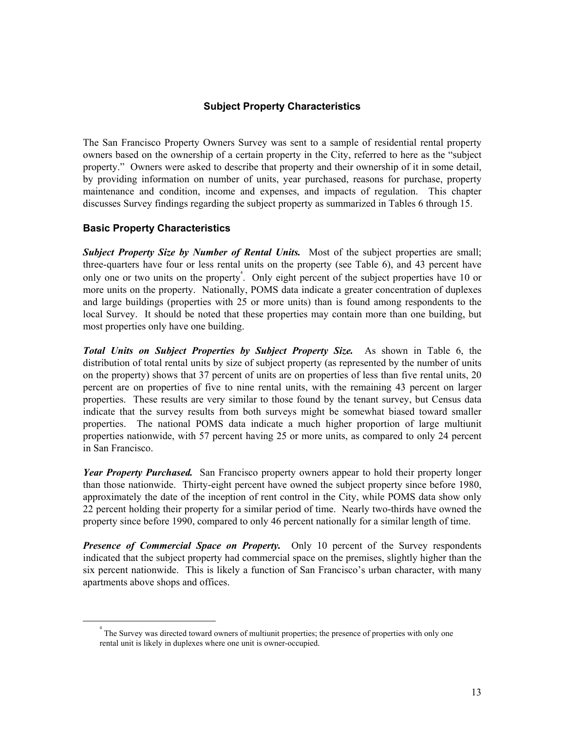## Subject Property Characteristics

The San Francisco Property Owners Survey was sent to a sample of residential rental property owners based on the ownership of a certain property in the City, referred to here as the "subject property." Owners were asked to describe that property and their ownership of it in some detail, by providing information on number of units, year purchased, reasons for purchase, property maintenance and condition, income and expenses, and impacts of regulation. This chapter discusses Survey findings regarding the subject property as summarized in Tables 6 through 15.

### Basic Property Characteristics

***Subject Property Size by Number of Rental Units.*** Most of the subject properties are small; three-quarters have four or less rental units on the property (see Table 6), and 43 percent have only one or two units on the property[4]. Only eight percent of the subject properties have 10 or more units on the property. Nationally, POMS data indicate a greater concentration of duplexes and large buildings (properties with 25 or more units) than is found among respondents to the local Survey. It should be noted that these properties may contain more than one building, but most properties only have one building.

***Total Units on Subject Properties by Subject Property Size.*** As shown in Table 6, the distribution of total rental units by size of subject property (as represented by the number of units on the property) shows that 37 percent of units are on properties of less than five rental units, 20 percent are on properties of five to nine rental units, with the remaining 43 percent on larger properties. These results are very similar to those found by the tenant survey, but Census data indicate that the survey results from both surveys might be somewhat biased toward smaller properties. The national POMS data indicate a much higher proportion of large multiunit properties nationwide, with 57 percent having 25 or more units, as compared to only 24 percent in San Francisco.

***Year Property Purchased.*** San Francisco property owners appear to hold their property longer than those nationwide. Thirty-eight percent have owned the subject property since before 1980, approximately the date of the inception of rent control in the City, while POMS data show only 22 percent holding their property for a similar period of time. Nearly two-thirds have owned the property since before 1990, compared to only 46 percent nationally for a similar length of time.

***Presence of Commercial Space on Property.*** Only 10 percent of the Survey respondents indicated that the subject property had commercial space on the premises, slightly higher than the six percent nationwide. This is likely a function of San Francisco's urban character, with many apartments above shops and offices.

---

[4] The Survey was directed toward owners of multiunit properties; the presence of properties with only one rental unit is likely in duplexes where one unit is owner-occupied.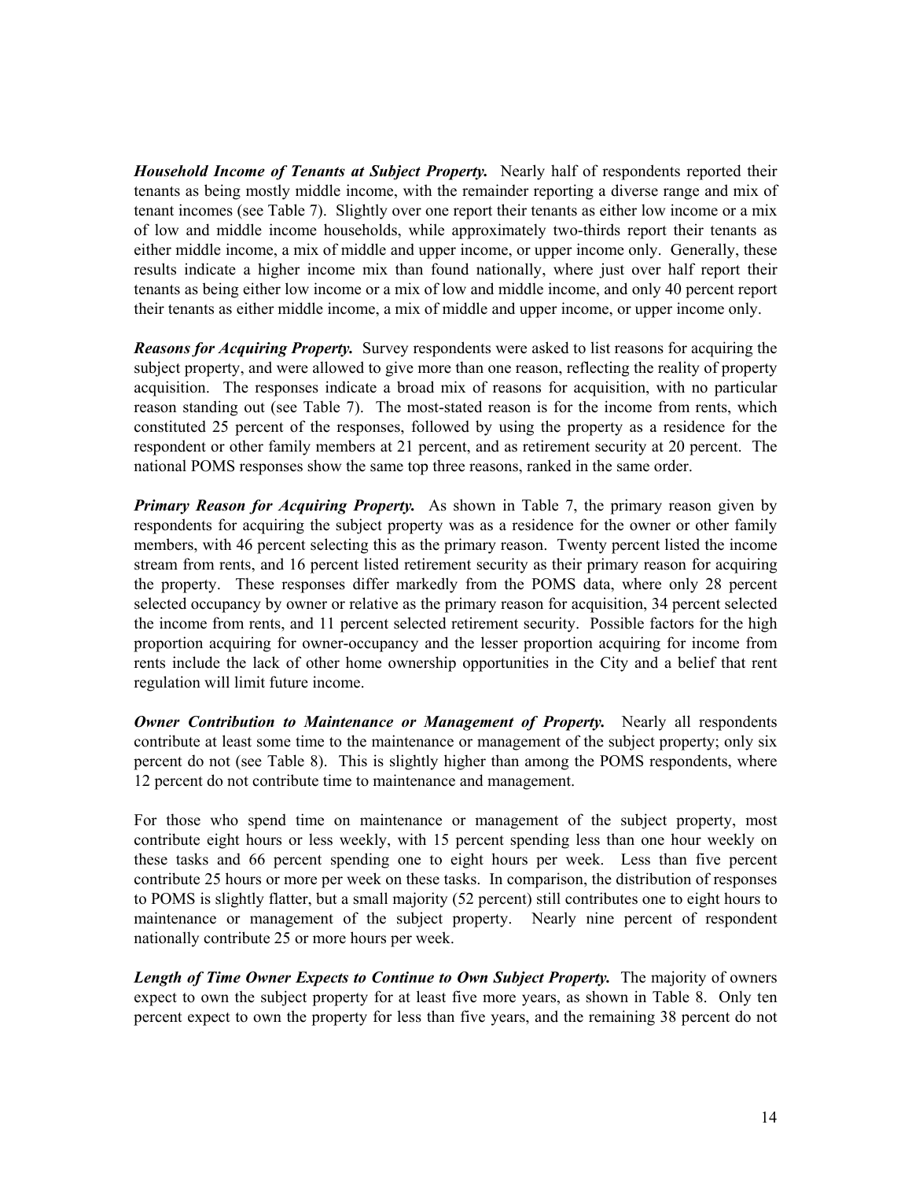***Household Income of Tenants at Subject Property.*** Nearly half of respondents reported their tenants as being mostly middle income, with the remainder reporting a diverse range and mix of tenant incomes (see Table 7). Slightly over one report their tenants as either low income or a mix of low and middle income households, while approximately two-thirds report their tenants as either middle income, a mix of middle and upper income, or upper income only. Generally, these results indicate a higher income mix than found nationally, where just over half report their tenants as being either low income or a mix of low and middle income, and only 40 percent report their tenants as either middle income, a mix of middle and upper income, or upper income only.

***Reasons for Acquiring Property.*** Survey respondents were asked to list reasons for acquiring the subject property, and were allowed to give more than one reason, reflecting the reality of property acquisition. The responses indicate a broad mix of reasons for acquisition, with no particular reason standing out (see Table 7). The most-stated reason is for the income from rents, which constituted 25 percent of the responses, followed by using the property as a residence for the respondent or other family members at 21 percent, and as retirement security at 20 percent. The national POMS responses show the same top three reasons, ranked in the same order.

***Primary Reason for Acquiring Property.*** As shown in Table 7, the primary reason given by respondents for acquiring the subject property was as a residence for the owner or other family members, with 46 percent selecting this as the primary reason. Twenty percent listed the income stream from rents, and 16 percent listed retirement security as their primary reason for acquiring the property. These responses differ markedly from the POMS data, where only 28 percent selected occupancy by owner or relative as the primary reason for acquisition, 34 percent selected the income from rents, and 11 percent selected retirement security. Possible factors for the high proportion acquiring for owner-occupancy and the lesser proportion acquiring for income from rents include the lack of other home ownership opportunities in the City and a belief that rent regulation will limit future income.

***Owner Contribution to Maintenance or Management of Property.*** Nearly all respondents contribute at least some time to the maintenance or management of the subject property; only six percent do not (see Table 8). This is slightly higher than among the POMS respondents, where 12 percent do not contribute time to maintenance and management.

For those who spend time on maintenance or management of the subject property, most contribute eight hours or less weekly, with 15 percent spending less than one hour weekly on these tasks and 66 percent spending one to eight hours per week. Less than five percent contribute 25 hours or more per week on these tasks. In comparison, the distribution of responses to POMS is slightly flatter, but a small majority (52 percent) still contributes one to eight hours to maintenance or management of the subject property. Nearly nine percent of respondent nationally contribute 25 or more hours per week.

***Length of Time Owner Expects to Continue to Own Subject Property.*** The majority of owners expect to own the subject property for at least five more years, as shown in Table 8. Only ten percent expect to own the property for less than five years, and the remaining 38 percent do not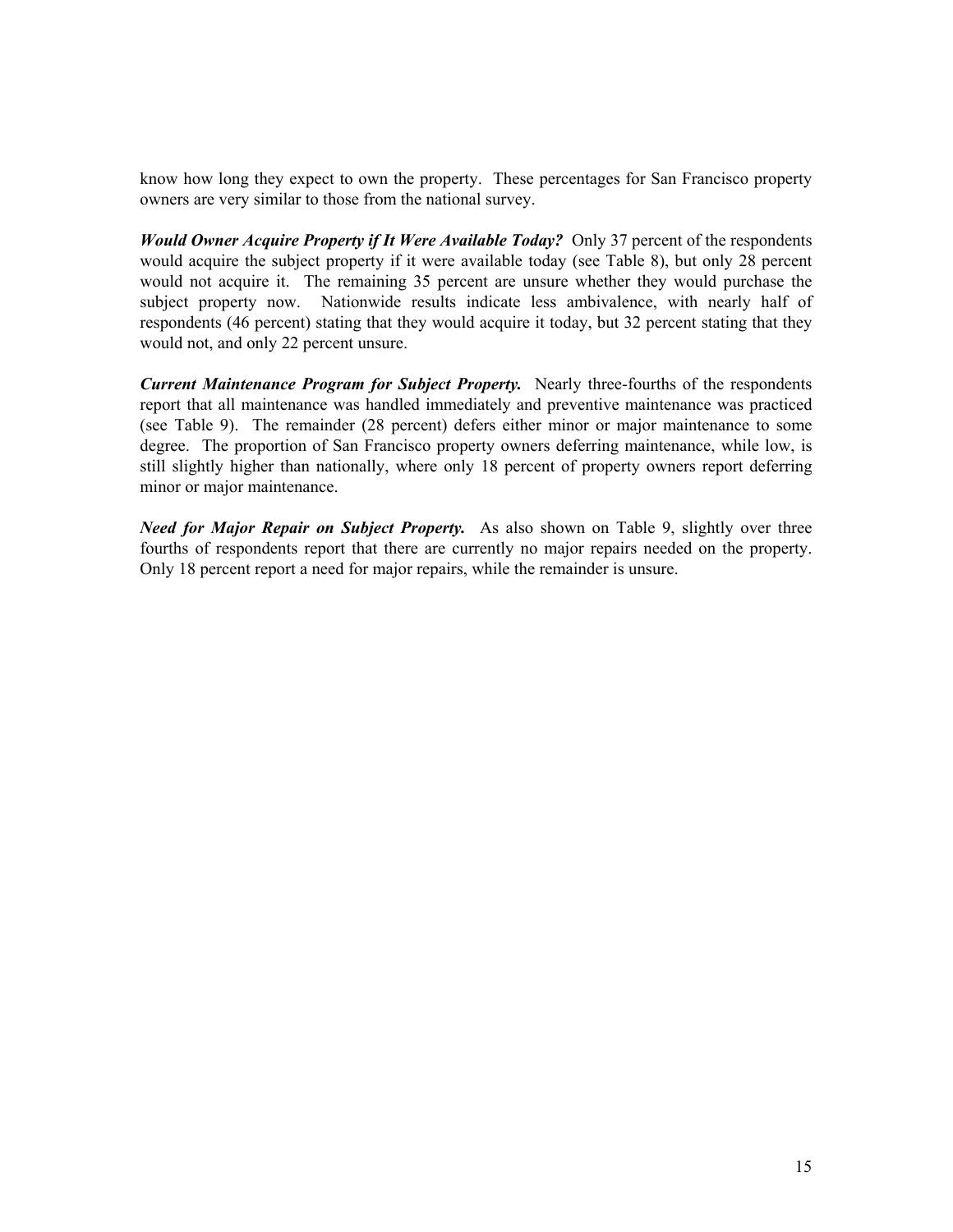know how long they expect to own the property. These percentages for San Francisco property owners are very similar to those from the national survey.

***Would Owner Acquire Property if It Were Available Today?*** Only 37 percent of the respondents would acquire the subject property if it were available today (see Table 8), but only 28 percent would not acquire it. The remaining 35 percent are unsure whether they would purchase the subject property now. Nationwide results indicate less ambivalence, with nearly half of respondents (46 percent) stating that they would acquire it today, but 32 percent stating that they would not, and only 22 percent unsure.

***Current Maintenance Program for Subject Property.*** Nearly three-fourths of the respondents report that all maintenance was handled immediately and preventive maintenance was practiced (see Table 9). The remainder (28 percent) defers either minor or major maintenance to some degree. The proportion of San Francisco property owners deferring maintenance, while low, is still slightly higher than nationally, where only 18 percent of property owners report deferring minor or major maintenance.

***Need for Major Repair on Subject Property.*** As also shown on Table 9, slightly over three fourths of respondents report that there are currently no major repairs needed on the property. Only 18 percent report a need for major repairs, while the remainder is unsure.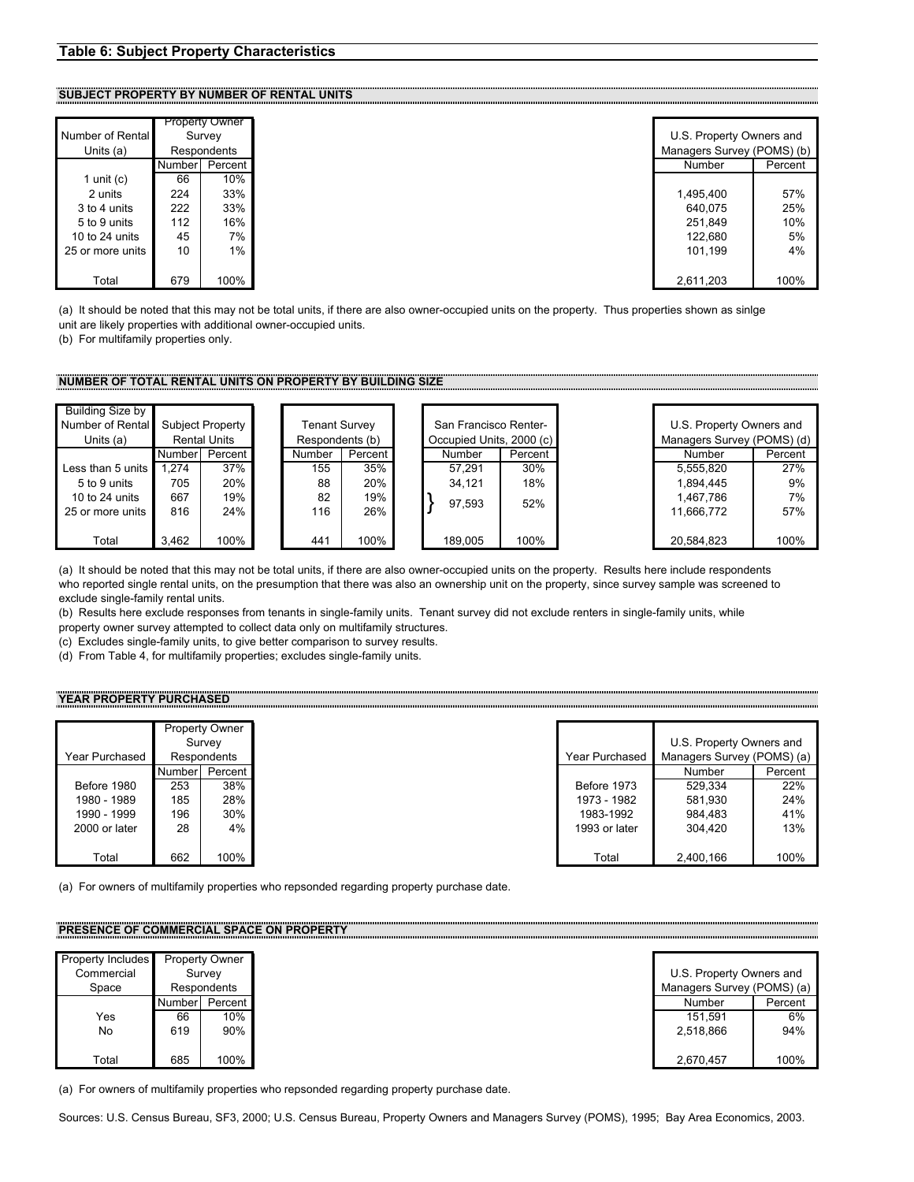## Table 6: Subject Property Characteristics

### SUBJECT PROPERTY BY NUMBER OF RENTAL UNITS

| Number of Rental Units (a) | Property Owner Survey Respondents | | U.S. Property Owners and Managers Survey (POMS) (b) | |
|---|---|---|---|---|
| | Number | Percent | Number | Percent |
| 1 unit (c) | 66 | 10% | | |
| 2 units | 224 | 33% | 1,495,400 | 57% |
| 3 to 4 units | 222 | 33% | 640,075 | 25% |
| 5 to 9 units | 112 | 16% | 251,849 | 10% |
| 10 to 24 units | 45 | 7% | 122,680 | 5% |
| 25 or more units | 10 | 1% | 101,199 | 4% |
| Total | 679 | 100% | 2,611,203 | 100% |

(a) It should be noted that this may not be total units, if there are also owner-occupied units on the property. Thus properties shown as sinlge unit are likely properties with additional owner-occupied units.
(b) For multifamily properties only.

### NUMBER OF TOTAL RENTAL UNITS ON PROPERTY BY BUILDING SIZE

| Building Size by Number of Rental Units (a) | Subject Property Rental Units | | Tenant Survey Respondents (b) | | San Francisco Renter-Occupied Units, 2000 (c) | | U.S. Property Owners and Managers Survey (POMS) (d) | |
|---|---|---|---|---|---|---|---|---|
| | Number | Percent | Number | Percent | Number | Percent | Number | Percent |
| Less than 5 units | 1,274 | 37% | 155 | 35% | 57,291 | 30% | 5,555,820 | 27% |
| 5 to 9 units | 705 | 20% | 88 | 20% | 34,121 | 18% | 1,894,445 | 9% |
| 10 to 24 units | 667 | 19% | 82 | 19% | 97,593 (10 to 24 units and 25 or more units combined) | 52% | 1,467,786 | 7% |
| 25 or more units | 816 | 24% | 116 | 26% | | | 11,666,772 | 57% |
| Total | 3,462 | 100% | 441 | 100% | 189,005 | 100% | 20,584,823 | 100% |

(a) It should be noted that this may not be total units, if there are also owner-occupied units on the property. Results here include respondents who reported single rental units, on the presumption that there was also an ownership unit on the property, since survey sample was screened to exclude single-family rental units.
(b) Results here exclude responses from tenants in single-family units. Tenant survey did not exclude renters in single-family units, while property owner survey attempted to collect data only on multifamily structures.
(c) Excludes single-family units, to give better comparison to survey results.
(d) From Table 4, for multifamily properties; excludes single-family units.

### YEAR PROPERTY PURCHASED

| Year Purchased | Property Owner Survey Respondents | |
|---|---|---|
| | Number | Percent |
| Before 1980 | 253 | 38% |
| 1980 - 1989 | 185 | 28% |
| 1990 - 1999 | 196 | 30% |
| 2000 or later | 28 | 4% |
| Total | 662 | 100% |

| Year Purchased | U.S. Property Owners and Managers Survey (POMS) (a) | |
|---|---|---|
| | Number | Percent |
| Before 1973 | 529,334 | 22% |
| 1973 - 1982 | 581,930 | 24% |
| 1983-1992 | 984,483 | 41% |
| 1993 or later | 304,420 | 13% |
| Total | 2,400,166 | 100% |

(a) For owners of multifamily properties who repsonded regarding property purchase date.

### PRESENCE OF COMMERCIAL SPACE ON PROPERTY

| Property Includes Commercial Space | Property Owner Survey Respondents | | U.S. Property Owners and Managers Survey (POMS) (a) | |
|---|---|---|---|---|
| | Number | Percent | Number | Percent |
| Yes | 66 | 10% | 151,591 | 6% |
| No | 619 | 90% | 2,518,866 | 94% |
| Total | 685 | 100% | 2,670,457 | 100% |

(a) For owners of multifamily properties who repsonded regarding property purchase date.

Sources: U.S. Census Bureau, SF3, 2000; U.S. Census Bureau, Property Owners and Managers Survey (POMS), 1995; Bay Area Economics, 2003.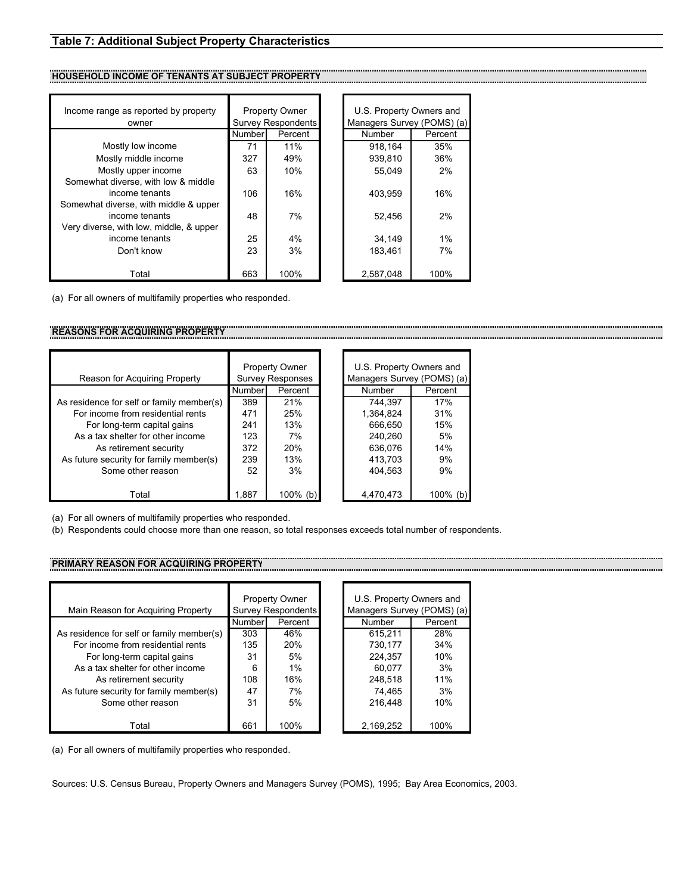## Table 7: Additional Subject Property Characteristics

### HOUSEHOLD INCOME OF TENANTS AT SUBJECT PROPERTY

| Income range as reported by property owner | Property Owner Survey Respondents | | U.S. Property Owners and Managers Survey (POMS) (a) | |
|---|---|---|---|---|
| | Number | Percent | Number | Percent |
| Mostly low income | 71 | 11% | 918,164 | 35% |
| Mostly middle income | 327 | 49% | 939,810 | 36% |
| Mostly upper income | 63 | 10% | 55,049 | 2% |
| Somewhat diverse, with low & middle income tenants | 106 | 16% | 403,959 | 16% |
| Somewhat diverse, with middle & upper income tenants | 48 | 7% | 52,456 | 2% |
| Very diverse, with low, middle, & upper income tenants | 25 | 4% | 34,149 | 1% |
| Don't know | 23 | 3% | 183,461 | 7% |
| Total | 663 | 100% | 2,587,048 | 100% |

(a) For all owners of multifamily properties who responded.

### REASONS FOR ACQUIRING PROPERTY

| Reason for Acquiring Property | Property Owner Survey Responses | | U.S. Property Owners and Managers Survey (POMS) (a) | |
|---|---|---|---|---|
| | Number | Percent | Number | Percent |
| As residence for self or family member(s) | 389 | 21% | 744,397 | 17% |
| For income from residential rents | 471 | 25% | 1,364,824 | 31% |
| For long-term capital gains | 241 | 13% | 666,650 | 15% |
| As a tax shelter for other income | 123 | 7% | 240,260 | 5% |
| As retirement security | 372 | 20% | 636,076 | 14% |
| As future security for family member(s) | 239 | 13% | 413,703 | 9% |
| Some other reason | 52 | 3% | 404,563 | 9% |
| Total | 1,887 | 100% (b) | 4,470,473 | 100% (b) |

(a) For all owners of multifamily properties who responded.
(b) Respondents could choose more than one reason, so total responses exceeds total number of respondents.

### PRIMARY REASON FOR ACQUIRING PROPERTY

| Main Reason for Acquiring Property | Property Owner Survey Respondents | | U.S. Property Owners and Managers Survey (POMS) (a) | |
|---|---|---|---|---|
| | Number | Percent | Number | Percent |
| As residence for self or family member(s) | 303 | 46% | 615,211 | 28% |
| For income from residential rents | 135 | 20% | 730,177 | 34% |
| For long-term capital gains | 31 | 5% | 224,357 | 10% |
| As a tax shelter for other income | 6 | 1% | 60,077 | 3% |
| As retirement security | 108 | 16% | 248,518 | 11% |
| As future security for family member(s) | 47 | 7% | 74,465 | 3% |
| Some other reason | 31 | 5% | 216,448 | 10% |
| Total | 661 | 100% | 2,169,252 | 100% |

(a) For all owners of multifamily properties who responded.

Sources: U.S. Census Bureau, Property Owners and Managers Survey (POMS), 1995; Bay Area Economics, 2003.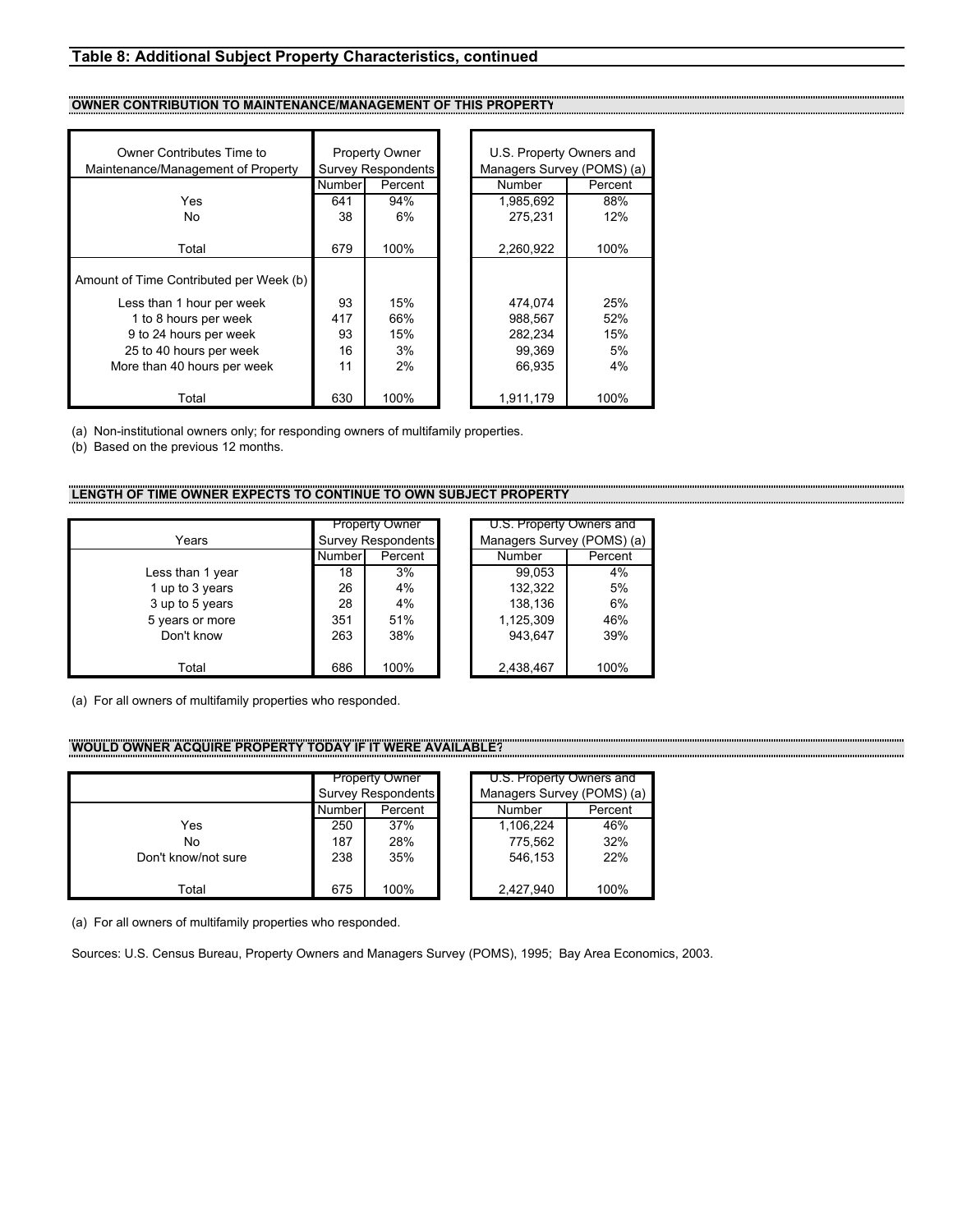## Table 8: Additional Subject Property Characteristics, continued

### OWNER CONTRIBUTION TO MAINTENANCE/MANAGEMENT OF THIS PROPERTY

| Owner Contributes Time to Maintenance/Management of Property | Property Owner Survey Respondents | | U.S. Property Owners and Managers Survey (POMS) (a) | |
|---|---|---|---|---|
| | Number | Percent | Number | Percent |
| Yes | 641 | 94% | 1,985,692 | 88% |
| No | 38 | 6% | 275,231 | 12% |
| Total | 679 | 100% | 2,260,922 | 100% |
| **Amount of Time Contributed per Week (b)** | | | | |
| Less than 1 hour per week | 93 | 15% | 474,074 | 25% |
| 1 to 8 hours per week | 417 | 66% | 988,567 | 52% |
| 9 to 24 hours per week | 93 | 15% | 282,234 | 15% |
| 25 to 40 hours per week | 16 | 3% | 99,369 | 5% |
| More than 40 hours per week | 11 | 2% | 66,935 | 4% |
| Total | 630 | 100% | 1,911,179 | 100% |

(a) Non-institutional owners only; for responding owners of multifamily properties.
(b) Based on the previous 12 months.

### LENGTH OF TIME OWNER EXPECTS TO CONTINUE TO OWN SUBJECT PROPERTY

| Years | Property Owner Survey Respondents | | U.S. Property Owners and Managers Survey (POMS) (a) | |
|---|---|---|---|---|
| | Number | Percent | Number | Percent |
| Less than 1 year | 18 | 3% | 99,053 | 4% |
| 1 up to 3 years | 26 | 4% | 132,322 | 5% |
| 3 up to 5 years | 28 | 4% | 138,136 | 6% |
| 5 years or more | 351 | 51% | 1,125,309 | 46% |
| Don't know | 263 | 38% | 943,647 | 39% |
| Total | 686 | 100% | 2,438,467 | 100% |

(a) For all owners of multifamily properties who responded.

### WOULD OWNER ACQUIRE PROPERTY TODAY IF IT WERE AVAILABLE?

| | Property Owner Survey Respondents | | U.S. Property Owners and Managers Survey (POMS) (a) | |
|---|---|---|---|---|
| | Number | Percent | Number | Percent |
| Yes | 250 | 37% | 1,106,224 | 46% |
| No | 187 | 28% | 775,562 | 32% |
| Don't know/not sure | 238 | 35% | 546,153 | 22% |
| Total | 675 | 100% | 2,427,940 | 100% |

(a) For all owners of multifamily properties who responded.

Sources: U.S. Census Bureau, Property Owners and Managers Survey (POMS), 1995; Bay Area Economics, 2003.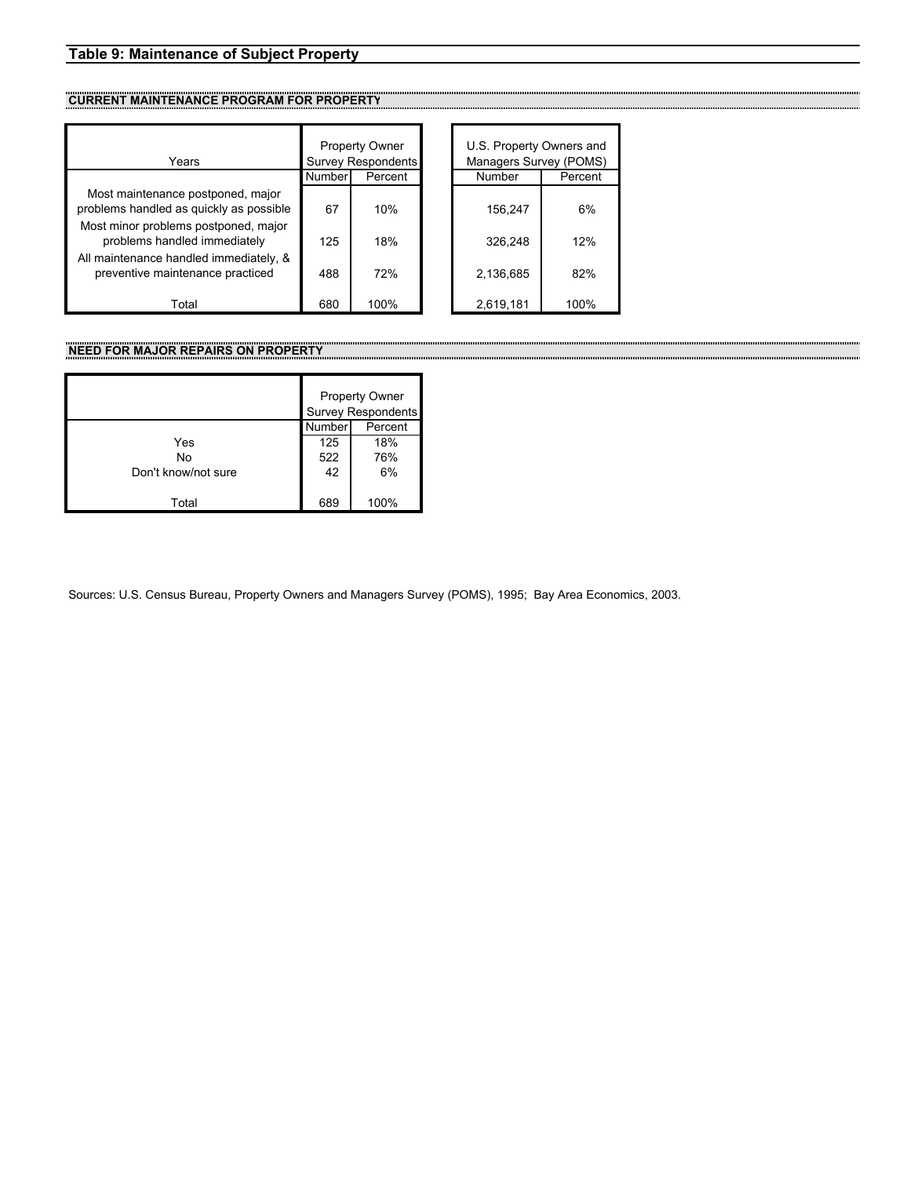## Table 9: Maintenance of Subject Property

### CURRENT MAINTENANCE PROGRAM FOR PROPERTY

| Years | Property Owner Survey Respondents | | U.S. Property Owners and Managers Survey (POMS) | |
|---|---|---|---|---|
| | Number | Percent | Number | Percent |
| Most maintenance postponed, major problems handled as quickly as possible | 67 | 10% | 156,247 | 6% |
| Most minor problems postponed, major problems handled immediately | 125 | 18% | 326,248 | 12% |
| All maintenance handled immediately, & preventive maintenance practiced | 488 | 72% | 2,136,685 | 82% |
| Total | 680 | 100% | 2,619,181 | 100% |

### NEED FOR MAJOR REPAIRS ON PROPERTY

| | Property Owner Survey Respondents | |
|---|---|---|
| | Number | Percent |
| Yes | 125 | 18% |
| No | 522 | 76% |
| Don't know/not sure | 42 | 6% |
| Total | 689 | 100% |

Sources: U.S. Census Bureau, Property Owners and Managers Survey (POMS), 1995; Bay Area Economics, 2003.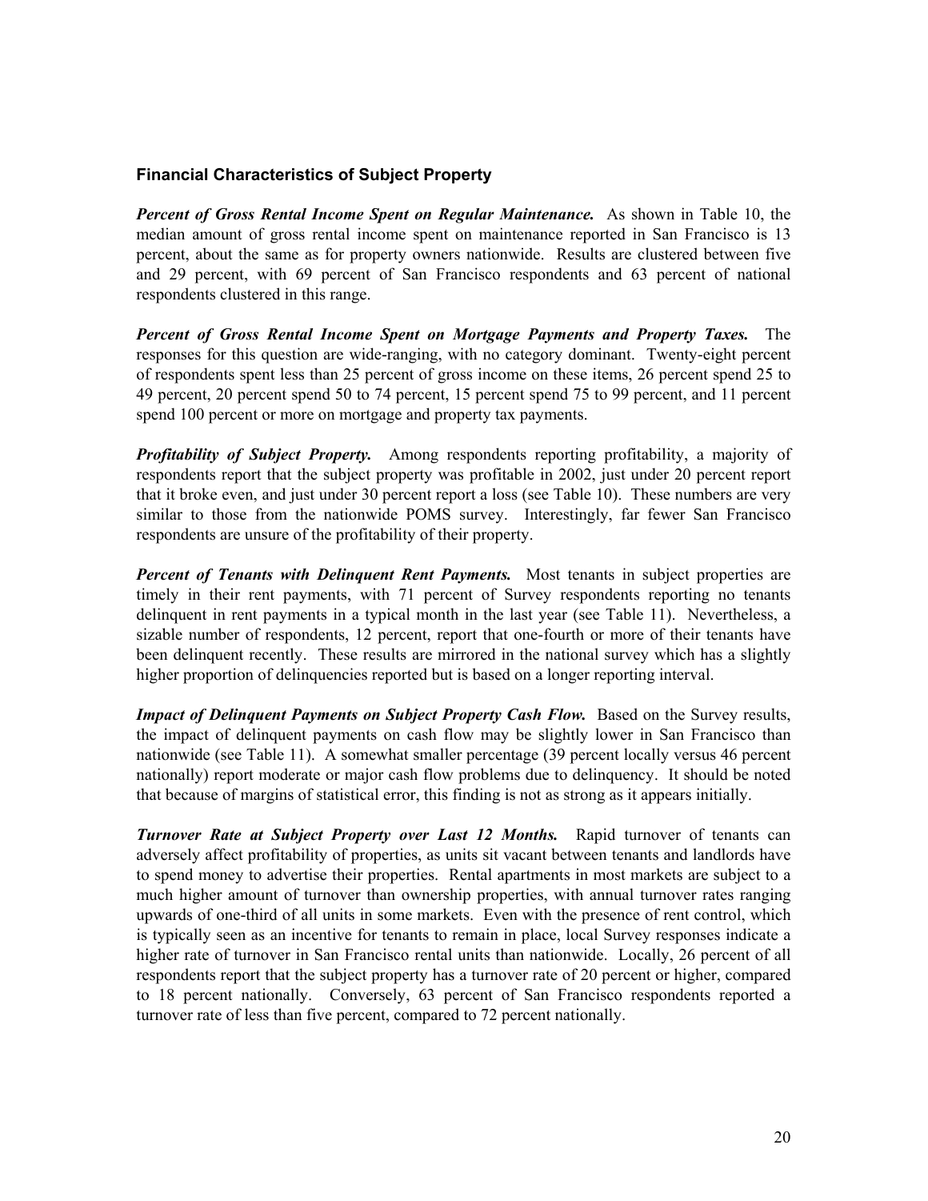### Financial Characteristics of Subject Property

***Percent of Gross Rental Income Spent on Regular Maintenance.*** As shown in Table 10, the median amount of gross rental income spent on maintenance reported in San Francisco is 13 percent, about the same as for property owners nationwide. Results are clustered between five and 29 percent, with 69 percent of San Francisco respondents and 63 percent of national respondents clustered in this range.

***Percent of Gross Rental Income Spent on Mortgage Payments and Property Taxes.*** The responses for this question are wide-ranging, with no category dominant. Twenty-eight percent of respondents spent less than 25 percent of gross income on these items, 26 percent spend 25 to 49 percent, 20 percent spend 50 to 74 percent, 15 percent spend 75 to 99 percent, and 11 percent spend 100 percent or more on mortgage and property tax payments.

***Profitability of Subject Property.*** Among respondents reporting profitability, a majority of respondents report that the subject property was profitable in 2002, just under 20 percent report that it broke even, and just under 30 percent report a loss (see Table 10). These numbers are very similar to those from the nationwide POMS survey. Interestingly, far fewer San Francisco respondents are unsure of the profitability of their property.

***Percent of Tenants with Delinquent Rent Payments.*** Most tenants in subject properties are timely in their rent payments, with 71 percent of Survey respondents reporting no tenants delinquent in rent payments in a typical month in the last year (see Table 11). Nevertheless, a sizable number of respondents, 12 percent, report that one-fourth or more of their tenants have been delinquent recently. These results are mirrored in the national survey which has a slightly higher proportion of delinquencies reported but is based on a longer reporting interval.

***Impact of Delinquent Payments on Subject Property Cash Flow.*** Based on the Survey results, the impact of delinquent payments on cash flow may be slightly lower in San Francisco than nationwide (see Table 11). A somewhat smaller percentage (39 percent locally versus 46 percent nationally) report moderate or major cash flow problems due to delinquency. It should be noted that because of margins of statistical error, this finding is not as strong as it appears initially.

***Turnover Rate at Subject Property over Last 12 Months.*** Rapid turnover of tenants can adversely affect profitability of properties, as units sit vacant between tenants and landlords have to spend money to advertise their properties. Rental apartments in most markets are subject to a much higher amount of turnover than ownership properties, with annual turnover rates ranging upwards of one-third of all units in some markets. Even with the presence of rent control, which is typically seen as an incentive for tenants to remain in place, local Survey responses indicate a higher rate of turnover in San Francisco rental units than nationwide. Locally, 26 percent of all respondents report that the subject property has a turnover rate of 20 percent or higher, compared to 18 percent nationally. Conversely, 63 percent of San Francisco respondents reported a turnover rate of less than five percent, compared to 72 percent nationally.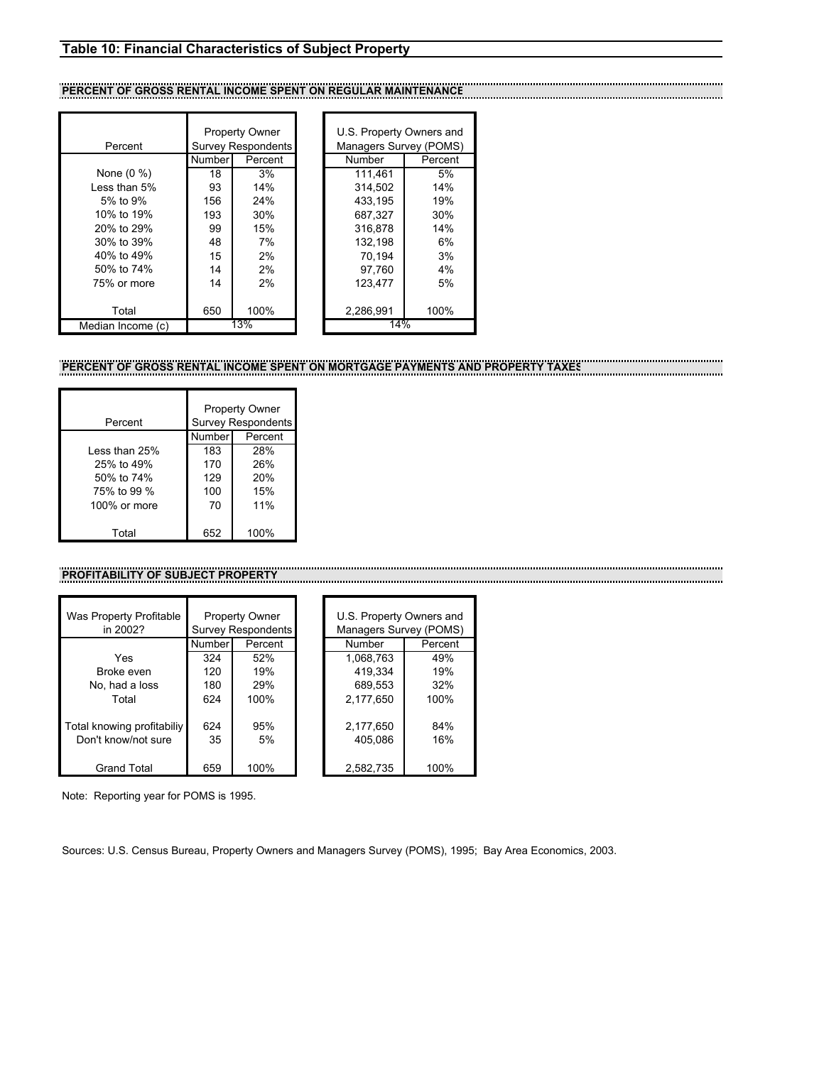## Table 10: Financial Characteristics of Subject Property

### PERCENT OF GROSS RENTAL INCOME SPENT ON REGULAR MAINTENANCE

| Percent | Property Owner Survey Respondents | | U.S. Property Owners and Managers Survey (POMS) | |
|---|---|---|---|---|
| | Number | Percent | Number | Percent |
| None (0 %) | 18 | 3% | 111,461 | 5% |
| Less than 5% | 93 | 14% | 314,502 | 14% |
| 5% to 9% | 156 | 24% | 433,195 | 19% |
| 10% to 19% | 193 | 30% | 687,327 | 30% |
| 20% to 29% | 99 | 15% | 316,878 | 14% |
| 30% to 39% | 48 | 7% | 132,198 | 6% |
| 40% to 49% | 15 | 2% | 70,194 | 3% |
| 50% to 74% | 14 | 2% | 97,760 | 4% |
| 75% or more | 14 | 2% | 123,477 | 5% |
| Total | 650 | 100% | 2,286,991 | 100% |
| Median Income (c) | 13% | | 14% | |

### PERCENT OF GROSS RENTAL INCOME SPENT ON MORTGAGE PAYMENTS AND PROPERTY TAXES

| Percent | Property Owner Survey Respondents | |
|---|---|---|
| | Number | Percent |
| Less than 25% | 183 | 28% |
| 25% to 49% | 170 | 26% |
| 50% to 74% | 129 | 20% |
| 75% to 99 % | 100 | 15% |
| 100% or more | 70 | 11% |
| Total | 652 | 100% |

### PROFITABILITY OF SUBJECT PROPERTY

| Was Property Profitable in 2002? | Property Owner Survey Respondents | | U.S. Property Owners and Managers Survey (POMS) | |
|---|---|---|---|---|
| | Number | Percent | Number | Percent |
| Yes | 324 | 52% | 1,068,763 | 49% |
| Broke even | 120 | 19% | 419,334 | 19% |
| No, had a loss | 180 | 29% | 689,553 | 32% |
| Total | 624 | 100% | 2,177,650 | 100% |
| Total knowing profitabiliy | 624 | 95% | 2,177,650 | 84% |
| Don't know/not sure | 35 | 5% | 405,086 | 16% |
| Grand Total | 659 | 100% | 2,582,735 | 100% |

Note: Reporting year for POMS is 1995.

Sources: U.S. Census Bureau, Property Owners and Managers Survey (POMS), 1995; Bay Area Economics, 2003.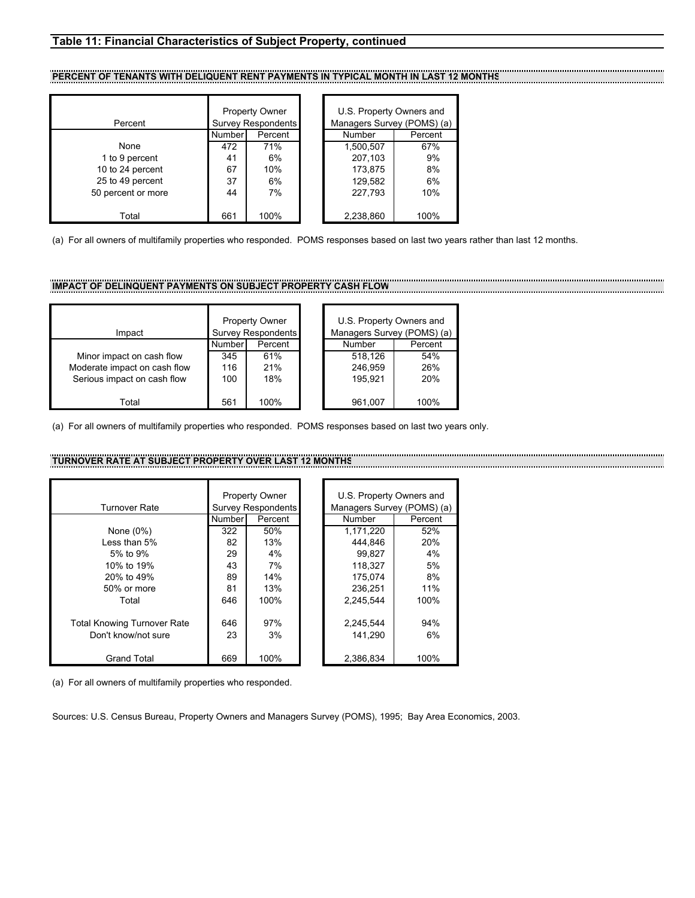## Table 11: Financial Characteristics of Subject Property, continued

### PERCENT OF TENANTS WITH DELIQUENT RENT PAYMENTS IN TYPICAL MONTH IN LAST 12 MONTHS

| Percent | Property Owner Survey Respondents | | U.S. Property Owners and Managers Survey (POMS) (a) | |
|---|---|---|---|---|
| | Number | Percent | Number | Percent |
| None | 472 | 71% | 1,500,507 | 67% |
| 1 to 9 percent | 41 | 6% | 207,103 | 9% |
| 10 to 24 percent | 67 | 10% | 173,875 | 8% |
| 25 to 49 percent | 37 | 6% | 129,582 | 6% |
| 50 percent or more | 44 | 7% | 227,793 | 10% |
| Total | 661 | 100% | 2,238,860 | 100% |

(a) For all owners of multifamily properties who responded. POMS responses based on last two years rather than last 12 months.

### IMPACT OF DELINQUENT PAYMENTS ON SUBJECT PROPERTY CASH FLOW

| Impact | Property Owner Survey Respondents | | U.S. Property Owners and Managers Survey (POMS) (a) | |
|---|---|---|---|---|
| | Number | Percent | Number | Percent |
| Minor impact on cash flow | 345 | 61% | 518,126 | 54% |
| Moderate impact on cash flow | 116 | 21% | 246,959 | 26% |
| Serious impact on cash flow | 100 | 18% | 195,921 | 20% |
| Total | 561 | 100% | 961,007 | 100% |

(a) For all owners of multifamily properties who responded. POMS responses based on last two years only.

### TURNOVER RATE AT SUBJECT PROPERTY OVER LAST 12 MONTHS

| Turnover Rate | Property Owner Survey Respondents | | U.S. Property Owners and Managers Survey (POMS) (a) | |
|---|---|---|---|---|
| | Number | Percent | Number | Percent |
| None (0%) | 322 | 50% | 1,171,220 | 52% |
| Less than 5% | 82 | 13% | 444,846 | 20% |
| 5% to 9% | 29 | 4% | 99,827 | 4% |
| 10% to 19% | 43 | 7% | 118,327 | 5% |
| 20% to 49% | 89 | 14% | 175,074 | 8% |
| 50% or more | 81 | 13% | 236,251 | 11% |
| Total | 646 | 100% | 2,245,544 | 100% |
| Total Knowing Turnover Rate | 646 | 97% | 2,245,544 | 94% |
| Don't know/not sure | 23 | 3% | 141,290 | 6% |
| Grand Total | 669 | 100% | 2,386,834 | 100% |

(a) For all owners of multifamily properties who responded.

Sources: U.S. Census Bureau, Property Owners and Managers Survey (POMS), 1995; Bay Area Economics, 2003.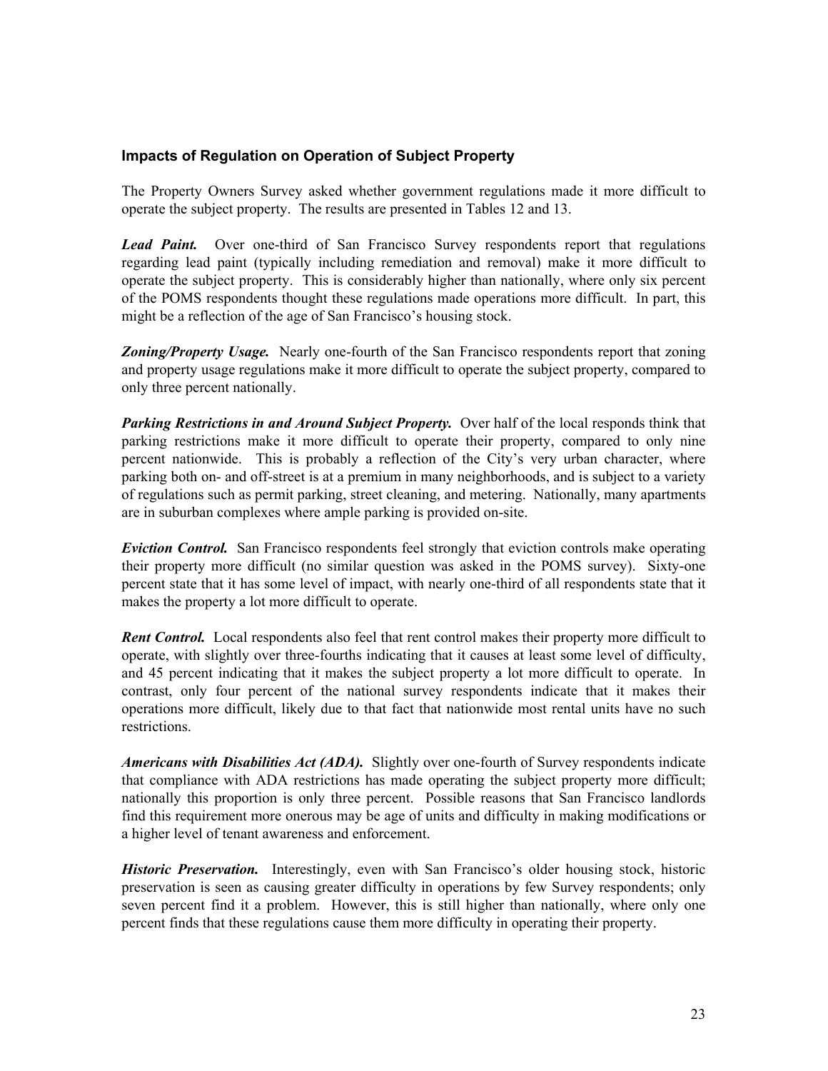### Impacts of Regulation on Operation of Subject Property

The Property Owners Survey asked whether government regulations made it more difficult to operate the subject property. The results are presented in Tables 12 and 13.

***Lead Paint.*** Over one-third of San Francisco Survey respondents report that regulations regarding lead paint (typically including remediation and removal) make it more difficult to operate the subject property. This is considerably higher than nationally, where only six percent of the POMS respondents thought these regulations made operations more difficult. In part, this might be a reflection of the age of San Francisco's housing stock.

***Zoning/Property Usage.*** Nearly one-fourth of the San Francisco respondents report that zoning and property usage regulations make it more difficult to operate the subject property, compared to only three percent nationally.

***Parking Restrictions in and Around Subject Property.*** Over half of the local responds think that parking restrictions make it more difficult to operate their property, compared to only nine percent nationwide. This is probably a reflection of the City's very urban character, where parking both on- and off-street is at a premium in many neighborhoods, and is subject to a variety of regulations such as permit parking, street cleaning, and metering. Nationally, many apartments are in suburban complexes where ample parking is provided on-site.

***Eviction Control.*** San Francisco respondents feel strongly that eviction controls make operating their property more difficult (no similar question was asked in the POMS survey). Sixty-one percent state that it has some level of impact, with nearly one-third of all respondents state that it makes the property a lot more difficult to operate.

***Rent Control.*** Local respondents also feel that rent control makes their property more difficult to operate, with slightly over three-fourths indicating that it causes at least some level of difficulty, and 45 percent indicating that it makes the subject property a lot more difficult to operate. In contrast, only four percent of the national survey respondents indicate that it makes their operations more difficult, likely due to that fact that nationwide most rental units have no such restrictions.

***Americans with Disabilities Act (ADA).*** Slightly over one-fourth of Survey respondents indicate that compliance with ADA restrictions has made operating the subject property more difficult; nationally this proportion is only three percent. Possible reasons that San Francisco landlords find this requirement more onerous may be age of units and difficulty in making modifications or a higher level of tenant awareness and enforcement.

***Historic Preservation.*** Interestingly, even with San Francisco's older housing stock, historic preservation is seen as causing greater difficulty in operations by few Survey respondents; only seven percent find it a problem. However, this is still higher than nationally, where only one percent finds that these regulations cause them more difficulty in operating their property.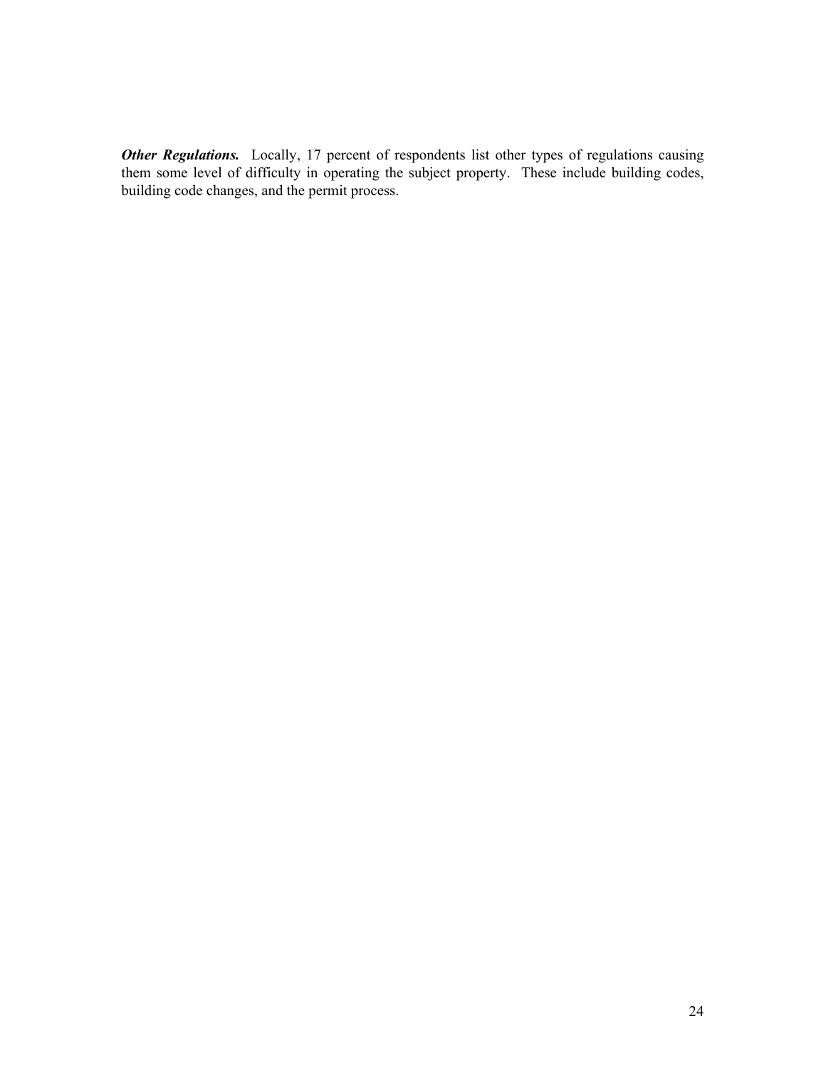***Other Regulations.*** Locally, 17 percent of respondents list other types of regulations causing them some level of difficulty in operating the subject property. These include building codes, building code changes, and the permit process.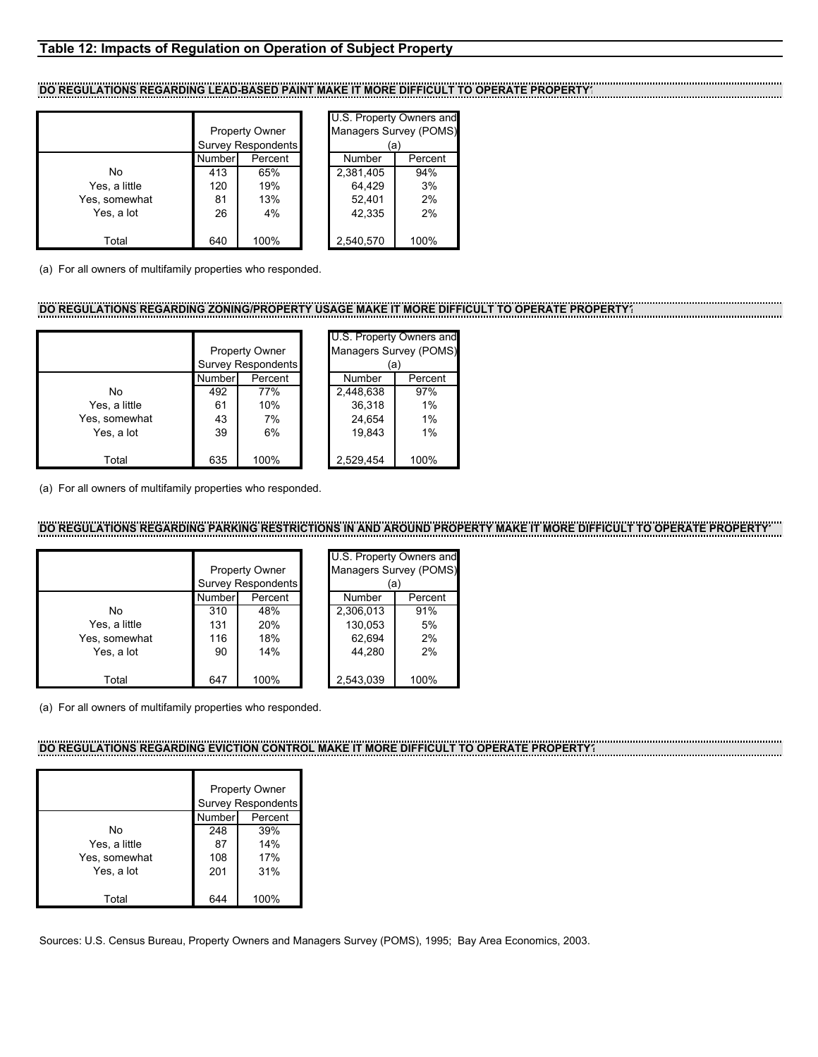## Table 12: Impacts of Regulation on Operation of Subject Property

**DO REGULATIONS REGARDING LEAD-BASED PAINT MAKE IT MORE DIFFICULT TO OPERATE PROPERTY?**

| | Property Owner Survey Respondents | | U.S. Property Owners and Managers Survey (POMS) (a) | |
|---|---|---|---|---|
| | Number | Percent | Number | Percent |
| No | 413 | 65% | 2,381,405 | 94% |
| Yes, a little | 120 | 19% | 64,429 | 3% |
| Yes, somewhat | 81 | 13% | 52,401 | 2% |
| Yes, a lot | 26 | 4% | 42,335 | 2% |
| Total | 640 | 100% | 2,540,570 | 100% |

(a) For all owners of multifamily properties who responded.

**DO REGULATIONS REGARDING ZONING/PROPERTY USAGE MAKE IT MORE DIFFICULT TO OPERATE PROPERTY?**

| | Property Owner Survey Respondents | | U.S. Property Owners and Managers Survey (POMS) (a) | |
|---|---|---|---|---|
| | Number | Percent | Number | Percent |
| No | 492 | 77% | 2,448,638 | 97% |
| Yes, a little | 61 | 10% | 36,318 | 1% |
| Yes, somewhat | 43 | 7% | 24,654 | 1% |
| Yes, a lot | 39 | 6% | 19,843 | 1% |
| Total | 635 | 100% | 2,529,454 | 100% |

(a) For all owners of multifamily properties who responded.

**DO REGULATIONS REGARDING PARKING RESTRICTIONS IN AND AROUND PROPERTY MAKE IT MORE DIFFICULT TO OPERATE PROPERTY?**

| | Property Owner Survey Respondents | | U.S. Property Owners and Managers Survey (POMS) (a) | |
|---|---|---|---|---|
| | Number | Percent | Number | Percent |
| No | 310 | 48% | 2,306,013 | 91% |
| Yes, a little | 131 | 20% | 130,053 | 5% |
| Yes, somewhat | 116 | 18% | 62,694 | 2% |
| Yes, a lot | 90 | 14% | 44,280 | 2% |
| Total | 647 | 100% | 2,543,039 | 100% |

(a) For all owners of multifamily properties who responded.

**DO REGULATIONS REGARDING EVICTION CONTROL MAKE IT MORE DIFFICULT TO OPERATE PROPERTY?**

| | Property Owner Survey Respondents | |
|---|---|---|
| | Number | Percent |
| No | 248 | 39% |
| Yes, a little | 87 | 14% |
| Yes, somewhat | 108 | 17% |
| Yes, a lot | 201 | 31% |
| Total | 644 | 100% |

Sources: U.S. Census Bureau, Property Owners and Managers Survey (POMS), 1995; Bay Area Economics, 2003.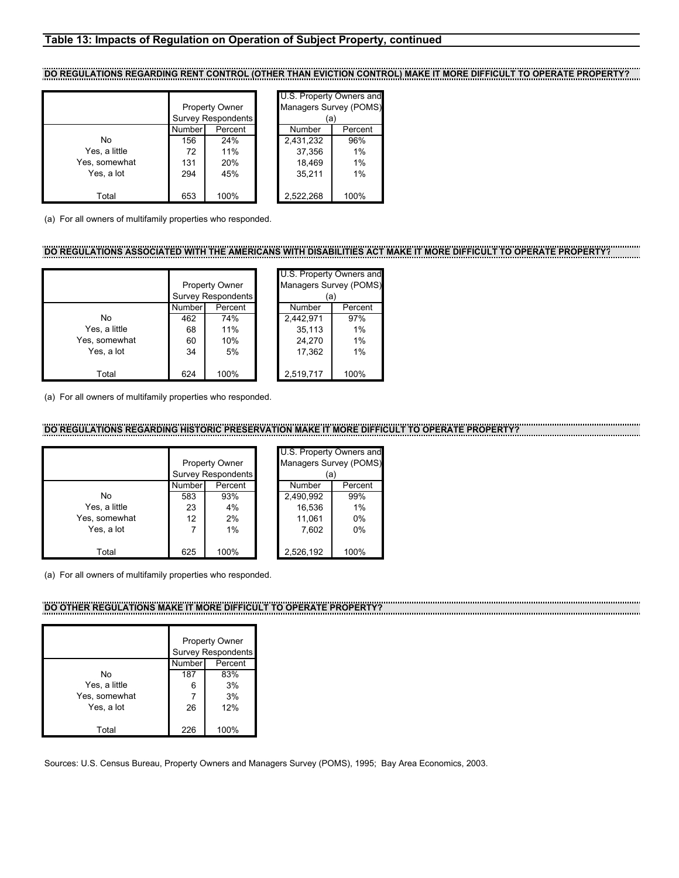## Table 13: Impacts of Regulation on Operation of Subject Property, continued

### DO REGULATIONS REGARDING RENT CONTROL (OTHER THAN EVICTION CONTROL) MAKE IT MORE DIFFICULT TO OPERATE PROPERTY?

| | Property Owner Survey Respondents | | U.S. Property Owners and Managers Survey (POMS) (a) | |
|---|---|---|---|---|
| | Number | Percent | Number | Percent |
| No | 156 | 24% | 2,431,232 | 96% |
| Yes, a little | 72 | 11% | 37,356 | 1% |
| Yes, somewhat | 131 | 20% | 18,469 | 1% |
| Yes, a lot | 294 | 45% | 35,211 | 1% |
| Total | 653 | 100% | 2,522,268 | 100% |

(a) For all owners of multifamily properties who responded.

### DO REGULATIONS ASSOCIATED WITH THE AMERICANS WITH DISABILITIES ACT MAKE IT MORE DIFFICULT TO OPERATE PROPERTY?

| | Property Owner Survey Respondents | | U.S. Property Owners and Managers Survey (POMS) (a) | |
|---|---|---|---|---|
| | Number | Percent | Number | Percent |
| No | 462 | 74% | 2,442,971 | 97% |
| Yes, a little | 68 | 11% | 35,113 | 1% |
| Yes, somewhat | 60 | 10% | 24,270 | 1% |
| Yes, a lot | 34 | 5% | 17,362 | 1% |
| Total | 624 | 100% | 2,519,717 | 100% |

(a) For all owners of multifamily properties who responded.

### DO REGULATIONS REGARDING HISTORIC PRESERVATION MAKE IT MORE DIFFICULT TO OPERATE PROPERTY?

| | Property Owner Survey Respondents | | U.S. Property Owners and Managers Survey (POMS) (a) | |
|---|---|---|---|---|
| | Number | Percent | Number | Percent |
| No | 583 | 93% | 2,490,992 | 99% |
| Yes, a little | 23 | 4% | 16,536 | 1% |
| Yes, somewhat | 12 | 2% | 11,061 | 0% |
| Yes, a lot | 7 | 1% | 7,602 | 0% |
| Total | 625 | 100% | 2,526,192 | 100% |

(a) For all owners of multifamily properties who responded.

### DO OTHER REGULATIONS MAKE IT MORE DIFFICULT TO OPERATE PROPERTY?

| | Property Owner Survey Respondents | |
|---|---|---|
| | Number | Percent |
| No | 187 | 83% |
| Yes, a little | 6 | 3% |
| Yes, somewhat | 7 | 3% |
| Yes, a lot | 26 | 12% |
| Total | 226 | 100% |

Sources: U.S. Census Bureau, Property Owners and Managers Survey (POMS), 1995; Bay Area Economics, 2003.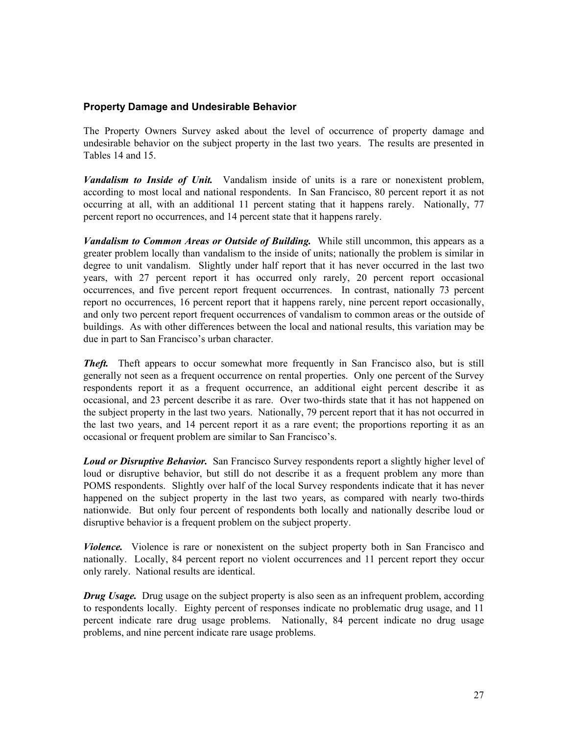### Property Damage and Undesirable Behavior

The Property Owners Survey asked about the level of occurrence of property damage and undesirable behavior on the subject property in the last two years. The results are presented in Tables 14 and 15.

***Vandalism to Inside of Unit.*** Vandalism inside of units is a rare or nonexistent problem, according to most local and national respondents. In San Francisco, 80 percent report it as not occurring at all, with an additional 11 percent stating that it happens rarely. Nationally, 77 percent report no occurrences, and 14 percent state that it happens rarely.

***Vandalism to Common Areas or Outside of Building.*** While still uncommon, this appears as a greater problem locally than vandalism to the inside of units; nationally the problem is similar in degree to unit vandalism. Slightly under half report that it has never occurred in the last two years, with 27 percent report it has occurred only rarely, 20 percent report occasional occurrences, and five percent report frequent occurrences. In contrast, nationally 73 percent report no occurrences, 16 percent report that it happens rarely, nine percent report occasionally, and only two percent report frequent occurrences of vandalism to common areas or the outside of buildings. As with other differences between the local and national results, this variation may be due in part to San Francisco's urban character.

***Theft.*** Theft appears to occur somewhat more frequently in San Francisco also, but is still generally not seen as a frequent occurrence on rental properties. Only one percent of the Survey respondents report it as a frequent occurrence, an additional eight percent describe it as occasional, and 23 percent describe it as rare. Over two-thirds state that it has not happened on the subject property in the last two years. Nationally, 79 percent report that it has not occurred in the last two years, and 14 percent report it as a rare event; the proportions reporting it as an occasional or frequent problem are similar to San Francisco's.

***Loud or Disruptive Behavior.*** San Francisco Survey respondents report a slightly higher level of loud or disruptive behavior, but still do not describe it as a frequent problem any more than POMS respondents. Slightly over half of the local Survey respondents indicate that it has never happened on the subject property in the last two years, as compared with nearly two-thirds nationwide. But only four percent of respondents both locally and nationally describe loud or disruptive behavior is a frequent problem on the subject property.

***Violence.*** Violence is rare or nonexistent on the subject property both in San Francisco and nationally. Locally, 84 percent report no violent occurrences and 11 percent report they occur only rarely. National results are identical.

***Drug Usage.*** Drug usage on the subject property is also seen as an infrequent problem, according to respondents locally. Eighty percent of responses indicate no problematic drug usage, and 11 percent indicate rare drug usage problems. Nationally, 84 percent indicate no drug usage problems, and nine percent indicate rare usage problems.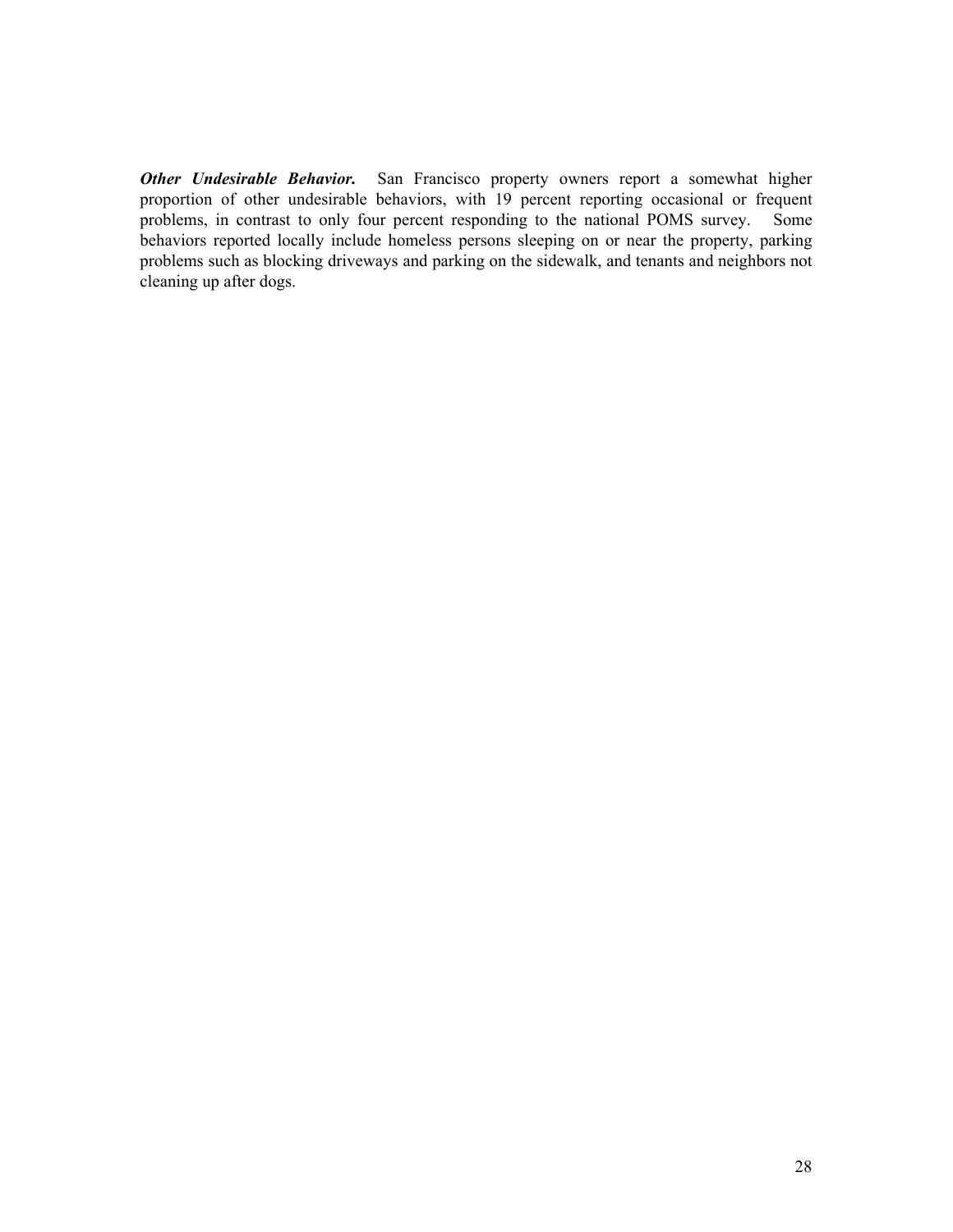***Other Undesirable Behavior.*** San Francisco property owners report a somewhat higher proportion of other undesirable behaviors, with 19 percent reporting occasional or frequent problems, in contrast to only four percent responding to the national POMS survey. Some behaviors reported locally include homeless persons sleeping on or near the property, parking problems such as blocking driveways and parking on the sidewalk, and tenants and neighbors not cleaning up after dogs.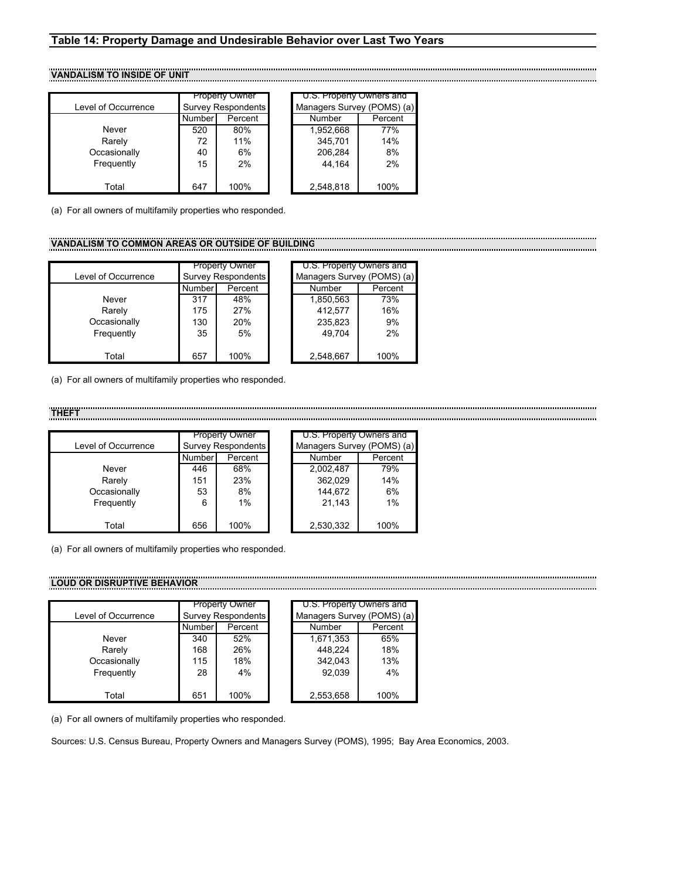## Table 14: Property Damage and Undesirable Behavior over Last Two Years

### VANDALISM TO INSIDE OF UNIT

| Level of Occurrence | Property Owner Survey Respondents | | U.S. Property Owners and Managers Survey (POMS) (a) | |
|---|---|---|---|---|
| | Number | Percent | Number | Percent |
| Never | 520 | 80% | 1,952,668 | 77% |
| Rarely | 72 | 11% | 345,701 | 14% |
| Occasionally | 40 | 6% | 206,284 | 8% |
| Frequently | 15 | 2% | 44,164 | 2% |
| Total | 647 | 100% | 2,548,818 | 100% |

(a) For all owners of multifamily properties who responded.

### VANDALISM TO COMMON AREAS OR OUTSIDE OF BUILDING

| Level of Occurrence | Property Owner Survey Respondents | | U.S. Property Owners and Managers Survey (POMS) (a) | |
|---|---|---|---|---|
| | Number | Percent | Number | Percent |
| Never | 317 | 48% | 1,850,563 | 73% |
| Rarely | 175 | 27% | 412,577 | 16% |
| Occasionally | 130 | 20% | 235,823 | 9% |
| Frequently | 35 | 5% | 49,704 | 2% |
| Total | 657 | 100% | 2,548,667 | 100% |

(a) For all owners of multifamily properties who responded.

### THEFT

| Level of Occurrence | Property Owner Survey Respondents | | U.S. Property Owners and Managers Survey (POMS) (a) | |
|---|---|---|---|---|
| | Number | Percent | Number | Percent |
| Never | 446 | 68% | 2,002,487 | 79% |
| Rarely | 151 | 23% | 362,029 | 14% |
| Occasionally | 53 | 8% | 144,672 | 6% |
| Frequently | 6 | 1% | 21,143 | 1% |
| Total | 656 | 100% | 2,530,332 | 100% |

(a) For all owners of multifamily properties who responded.

### LOUD OR DISRUPTIVE BEHAVIOR

| Level of Occurrence | Property Owner Survey Respondents | | U.S. Property Owners and Managers Survey (POMS) (a) | |
|---|---|---|---|---|
| | Number | Percent | Number | Percent |
| Never | 340 | 52% | 1,671,353 | 65% |
| Rarely | 168 | 26% | 448,224 | 18% |
| Occasionally | 115 | 18% | 342,043 | 13% |
| Frequently | 28 | 4% | 92,039 | 4% |
| Total | 651 | 100% | 2,553,658 | 100% |

(a) For all owners of multifamily properties who responded.

Sources: U.S. Census Bureau, Property Owners and Managers Survey (POMS), 1995; Bay Area Economics, 2003.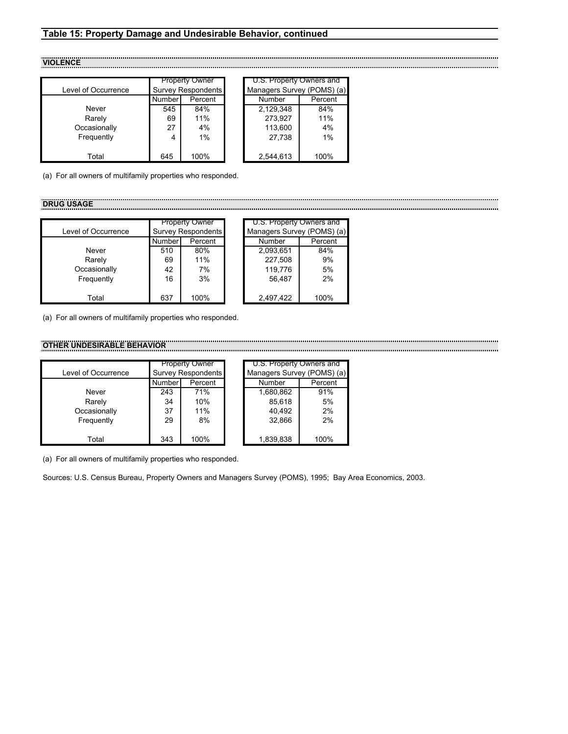## Table 15: Property Damage and Undesirable Behavior, continued

### VIOLENCE

| Level of Occurrence | Property Owner Survey Respondents | | U.S. Property Owners and Managers Survey (POMS) (a) | |
|---|---|---|---|---|
| | Number | Percent | Number | Percent |
| Never | 545 | 84% | 2,129,348 | 84% |
| Rarely | 69 | 11% | 273,927 | 11% |
| Occasionally | 27 | 4% | 113,600 | 4% |
| Frequently | 4 | 1% | 27,738 | 1% |
| Total | 645 | 100% | 2,544,613 | 100% |

(a) For all owners of multifamily properties who responded.

### DRUG USAGE

| Level of Occurrence | Property Owner Survey Respondents | | U.S. Property Owners and Managers Survey (POMS) (a) | |
|---|---|---|---|---|
| | Number | Percent | Number | Percent |
| Never | 510 | 80% | 2,093,651 | 84% |
| Rarely | 69 | 11% | 227,508 | 9% |
| Occasionally | 42 | 7% | 119,776 | 5% |
| Frequently | 16 | 3% | 56,487 | 2% |
| Total | 637 | 100% | 2,497,422 | 100% |

(a) For all owners of multifamily properties who responded.

### OTHER UNDESIRABLE BEHAVIOR

| Level of Occurrence | Property Owner Survey Respondents | | U.S. Property Owners and Managers Survey (POMS) (a) | |
|---|---|---|---|---|
| | Number | Percent | Number | Percent |
| Never | 243 | 71% | 1,680,862 | 91% |
| Rarely | 34 | 10% | 85,618 | 5% |
| Occasionally | 37 | 11% | 40,492 | 2% |
| Frequently | 29 | 8% | 32,866 | 2% |
| Total | 343 | 100% | 1,839,838 | 100% |

(a) For all owners of multifamily properties who responded.

Sources: U.S. Census Bureau, Property Owners and Managers Survey (POMS), 1995; Bay Area Economics, 2003.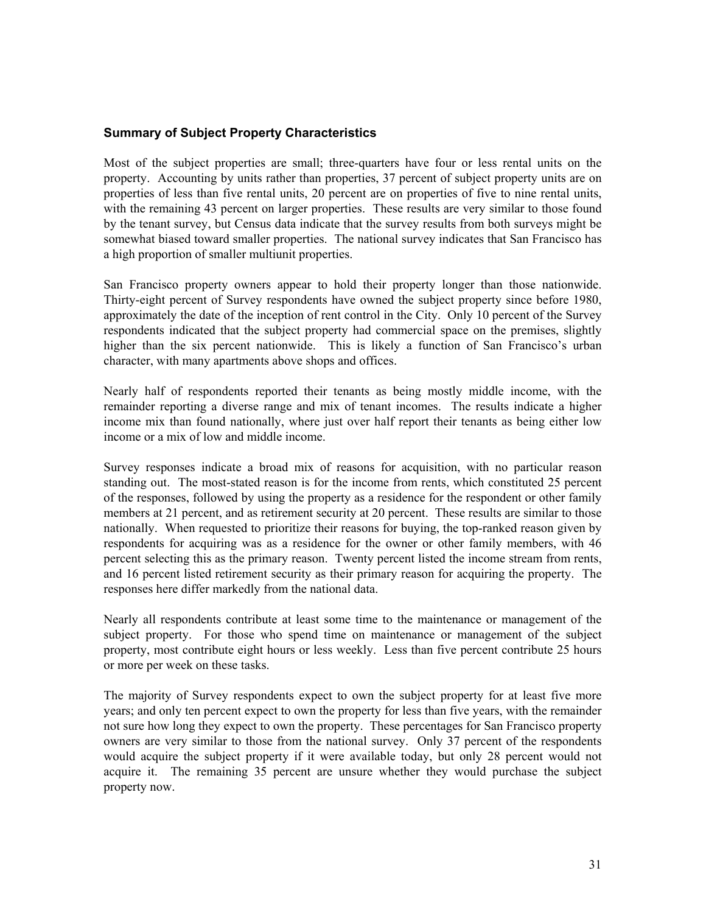### Summary of Subject Property Characteristics

Most of the subject properties are small; three-quarters have four or less rental units on the property. Accounting by units rather than properties, 37 percent of subject property units are on properties of less than five rental units, 20 percent are on properties of five to nine rental units, with the remaining 43 percent on larger properties. These results are very similar to those found by the tenant survey, but Census data indicate that the survey results from both surveys might be somewhat biased toward smaller properties. The national survey indicates that San Francisco has a high proportion of smaller multiunit properties.

San Francisco property owners appear to hold their property longer than those nationwide. Thirty-eight percent of Survey respondents have owned the subject property since before 1980, approximately the date of the inception of rent control in the City. Only 10 percent of the Survey respondents indicated that the subject property had commercial space on the premises, slightly higher than the six percent nationwide. This is likely a function of San Francisco's urban character, with many apartments above shops and offices.

Nearly half of respondents reported their tenants as being mostly middle income, with the remainder reporting a diverse range and mix of tenant incomes. The results indicate a higher income mix than found nationally, where just over half report their tenants as being either low income or a mix of low and middle income.

Survey responses indicate a broad mix of reasons for acquisition, with no particular reason standing out. The most-stated reason is for the income from rents, which constituted 25 percent of the responses, followed by using the property as a residence for the respondent or other family members at 21 percent, and as retirement security at 20 percent. These results are similar to those nationally. When requested to prioritize their reasons for buying, the top-ranked reason given by respondents for acquiring was as a residence for the owner or other family members, with 46 percent selecting this as the primary reason. Twenty percent listed the income stream from rents, and 16 percent listed retirement security as their primary reason for acquiring the property. The responses here differ markedly from the national data.

Nearly all respondents contribute at least some time to the maintenance or management of the subject property. For those who spend time on maintenance or management of the subject property, most contribute eight hours or less weekly. Less than five percent contribute 25 hours or more per week on these tasks.

The majority of Survey respondents expect to own the subject property for at least five more years; and only ten percent expect to own the property for less than five years, with the remainder not sure how long they expect to own the property. These percentages for San Francisco property owners are very similar to those from the national survey. Only 37 percent of the respondents would acquire the subject property if it were available today, but only 28 percent would not acquire it. The remaining 35 percent are unsure whether they would purchase the subject property now.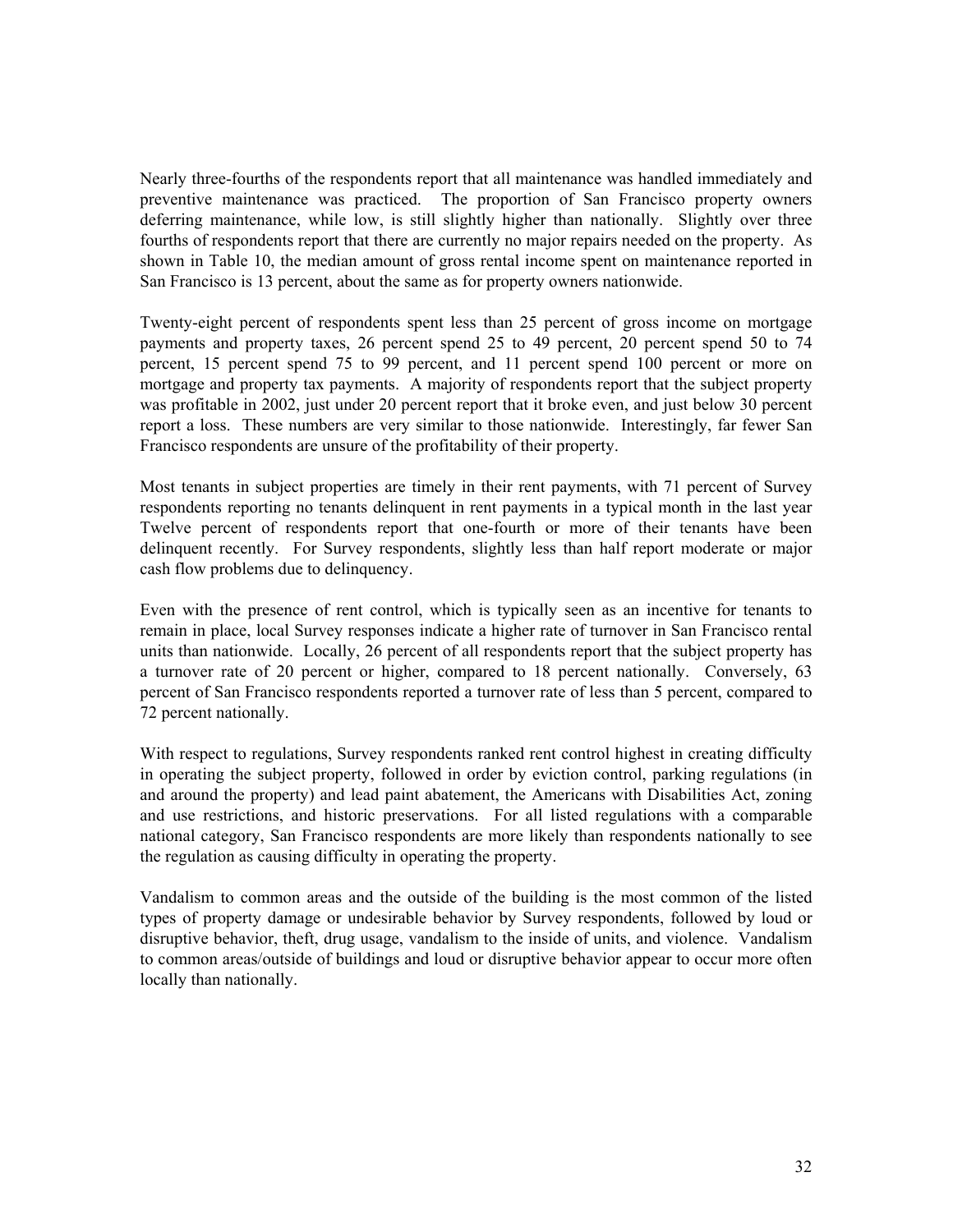Nearly three-fourths of the respondents report that all maintenance was handled immediately and preventive maintenance was practiced. The proportion of San Francisco property owners deferring maintenance, while low, is still slightly higher than nationally. Slightly over three fourths of respondents report that there are currently no major repairs needed on the property. As shown in Table 10, the median amount of gross rental income spent on maintenance reported in San Francisco is 13 percent, about the same as for property owners nationwide.

Twenty-eight percent of respondents spent less than 25 percent of gross income on mortgage payments and property taxes, 26 percent spend 25 to 49 percent, 20 percent spend 50 to 74 percent, 15 percent spend 75 to 99 percent, and 11 percent spend 100 percent or more on mortgage and property tax payments. A majority of respondents report that the subject property was profitable in 2002, just under 20 percent report that it broke even, and just below 30 percent report a loss. These numbers are very similar to those nationwide. Interestingly, far fewer San Francisco respondents are unsure of the profitability of their property.

Most tenants in subject properties are timely in their rent payments, with 71 percent of Survey respondents reporting no tenants delinquent in rent payments in a typical month in the last year Twelve percent of respondents report that one-fourth or more of their tenants have been delinquent recently. For Survey respondents, slightly less than half report moderate or major cash flow problems due to delinquency.

Even with the presence of rent control, which is typically seen as an incentive for tenants to remain in place, local Survey responses indicate a higher rate of turnover in San Francisco rental units than nationwide. Locally, 26 percent of all respondents report that the subject property has a turnover rate of 20 percent or higher, compared to 18 percent nationally. Conversely, 63 percent of San Francisco respondents reported a turnover rate of less than 5 percent, compared to 72 percent nationally.

With respect to regulations, Survey respondents ranked rent control highest in creating difficulty in operating the subject property, followed in order by eviction control, parking regulations (in and around the property) and lead paint abatement, the Americans with Disabilities Act, zoning and use restrictions, and historic preservations. For all listed regulations with a comparable national category, San Francisco respondents are more likely than respondents nationally to see the regulation as causing difficulty in operating the property.

Vandalism to common areas and the outside of the building is the most common of the listed types of property damage or undesirable behavior by Survey respondents, followed by loud or disruptive behavior, theft, drug usage, vandalism to the inside of units, and violence. Vandalism to common areas/outside of buildings and loud or disruptive behavior appear to occur more often locally than nationally.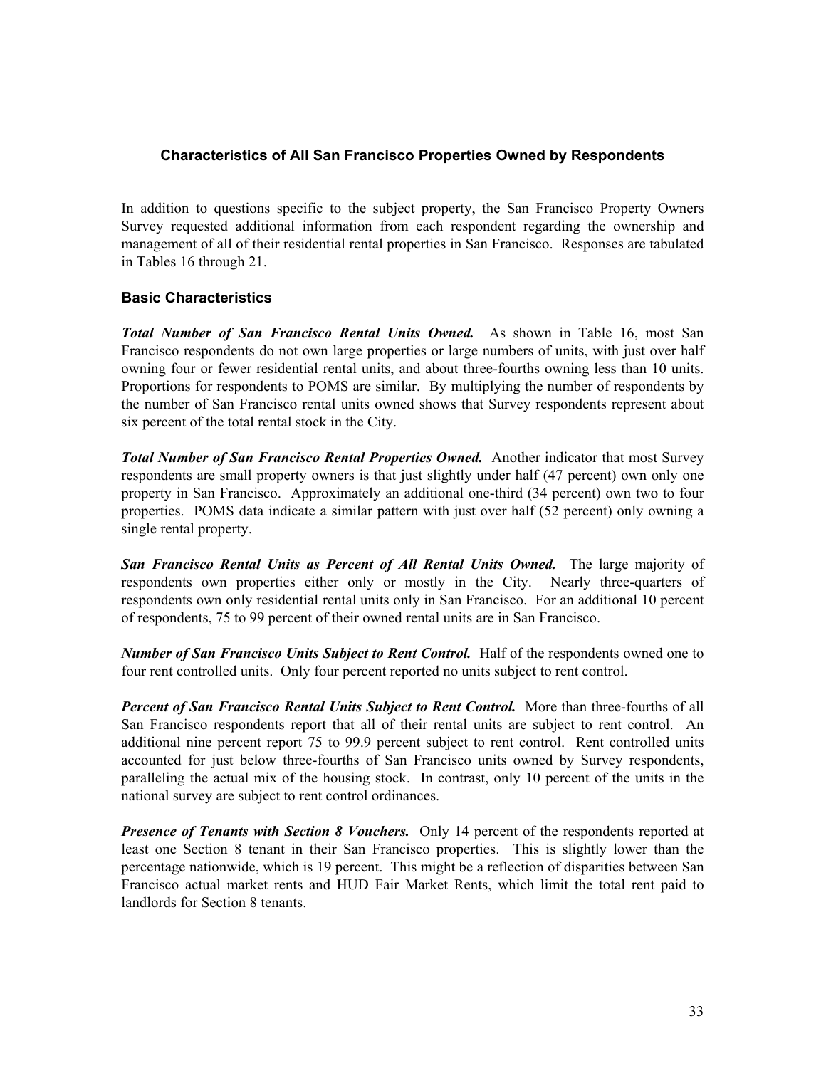## Characteristics of All San Francisco Properties Owned by Respondents

In addition to questions specific to the subject property, the San Francisco Property Owners Survey requested additional information from each respondent regarding the ownership and management of all of their residential rental properties in San Francisco. Responses are tabulated in Tables 16 through 21.

### Basic Characteristics

***Total Number of San Francisco Rental Units Owned.*** As shown in Table 16, most San Francisco respondents do not own large properties or large numbers of units, with just over half owning four or fewer residential rental units, and about three-fourths owning less than 10 units. Proportions for respondents to POMS are similar. By multiplying the number of respondents by the number of San Francisco rental units owned shows that Survey respondents represent about six percent of the total rental stock in the City.

***Total Number of San Francisco Rental Properties Owned.*** Another indicator that most Survey respondents are small property owners is that just slightly under half (47 percent) own only one property in San Francisco. Approximately an additional one-third (34 percent) own two to four properties. POMS data indicate a similar pattern with just over half (52 percent) only owning a single rental property.

***San Francisco Rental Units as Percent of All Rental Units Owned.*** The large majority of respondents own properties either only or mostly in the City. Nearly three-quarters of respondents own only residential rental units only in San Francisco. For an additional 10 percent of respondents, 75 to 99 percent of their owned rental units are in San Francisco.

***Number of San Francisco Units Subject to Rent Control.*** Half of the respondents owned one to four rent controlled units. Only four percent reported no units subject to rent control.

***Percent of San Francisco Rental Units Subject to Rent Control.*** More than three-fourths of all San Francisco respondents report that all of their rental units are subject to rent control. An additional nine percent report 75 to 99.9 percent subject to rent control. Rent controlled units accounted for just below three-fourths of San Francisco units owned by Survey respondents, paralleling the actual mix of the housing stock. In contrast, only 10 percent of the units in the national survey are subject to rent control ordinances.

***Presence of Tenants with Section 8 Vouchers.*** Only 14 percent of the respondents reported at least one Section 8 tenant in their San Francisco properties. This is slightly lower than the percentage nationwide, which is 19 percent. This might be a reflection of disparities between San Francisco actual market rents and HUD Fair Market Rents, which limit the total rent paid to landlords for Section 8 tenants.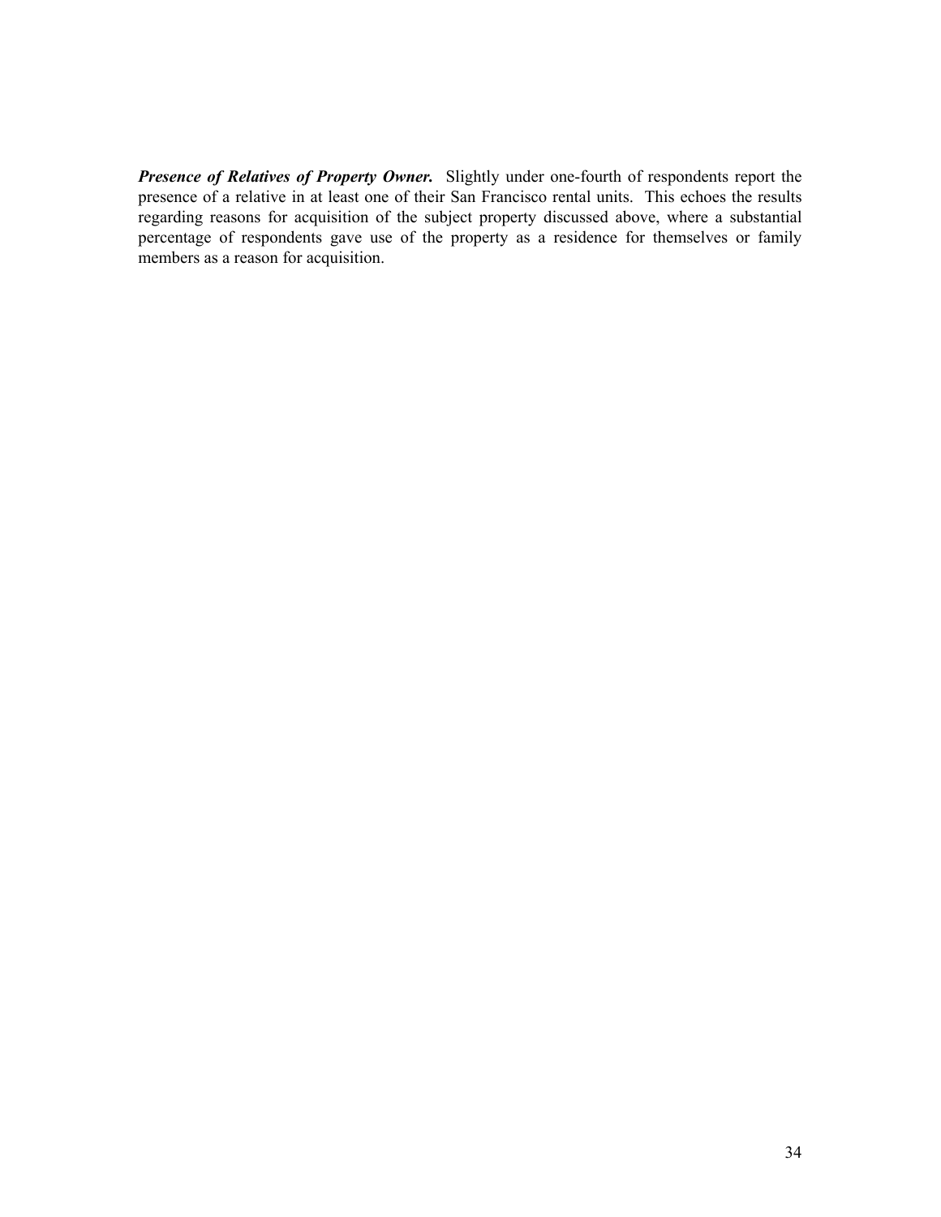***Presence of Relatives of Property Owner.*** Slightly under one-fourth of respondents report the presence of a relative in at least one of their San Francisco rental units. This echoes the results regarding reasons for acquisition of the subject property discussed above, where a substantial percentage of respondents gave use of the property as a residence for themselves or family members as a reason for acquisition.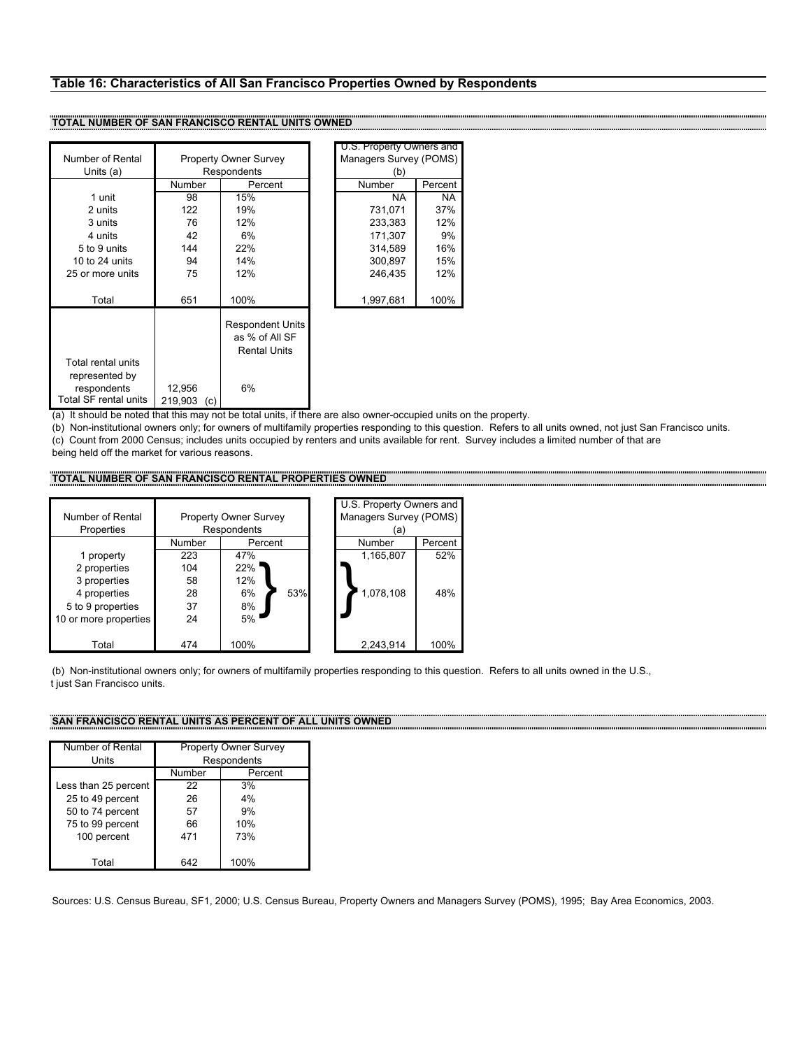## Table 16: Characteristics of All San Francisco Properties Owned by Respondents

### TOTAL NUMBER OF SAN FRANCISCO RENTAL UNITS OWNED

| Number of Rental Units (a) | Property Owner Survey Respondents | | U.S. Property Owners and Managers Survey (POMS) (b) | |
|---|---|---|---|---|
| | Number | Percent | Number | Percent |
| 1 unit | 98 | 15% | NA | NA |
| 2 units | 122 | 19% | 731,071 | 37% |
| 3 units | 76 | 12% | 233,383 | 12% |
| 4 units | 42 | 6% | 171,307 | 9% |
| 5 to 9 units | 144 | 22% | 314,589 | 16% |
| 10 to 24 units | 94 | 14% | 300,897 | 15% |
| 25 or more units | 75 | 12% | 246,435 | 12% |
| Total | 651 | 100% | 1,997,681 | 100% |

| | | Respondent Units as % of All SF Rental Units |
|---|---|---|
| Total rental units represented by respondents | 12,956 | 6% |
| Total SF rental units | 219,903 (c) | |

(a) It should be noted that this may not be total units, if there are also owner-occupied units on the property.

(b) Non-institutional owners only; for owners of multifamily properties responding to this question. Refers to all units owned, not just San Francisco units.

(c) Count from 2000 Census; includes units occupied by renters and units available for rent. Survey includes a limited number of that are being held off the market for various reasons.

### TOTAL NUMBER OF SAN FRANCISCO RENTAL PROPERTIES OWNED

| Number of Rental Properties | Property Owner Survey Respondents | | | U.S. Property Owners and Managers Survey (POMS) (a) | |
|---|---|---|---|---|---|
| | Number | Percent | | Number | Percent |
| 1 property | 223 | 47% | | 1,165,807 | 52% |
| 2 properties | 104 | 22% | 53% | 1,078,108 | 48% |
| 3 properties | 58 | 12% | | | |
| 4 properties | 28 | 6% | | | |
| 5 to 9 properties | 37 | 8% | | | |
| 10 or more properties | 24 | 5% | | | |
| Total | 474 | 100% | | 2,243,914 | 100% |

(b) Non-institutional owners only; for owners of multifamily properties responding to this question. Refers to all units owned in the U.S., t just San Francisco units.

### SAN FRANCISCO RENTAL UNITS AS PERCENT OF ALL UNITS OWNED

| Number of Rental Units | Property Owner Survey Respondents | |
|---|---|---|
| | Number | Percent |
| Less than 25 percent | 22 | 3% |
| 25 to 49 percent | 26 | 4% |
| 50 to 74 percent | 57 | 9% |
| 75 to 99 percent | 66 | 10% |
| 100 percent | 471 | 73% |
| Total | 642 | 100% |

Sources: U.S. Census Bureau, SF1, 2000; U.S. Census Bureau, Property Owners and Managers Survey (POMS), 1995; Bay Area Economics, 2003.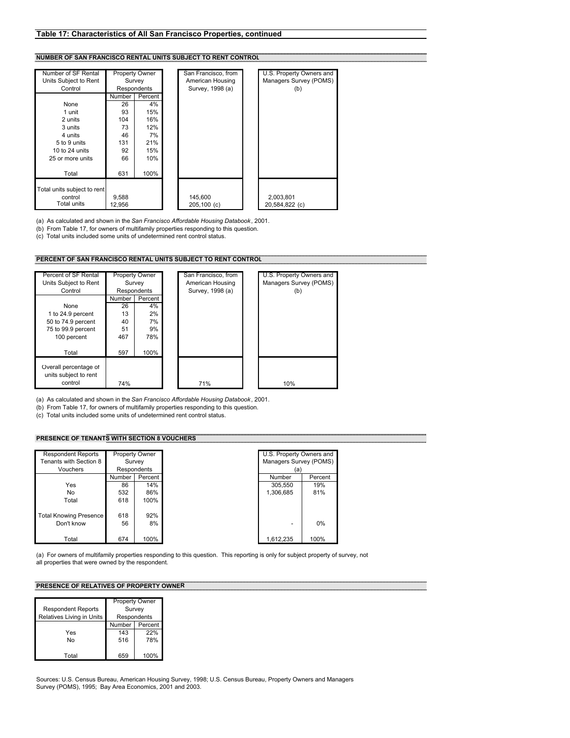## Table 17: Characteristics of All San Francisco Properties, continued

### NUMBER OF SAN FRANCISCO RENTAL UNITS SUBJECT TO RENT CONTROL

| Number of SF Rental Units Subject to Rent Control | Property Owner Survey Respondents | | San Francisco, from American Housing Survey, 1998 (a) | U.S. Property Owners and Managers Survey (POMS) (b) |
|---|---|---|---|---|
| | Number | Percent | | |
| None | 26 | 4% | | |
| 1 unit | 93 | 15% | | |
| 2 units | 104 | 16% | | |
| 3 units | 73 | 12% | | |
| 4 units | 46 | 7% | | |
| 5 to 9 units | 131 | 21% | | |
| 10 to 24 units | 92 | 15% | | |
| 25 or more units | 66 | 10% | | |
| Total | 631 | 100% | | |
| Total units subject to rent control | 9,588 | | 145,600 | 2,003,801 |
| Total units | 12,956 | | 205,100 (c) | 20,584,822 (c) |

(a) As calculated and shown in the *San Francisco Affordable Housing Databook*, 2001.
(b) From Table 17, for owners of multifamily properties responding to this question.
(c) Total units included some units of undetermined rent control status.

### PERCENT OF SAN FRANCISCO RENTAL UNITS SUBJECT TO RENT CONTROL

| Percent of SF Rental Units Subject to Rent Control | Property Owner Survey Respondents | | San Francisco, from American Housing Survey, 1998 (a) | U.S. Property Owners and Managers Survey (POMS) (b) |
|---|---|---|---|---|
| | Number | Percent | | |
| None | 26 | 4% | | |
| 1 to 24.9 percent | 13 | 2% | | |
| 50 to 74.9 percent | 40 | 7% | | |
| 75 to 99.9 percent | 51 | 9% | | |
| 100 percent | 467 | 78% | | |
| Total | 597 | 100% | | |
| Overall percentage of units subject to rent control | 74% | | 71% | 10% |

(a) As calculated and shown in the *San Francisco Affordable Housing Databook*, 2001.
(b) From Table 17, for owners of multifamily properties responding to this question.
(c) Total units included some units of undetermined rent control status.

### PRESENCE OF TENANTS WITH SECTION 8 VOUCHERS

| Respondent Reports Tenants with Section 8 Vouchers | Property Owner Survey Respondents | | U.S. Property Owners and Managers Survey (POMS) (a) | |
|---|---|---|---|---|
| | Number | Percent | Number | Percent |
| Yes | 86 | 14% | 305,550 | 19% |
| No | 532 | 86% | 1,306,685 | 81% |
| Total | 618 | 100% | | |
| Total Knowing Presence | 618 | 92% | | |
| Don't know | 56 | 8% | - | 0% |
| Total | 674 | 100% | 1,612,235 | 100% |

(a) For owners of multifamily properties responding to this question. This reporting is only for subject property of survey, not all properties that were owned by the respondent.

### PRESENCE OF RELATIVES OF PROPERTY OWNER

| Respondent Reports Relatives Living in Units | Property Owner Survey Respondents | |
|---|---|---|
| | Number | Percent |
| Yes | 143 | 22% |
| No | 516 | 78% |
| Total | 659 | 100% |

Sources: U.S. Census Bureau, American Housing Survey, 1998; U.S. Census Bureau, Property Owners and Managers Survey (POMS), 1995; Bay Area Economics, 2001 and 2003.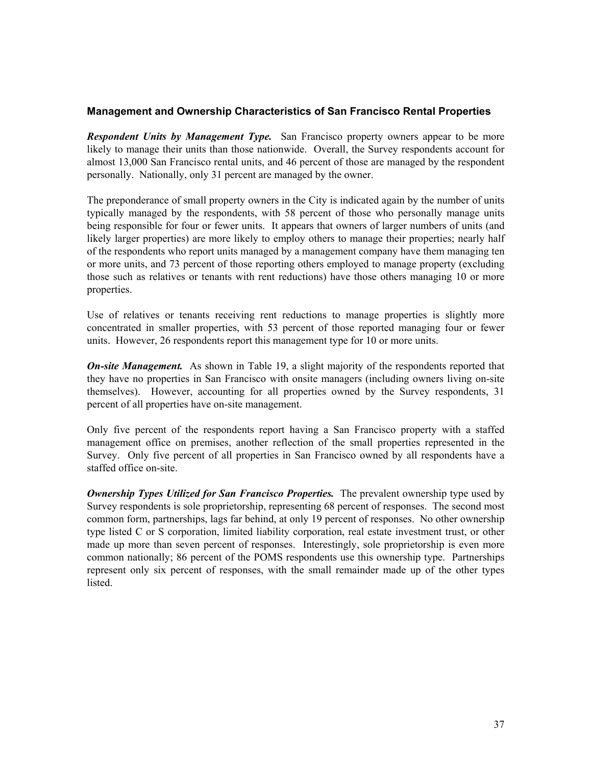### Management and Ownership Characteristics of San Francisco Rental Properties

***Respondent Units by Management Type.*** San Francisco property owners appear to be more likely to manage their units than those nationwide. Overall, the Survey respondents account for almost 13,000 San Francisco rental units, and 46 percent of those are managed by the respondent personally. Nationally, only 31 percent are managed by the owner.

The preponderance of small property owners in the City is indicated again by the number of units typically managed by the respondents, with 58 percent of those who personally manage units being responsible for four or fewer units. It appears that owners of larger numbers of units (and likely larger properties) are more likely to employ others to manage their properties; nearly half of the respondents who report units managed by a management company have them managing ten or more units, and 73 percent of those reporting others employed to manage property (excluding those such as relatives or tenants with rent reductions) have those others managing 10 or more properties.

Use of relatives or tenants receiving rent reductions to manage properties is slightly more concentrated in smaller properties, with 53 percent of those reported managing four or fewer units. However, 26 respondents report this management type for 10 or more units.

***On-site Management.*** As shown in Table 19, a slight majority of the respondents reported that they have no properties in San Francisco with onsite managers (including owners living on-site themselves). However, accounting for all properties owned by the Survey respondents, 31 percent of all properties have on-site management.

Only five percent of the respondents report having a San Francisco property with a staffed management office on premises, another reflection of the small properties represented in the Survey. Only five percent of all properties in San Francisco owned by all respondents have a staffed office on-site.

***Ownership Types Utilized for San Francisco Properties.*** The prevalent ownership type used by Survey respondents is sole proprietorship, representing 68 percent of responses. The second most common form, partnerships, lags far behind, at only 19 percent of responses. No other ownership type listed C or S corporation, limited liability corporation, real estate investment trust, or other made up more than seven percent of responses. Interestingly, sole proprietorship is even more common nationally; 86 percent of the POMS respondents use this ownership type. Partnerships represent only six percent of responses, with the small remainder made up of the other types listed.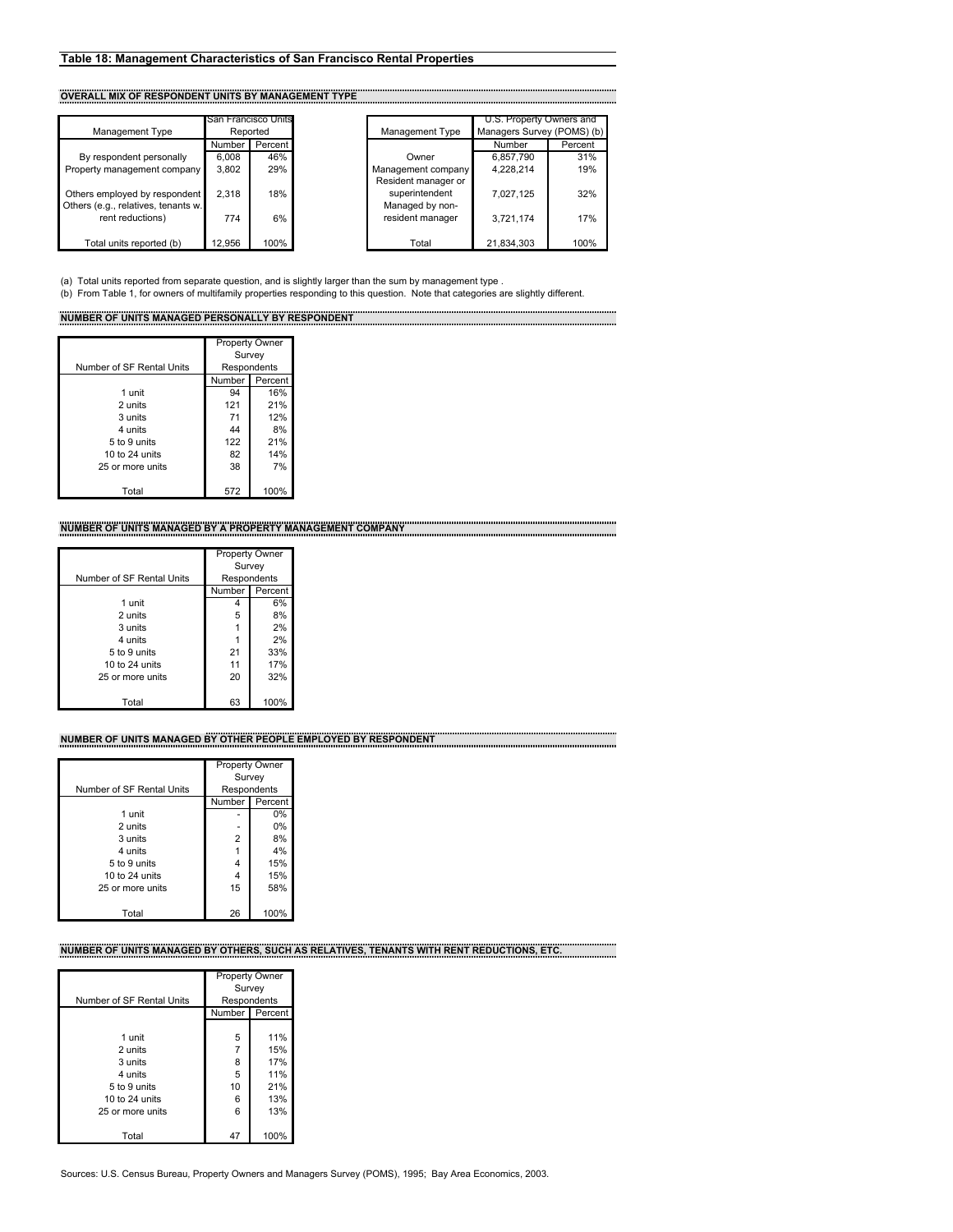## Table 18: Management Characteristics of San Francisco Rental Properties

### OVERALL MIX OF RESPONDENT UNITS BY MANAGEMENT TYPE

| Management Type | San Francisco Units Reported | |
|---|---|---|
| | Number | Percent |
| By respondent personally | 6,008 | 46% |
| Property management company | 3,802 | 29% |
| Others employed by respondent | 2,318 | 18% |
| Others (e.g., relatives, tenants w. rent reductions) | 774 | 6% |
| Total units reported (b) | 12,956 | 100% |

| Management Type | U.S. Property Owners and Managers Survey (POMS) (b) | |
|---|---|---|
| | Number | Percent |
| Owner | 6,857,790 | 31% |
| Management company | 4,228,214 | 19% |
| Resident manager or superintendent | 7,027,125 | 32% |
| Managed by non-resident manager | 3,721,174 | 17% |
| Total | 21,834,303 | 100% |

(a) Total units reported from separate question, and is slightly larger than the sum by management type .

(b) From Table 1, for owners of multifamily properties responding to this question. Note that categories are slightly different.

### NUMBER OF UNITS MANAGED PERSONALLY BY RESPONDENT

| Number of SF Rental Units | Property Owner Survey Respondents | |
|---|---|---|
| | Number | Percent |
| 1 unit | 94 | 16% |
| 2 units | 121 | 21% |
| 3 units | 71 | 12% |
| 4 units | 44 | 8% |
| 5 to 9 units | 122 | 21% |
| 10 to 24 units | 82 | 14% |
| 25 or more units | 38 | 7% |
| Total | 572 | 100% |

### NUMBER OF UNITS MANAGED BY A PROPERTY MANAGEMENT COMPANY

| Number of SF Rental Units | Property Owner Survey Respondents | |
|---|---|---|
| | Number | Percent |
| 1 unit | 4 | 6% |
| 2 units | 5 | 8% |
| 3 units | 1 | 2% |
| 4 units | 1 | 2% |
| 5 to 9 units | 21 | 33% |
| 10 to 24 units | 11 | 17% |
| 25 or more units | 20 | 32% |
| Total | 63 | 100% |

### NUMBER OF UNITS MANAGED BY OTHER PEOPLE EMPLOYED BY RESPONDENT

| Number of SF Rental Units | Property Owner Survey Respondents | |
|---|---|---|
| | Number | Percent |
| 1 unit | - | 0% |
| 2 units | - | 0% |
| 3 units | 2 | 8% |
| 4 units | 1 | 4% |
| 5 to 9 units | 4 | 15% |
| 10 to 24 units | 4 | 15% |
| 25 or more units | 15 | 58% |
| Total | 26 | 100% |

### NUMBER OF UNITS MANAGED BY OTHERS, SUCH AS RELATIVES, TENANTS WITH RENT REDUCTIONS, ETC.

| Number of SF Rental Units | Property Owner Survey Respondents | |
|---|---|---|
| | Number | Percent |
| 1 unit | 5 | 11% |
| 2 units | 7 | 15% |
| 3 units | 8 | 17% |
| 4 units | 5 | 11% |
| 5 to 9 units | 10 | 21% |
| 10 to 24 units | 6 | 13% |
| 25 or more units | 6 | 13% |
| Total | 47 | 100% |

Sources: U.S. Census Bureau, Property Owners and Managers Survey (POMS), 1995; Bay Area Economics, 2003.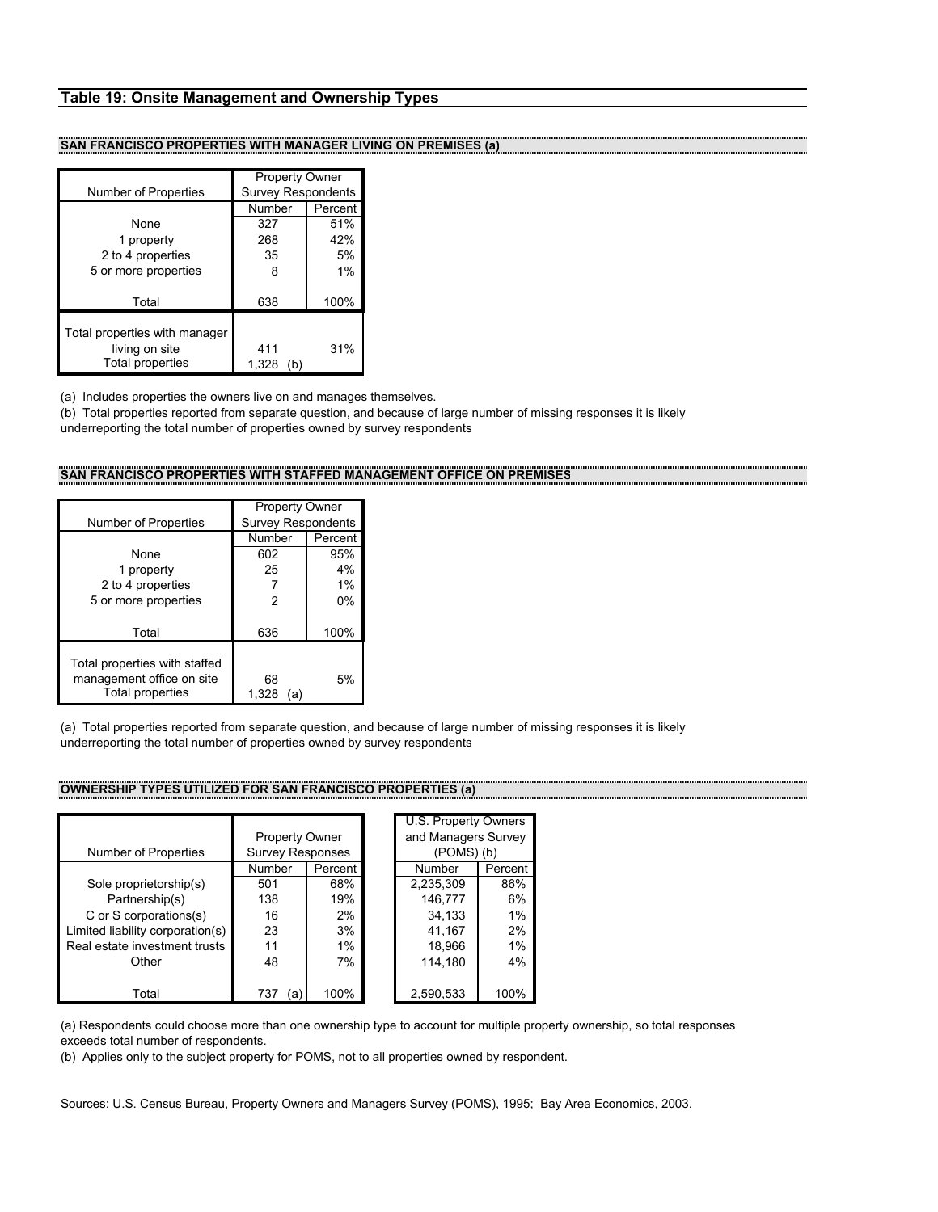## Table 19: Onsite Management and Ownership Types

### SAN FRANCISCO PROPERTIES WITH MANAGER LIVING ON PREMISES (a)

| Number of Properties | Property Owner Survey Respondents | |
|---|---|---|
| | Number | Percent |
| None | 327 | 51% |
| 1 property | 268 | 42% |
| 2 to 4 properties | 35 | 5% |
| 5 or more properties | 8 | 1% |
| Total | 638 | 100% |
| Total properties with manager living on site | 411 | 31% |
| Total properties | 1,328 (b) | |

(a) Includes properties the owners live on and manages themselves.
(b) Total properties reported from separate question, and because of large number of missing responses it is likely underreporting the total number of properties owned by survey respondents

### SAN FRANCISCO PROPERTIES WITH STAFFED MANAGEMENT OFFICE ON PREMISES

| Number of Properties | Property Owner Survey Respondents | |
|---|---|---|
| | Number | Percent |
| None | 602 | 95% |
| 1 property | 25 | 4% |
| 2 to 4 properties | 7 | 1% |
| 5 or more properties | 2 | 0% |
| Total | 636 | 100% |
| Total properties with staffed management office on site | 68 | 5% |
| Total properties | 1,328 (a) | |

(a) Total properties reported from separate question, and because of large number of missing responses it is likely underreporting the total number of properties owned by survey respondents

### OWNERSHIP TYPES UTILIZED FOR SAN FRANCISCO PROPERTIES (a)

| Number of Properties | Property Owner Survey Responses | | U.S. Property Owners and Managers Survey (POMS) (b) | |
|---|---|---|---|---|
| | Number | Percent | Number | Percent |
| Sole proprietorship(s) | 501 | 68% | 2,235,309 | 86% |
| Partnership(s) | 138 | 19% | 146,777 | 6% |
| C or S corporations(s) | 16 | 2% | 34,133 | 1% |
| Limited liability corporation(s) | 23 | 3% | 41,167 | 2% |
| Real estate investment trusts | 11 | 1% | 18,966 | 1% |
| Other | 48 | 7% | 114,180 | 4% |
| Total | 737 (a) | 100% | 2,590,533 | 100% |

(a) Respondents could choose more than one ownership type to account for multiple property ownership, so total responses exceeds total number of respondents.
(b) Applies only to the subject property for POMS, not to all properties owned by respondent.

Sources: U.S. Census Bureau, Property Owners and Managers Survey (POMS), 1995; Bay Area Economics, 2003.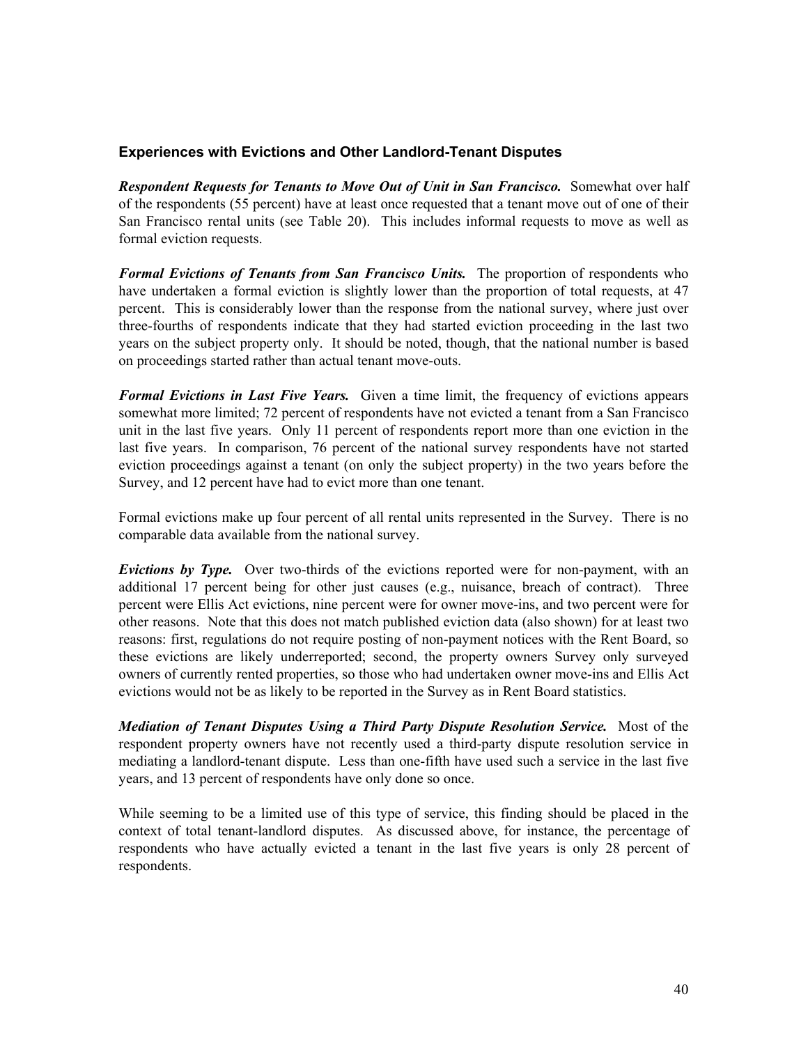### Experiences with Evictions and Other Landlord-Tenant Disputes

***Respondent Requests for Tenants to Move Out of Unit in San Francisco.*** Somewhat over half of the respondents (55 percent) have at least once requested that a tenant move out of one of their San Francisco rental units (see Table 20). This includes informal requests to move as well as formal eviction requests.

***Formal Evictions of Tenants from San Francisco Units.*** The proportion of respondents who have undertaken a formal eviction is slightly lower than the proportion of total requests, at 47 percent. This is considerably lower than the response from the national survey, where just over three-fourths of respondents indicate that they had started eviction proceeding in the last two years on the subject property only. It should be noted, though, that the national number is based on proceedings started rather than actual tenant move-outs.

***Formal Evictions in Last Five Years.*** Given a time limit, the frequency of evictions appears somewhat more limited; 72 percent of respondents have not evicted a tenant from a San Francisco unit in the last five years. Only 11 percent of respondents report more than one eviction in the last five years. In comparison, 76 percent of the national survey respondents have not started eviction proceedings against a tenant (on only the subject property) in the two years before the Survey, and 12 percent have had to evict more than one tenant.

Formal evictions make up four percent of all rental units represented in the Survey. There is no comparable data available from the national survey.

***Evictions by Type.*** Over two-thirds of the evictions reported were for non-payment, with an additional 17 percent being for other just causes (e.g., nuisance, breach of contract). Three percent were Ellis Act evictions, nine percent were for owner move-ins, and two percent were for other reasons. Note that this does not match published eviction data (also shown) for at least two reasons: first, regulations do not require posting of non-payment notices with the Rent Board, so these evictions are likely underreported; second, the property owners Survey only surveyed owners of currently rented properties, so those who had undertaken owner move-ins and Ellis Act evictions would not be as likely to be reported in the Survey as in Rent Board statistics.

***Mediation of Tenant Disputes Using a Third Party Dispute Resolution Service.*** Most of the respondent property owners have not recently used a third-party dispute resolution service in mediating a landlord-tenant dispute. Less than one-fifth have used such a service in the last five years, and 13 percent of respondents have only done so once.

While seeming to be a limited use of this type of service, this finding should be placed in the context of total tenant-landlord disputes. As discussed above, for instance, the percentage of respondents who have actually evicted a tenant in the last five years is only 28 percent of respondents.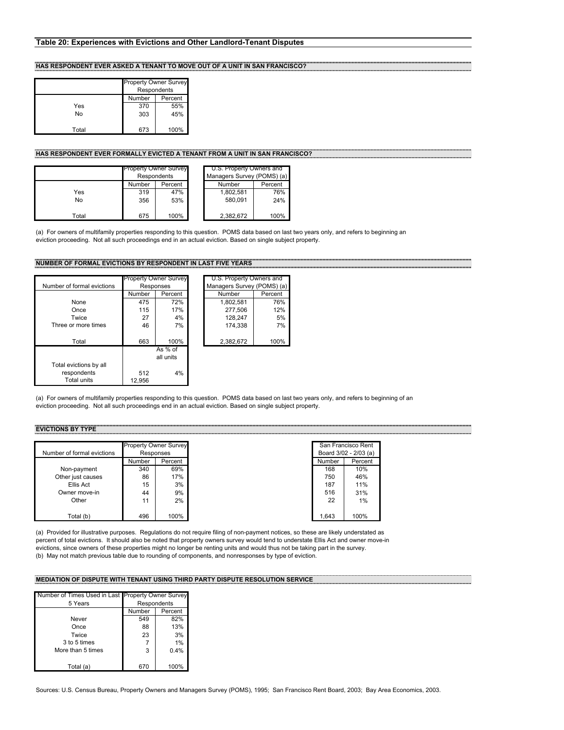## Table 20: Experiences with Evictions and Other Landlord-Tenant Disputes

### HAS RESPONDENT EVER ASKED A TENANT TO MOVE OUT OF A UNIT IN SAN FRANCISCO?

| | Property Owner Survey Respondents | |
|---|---|---|
| | Number | Percent |
| Yes | 370 | 55% |
| No | 303 | 45% |
| Total | 673 | 100% |

### HAS RESPONDENT EVER FORMALLY EVICTED A TENANT FROM A UNIT IN SAN FRANCISCO?

| | Property Owner Survey Respondents | | U.S. Property Owners and Managers Survey (POMS) (a) | |
|---|---|---|---|---|
| | Number | Percent | Number | Percent |
| Yes | 319 | 47% | 1,802,581 | 76% |
| No | 356 | 53% | 580,091 | 24% |
| Total | 675 | 100% | 2,382,672 | 100% |

(a) For owners of multifamily properties responding to this question. POMS data based on last two years only, and refers to beginning an eviction proceeding. Not all such proceedings end in an actual eviction. Based on single subject property.

### NUMBER OF FORMAL EVICTIONS BY RESPONDENT IN LAST FIVE YEARS

| Number of formal evictions | Property Owner Survey Responses | | U.S. Property Owners and Managers Survey (POMS) (a) | |
|---|---|---|---|---|
| | Number | Percent | Number | Percent |
| None | 475 | 72% | 1,802,581 | 76% |
| Once | 115 | 17% | 277,506 | 12% |
| Twice | 27 | 4% | 128,247 | 5% |
| Three or more times | 46 | 7% | 174,338 | 7% |
| Total | 663 | 100% | 2,382,672 | 100% |
| | | As % of all units | | |
| Total evictions by all respondents | 512 | 4% | | |
| Total units | 12,956 | | | |

(a) For owners of multifamily properties responding to this question. POMS data based on last two years only, and refers to beginning of an eviction proceeding. Not all such proceedings end in an actual eviction. Based on single subject property.

### EVICTIONS BY TYPE

| Number of formal evictions | Property Owner Survey Responses | | San Francisco Rent Board 3/02 - 2/03 (a) | |
|---|---|---|---|---|
| | Number | Percent | Number | Percent |
| Non-payment | 340 | 69% | 168 | 10% |
| Other just causes | 86 | 17% | 750 | 46% |
| Ellis Act | 15 | 3% | 187 | 11% |
| Owner move-in | 44 | 9% | 516 | 31% |
| Other | 11 | 2% | 22 | 1% |
| Total (b) | 496 | 100% | 1,643 | 100% |

(a) Provided for illustrative purposes. Regulations do not require filing of non-payment notices, so these are likely understated as percent of total evictions. It should also be noted that property owners survey would tend to understate Ellis Act and owner move-in evictions, since owners of these properties might no longer be renting units and would thus not be taking part in the survey.
(b) May not match previous table due to rounding of components, and nonresponses by type of eviction.

### MEDIATION OF DISPUTE WITH TENANT USING THIRD PARTY DISPUTE RESOLUTION SERVICE

| Number of Times Used in Last 5 Years | Property Owner Survey Respondents | |
|---|---|---|
| | Number | Percent |
| Never | 549 | 82% |
| Once | 88 | 13% |
| Twice | 23 | 3% |
| 3 to 5 times | 7 | 1% |
| More than 5 times | 3 | 0.4% |
| Total (a) | 670 | 100% |

Sources: U.S. Census Bureau, Property Owners and Managers Survey (POMS), 1995; San Francisco Rent Board, 2003; Bay Area Economics, 2003.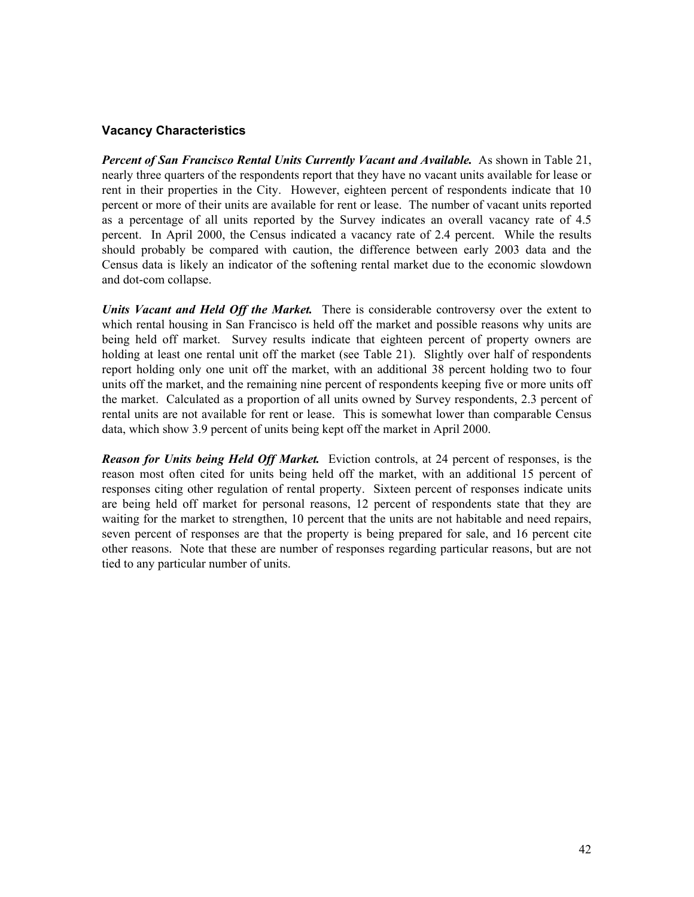### Vacancy Characteristics

***Percent of San Francisco Rental Units Currently Vacant and Available.*** As shown in Table 21, nearly three quarters of the respondents report that they have no vacant units available for lease or rent in their properties in the City. However, eighteen percent of respondents indicate that 10 percent or more of their units are available for rent or lease. The number of vacant units reported as a percentage of all units reported by the Survey indicates an overall vacancy rate of 4.5 percent. In April 2000, the Census indicated a vacancy rate of 2.4 percent. While the results should probably be compared with caution, the difference between early 2003 data and the Census data is likely an indicator of the softening rental market due to the economic slowdown and dot-com collapse.

***Units Vacant and Held Off the Market.*** There is considerable controversy over the extent to which rental housing in San Francisco is held off the market and possible reasons why units are being held off market. Survey results indicate that eighteen percent of property owners are holding at least one rental unit off the market (see Table 21). Slightly over half of respondents report holding only one unit off the market, with an additional 38 percent holding two to four units off the market, and the remaining nine percent of respondents keeping five or more units off the market. Calculated as a proportion of all units owned by Survey respondents, 2.3 percent of rental units are not available for rent or lease. This is somewhat lower than comparable Census data, which show 3.9 percent of units being kept off the market in April 2000.

***Reason for Units being Held Off Market.*** Eviction controls, at 24 percent of responses, is the reason most often cited for units being held off the market, with an additional 15 percent of responses citing other regulation of rental property. Sixteen percent of responses indicate units are being held off market for personal reasons, 12 percent of respondents state that they are waiting for the market to strengthen, 10 percent that the units are not habitable and need repairs, seven percent of responses are that the property is being prepared for sale, and 16 percent cite other reasons. Note that these are number of responses regarding particular reasons, but are not tied to any particular number of units.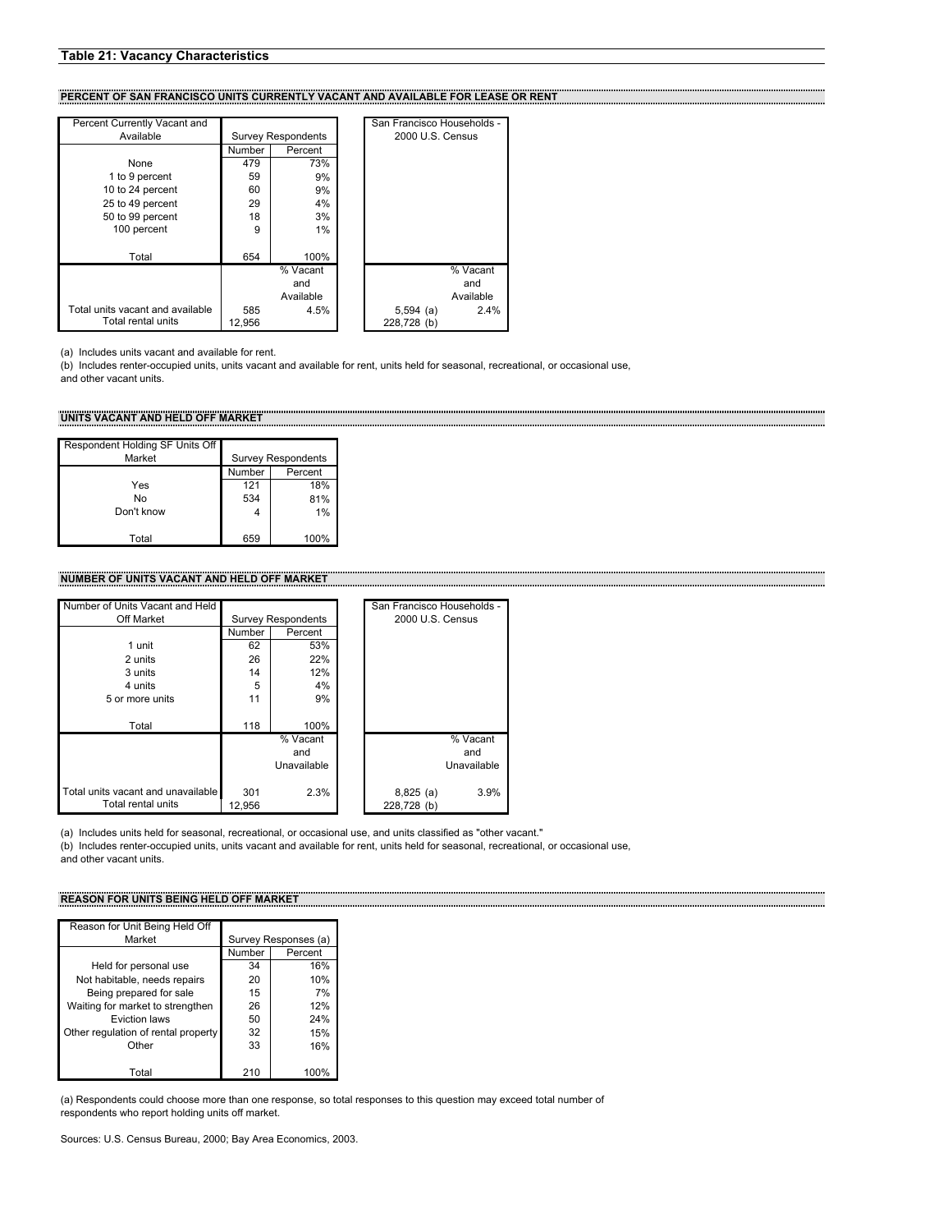## Table 21: Vacancy Characteristics

### PERCENT OF SAN FRANCISCO UNITS CURRENTLY VACANT AND AVAILABLE FOR LEASE OR RENT

| Percent Currently Vacant and Available | Survey Respondents | | San Francisco Households - 2000 U.S. Census | |
|---|---|---|---|---|
| | Number | Percent | | |
| None | 479 | 73% | | |
| 1 to 9 percent | 59 | 9% | | |
| 10 to 24 percent | 60 | 9% | | |
| 25 to 49 percent | 29 | 4% | | |
| 50 to 99 percent | 18 | 3% | | |
| 100 percent | 9 | 1% | | |
| Total | 654 | 100% | | |
| | | % Vacant and Available | | % Vacant and Available |
| Total units vacant and available | 585 | 4.5% | 5,594 (a) | 2.4% |
| Total rental units | 12,956 | | 228,728 (b) | |

(a) Includes units vacant and available for rent.
(b) Includes renter-occupied units, units vacant and available for rent, units held for seasonal, recreational, or occasional use, and other vacant units.

### UNITS VACANT AND HELD OFF MARKET

| Respondent Holding SF Units Off Market | Survey Respondents | |
|---|---|---|
| | Number | Percent |
| Yes | 121 | 18% |
| No | 534 | 81% |
| Don't know | 4 | 1% |
| Total | 659 | 100% |

### NUMBER OF UNITS VACANT AND HELD OFF MARKET

| Number of Units Vacant and Held Off Market | Survey Respondents | | San Francisco Households - 2000 U.S. Census | |
|---|---|---|---|---|
| | Number | Percent | | |
| 1 unit | 62 | 53% | | |
| 2 units | 26 | 22% | | |
| 3 units | 14 | 12% | | |
| 4 units | 5 | 4% | | |
| 5 or more units | 11 | 9% | | |
| Total | 118 | 100% | | |
| | | % Vacant and Unavailable | | % Vacant and Unavailable |
| Total units vacant and unavailable | 301 | 2.3% | 8,825 (a) | 3.9% |
| Total rental units | 12,956 | | 228,728 (b) | |

(a) Includes units held for seasonal, recreational, or occasional use, and units classified as "other vacant."
(b) Includes renter-occupied units, units vacant and available for rent, units held for seasonal, recreational, or occasional use, and other vacant units.

### REASON FOR UNITS BEING HELD OFF MARKET

| Reason for Unit Being Held Off Market | Survey Responses (a) | |
|---|---|---|
| | Number | Percent |
| Held for personal use | 34 | 16% |
| Not habitable, needs repairs | 20 | 10% |
| Being prepared for sale | 15 | 7% |
| Waiting for market to strengthen | 26 | 12% |
| Eviction laws | 50 | 24% |
| Other regulation of rental property | 32 | 15% |
| Other | 33 | 16% |
| Total | 210 | 100% |

(a) Respondents could choose more than one response, so total responses to this question may exceed total number of respondents who report holding units off market.

Sources: U.S. Census Bureau, 2000; Bay Area Economics, 2003.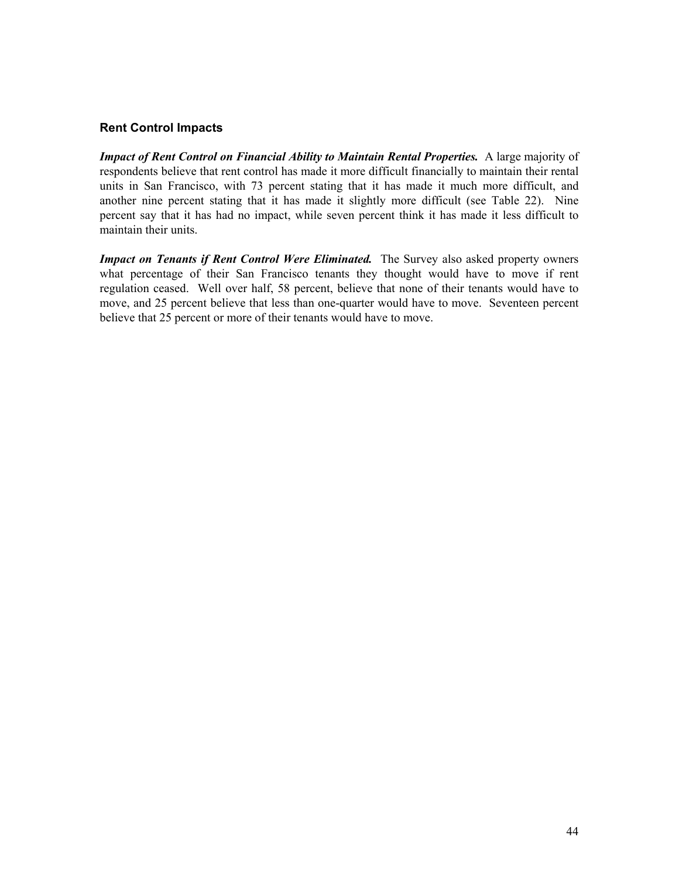## Rent Control Impacts

***Impact of Rent Control on Financial Ability to Maintain Rental Properties.*** A large majority of respondents believe that rent control has made it more difficult financially to maintain their rental units in San Francisco, with 73 percent stating that it has made it much more difficult, and another nine percent stating that it has made it slightly more difficult (see Table 22). Nine percent say that it has had no impact, while seven percent think it has made it less difficult to maintain their units.

***Impact on Tenants if Rent Control Were Eliminated.*** The Survey also asked property owners what percentage of their San Francisco tenants they thought would have to move if rent regulation ceased. Well over half, 58 percent, believe that none of their tenants would have to move, and 25 percent believe that less than one-quarter would have to move. Seventeen percent believe that 25 percent or more of their tenants would have to move.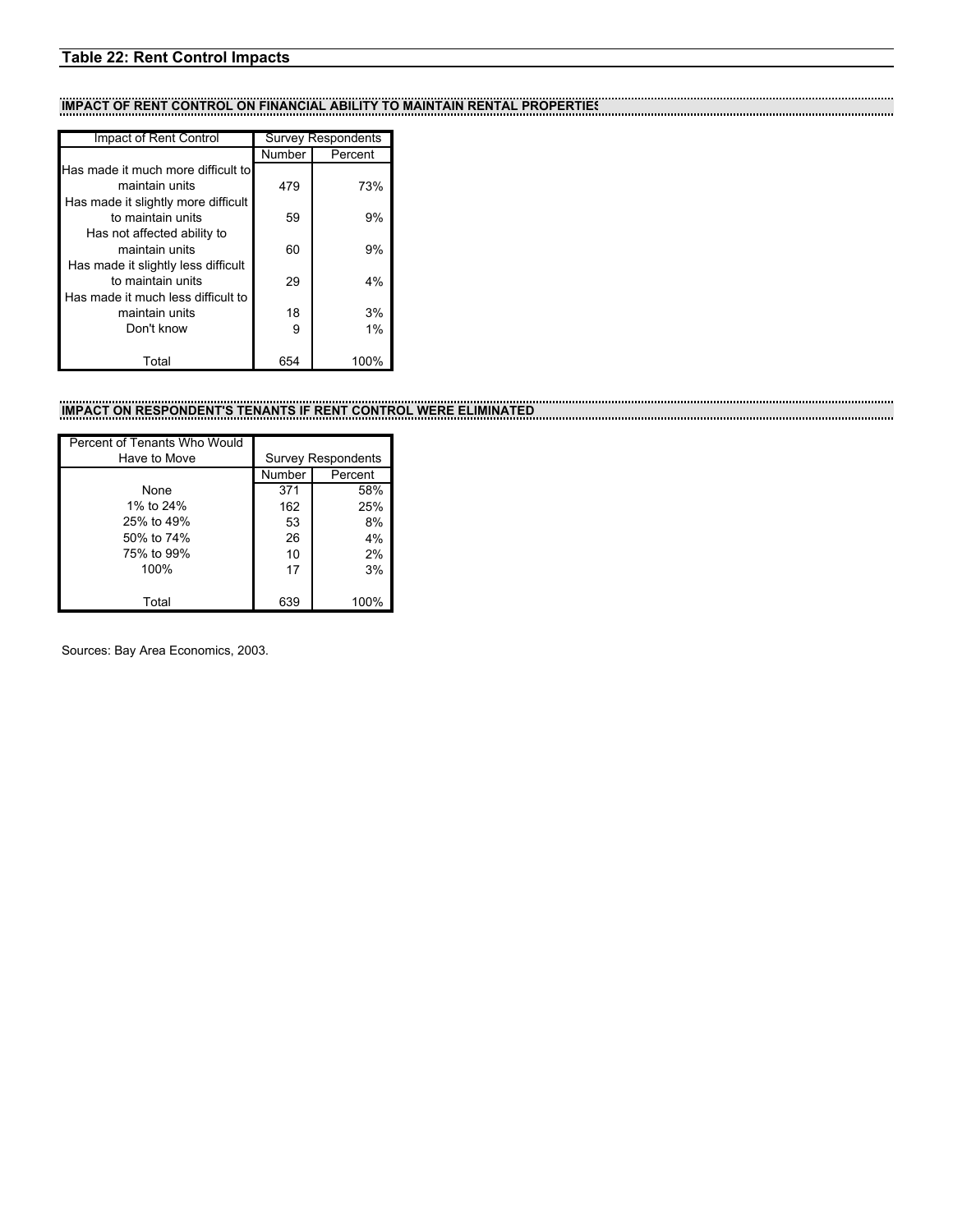## Table 22: Rent Control Impacts

### IMPACT OF RENT CONTROL ON FINANCIAL ABILITY TO MAINTAIN RENTAL PROPERTIES

| Impact of Rent Control | Survey Respondents | |
|---|---|---|
| | Number | Percent |
| Has made it much more difficult to maintain units | 479 | 73% |
| Has made it slightly more difficult to maintain units | 59 | 9% |
| Has not affected ability to maintain units | 60 | 9% |
| Has made it slightly less difficult to maintain units | 29 | 4% |
| Has made it much less difficult to maintain units | 18 | 3% |
| Don't know | 9 | 1% |
| Total | 654 | 100% |

### IMPACT ON RESPONDENT'S TENANTS IF RENT CONTROL WERE ELIMINATED

| Percent of Tenants Who Would Have to Move | Survey Respondents | |
|---|---|---|
| | Number | Percent |
| None | 371 | 58% |
| 1% to 24% | 162 | 25% |
| 25% to 49% | 53 | 8% |
| 50% to 74% | 26 | 4% |
| 75% to 99% | 10 | 2% |
| 100% | 17 | 3% |
| Total | 639 | 100% |

Sources: Bay Area Economics, 2003.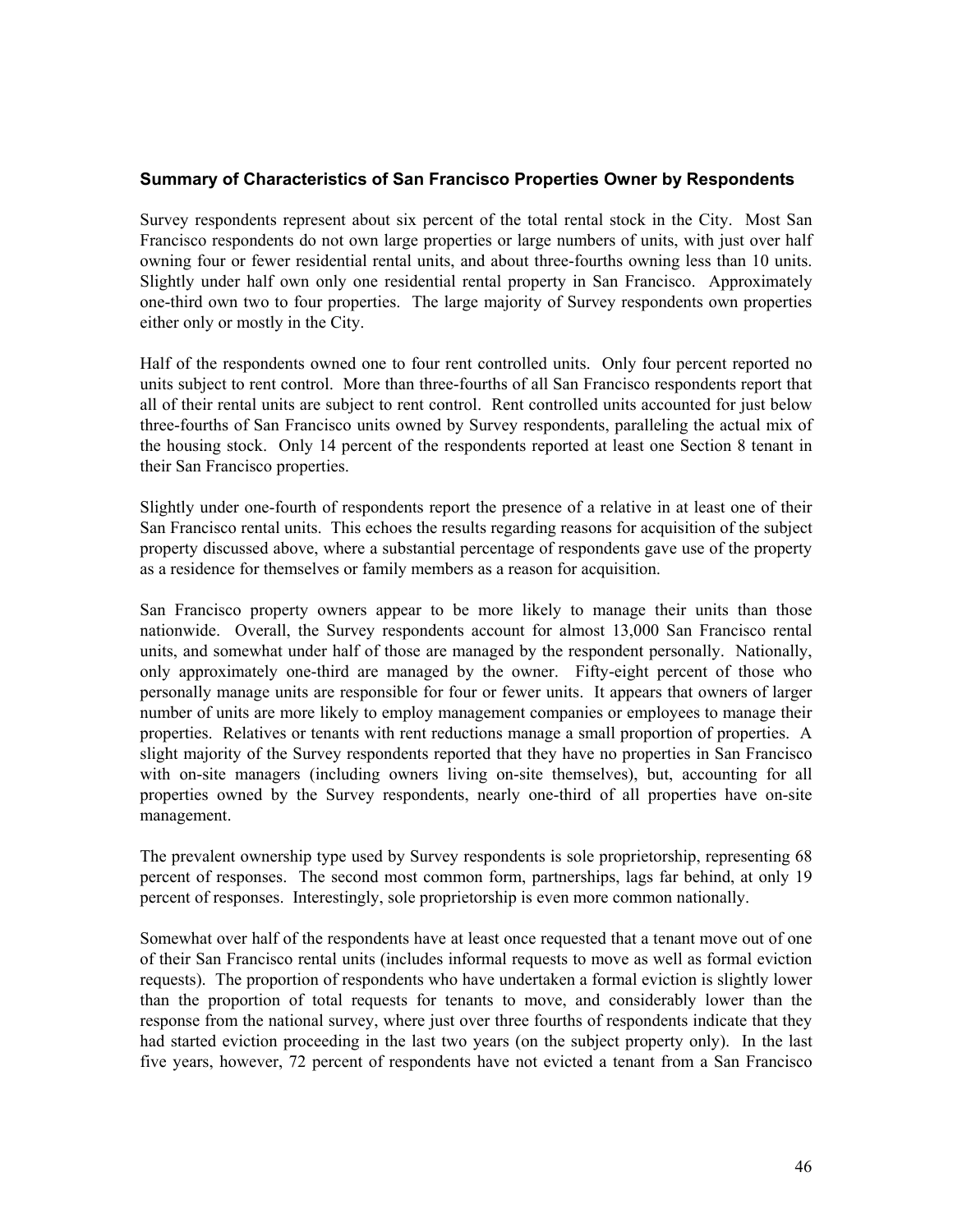### Summary of Characteristics of San Francisco Properties Owner by Respondents

Survey respondents represent about six percent of the total rental stock in the City. Most San Francisco respondents do not own large properties or large numbers of units, with just over half owning four or fewer residential rental units, and about three-fourths owning less than 10 units. Slightly under half own only one residential rental property in San Francisco. Approximately one-third own two to four properties. The large majority of Survey respondents own properties either only or mostly in the City.

Half of the respondents owned one to four rent controlled units. Only four percent reported no units subject to rent control. More than three-fourths of all San Francisco respondents report that all of their rental units are subject to rent control. Rent controlled units accounted for just below three-fourths of San Francisco units owned by Survey respondents, paralleling the actual mix of the housing stock. Only 14 percent of the respondents reported at least one Section 8 tenant in their San Francisco properties.

Slightly under one-fourth of respondents report the presence of a relative in at least one of their San Francisco rental units. This echoes the results regarding reasons for acquisition of the subject property discussed above, where a substantial percentage of respondents gave use of the property as a residence for themselves or family members as a reason for acquisition.

San Francisco property owners appear to be more likely to manage their units than those nationwide. Overall, the Survey respondents account for almost 13,000 San Francisco rental units, and somewhat under half of those are managed by the respondent personally. Nationally, only approximately one-third are managed by the owner. Fifty-eight percent of those who personally manage units are responsible for four or fewer units. It appears that owners of larger number of units are more likely to employ management companies or employees to manage their properties. Relatives or tenants with rent reductions manage a small proportion of properties. A slight majority of the Survey respondents reported that they have no properties in San Francisco with on-site managers (including owners living on-site themselves), but, accounting for all properties owned by the Survey respondents, nearly one-third of all properties have on-site management.

The prevalent ownership type used by Survey respondents is sole proprietorship, representing 68 percent of responses. The second most common form, partnerships, lags far behind, at only 19 percent of responses. Interestingly, sole proprietorship is even more common nationally.

Somewhat over half of the respondents have at least once requested that a tenant move out of one of their San Francisco rental units (includes informal requests to move as well as formal eviction requests). The proportion of respondents who have undertaken a formal eviction is slightly lower than the proportion of total requests for tenants to move, and considerably lower than the response from the national survey, where just over three fourths of respondents indicate that they had started eviction proceeding in the last two years (on the subject property only). In the last five years, however, 72 percent of respondents have not evicted a tenant from a San Francisco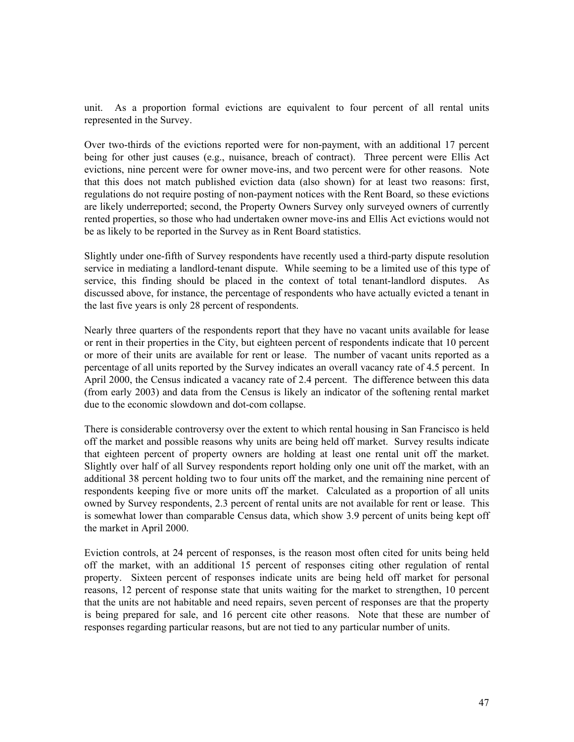unit. As a proportion formal evictions are equivalent to four percent of all rental units represented in the Survey.

Over two-thirds of the evictions reported were for non-payment, with an additional 17 percent being for other just causes (e.g., nuisance, breach of contract). Three percent were Ellis Act evictions, nine percent were for owner move-ins, and two percent were for other reasons. Note that this does not match published eviction data (also shown) for at least two reasons: first, regulations do not require posting of non-payment notices with the Rent Board, so these evictions are likely underreported; second, the Property Owners Survey only surveyed owners of currently rented properties, so those who had undertaken owner move-ins and Ellis Act evictions would not be as likely to be reported in the Survey as in Rent Board statistics.

Slightly under one-fifth of Survey respondents have recently used a third-party dispute resolution service in mediating a landlord-tenant dispute. While seeming to be a limited use of this type of service, this finding should be placed in the context of total tenant-landlord disputes. As discussed above, for instance, the percentage of respondents who have actually evicted a tenant in the last five years is only 28 percent of respondents.

Nearly three quarters of the respondents report that they have no vacant units available for lease or rent in their properties in the City, but eighteen percent of respondents indicate that 10 percent or more of their units are available for rent or lease. The number of vacant units reported as a percentage of all units reported by the Survey indicates an overall vacancy rate of 4.5 percent. In April 2000, the Census indicated a vacancy rate of 2.4 percent. The difference between this data (from early 2003) and data from the Census is likely an indicator of the softening rental market due to the economic slowdown and dot-com collapse.

There is considerable controversy over the extent to which rental housing in San Francisco is held off the market and possible reasons why units are being held off market. Survey results indicate that eighteen percent of property owners are holding at least one rental unit off the market. Slightly over half of all Survey respondents report holding only one unit off the market, with an additional 38 percent holding two to four units off the market, and the remaining nine percent of respondents keeping five or more units off the market. Calculated as a proportion of all units owned by Survey respondents, 2.3 percent of rental units are not available for rent or lease. This is somewhat lower than comparable Census data, which show 3.9 percent of units being kept off the market in April 2000.

Eviction controls, at 24 percent of responses, is the reason most often cited for units being held off the market, with an additional 15 percent of responses citing other regulation of rental property. Sixteen percent of responses indicate units are being held off market for personal reasons, 12 percent of response state that units waiting for the market to strengthen, 10 percent that the units are not habitable and need repairs, seven percent of responses are that the property is being prepared for sale, and 16 percent cite other reasons. Note that these are number of responses regarding particular reasons, but are not tied to any particular number of units.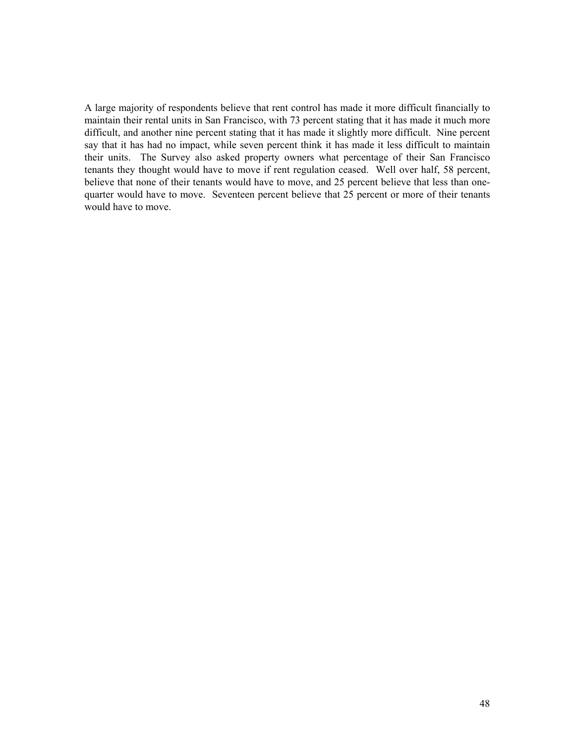A large majority of respondents believe that rent control has made it more difficult financially to maintain their rental units in San Francisco, with 73 percent stating that it has made it much more difficult, and another nine percent stating that it has made it slightly more difficult. Nine percent say that it has had no impact, while seven percent think it has made it less difficult to maintain their units. The Survey also asked property owners what percentage of their San Francisco tenants they thought would have to move if rent regulation ceased. Well over half, 58 percent, believe that none of their tenants would have to move, and 25 percent believe that less than one-quarter would have to move. Seventeen percent believe that 25 percent or more of their tenants would have to move.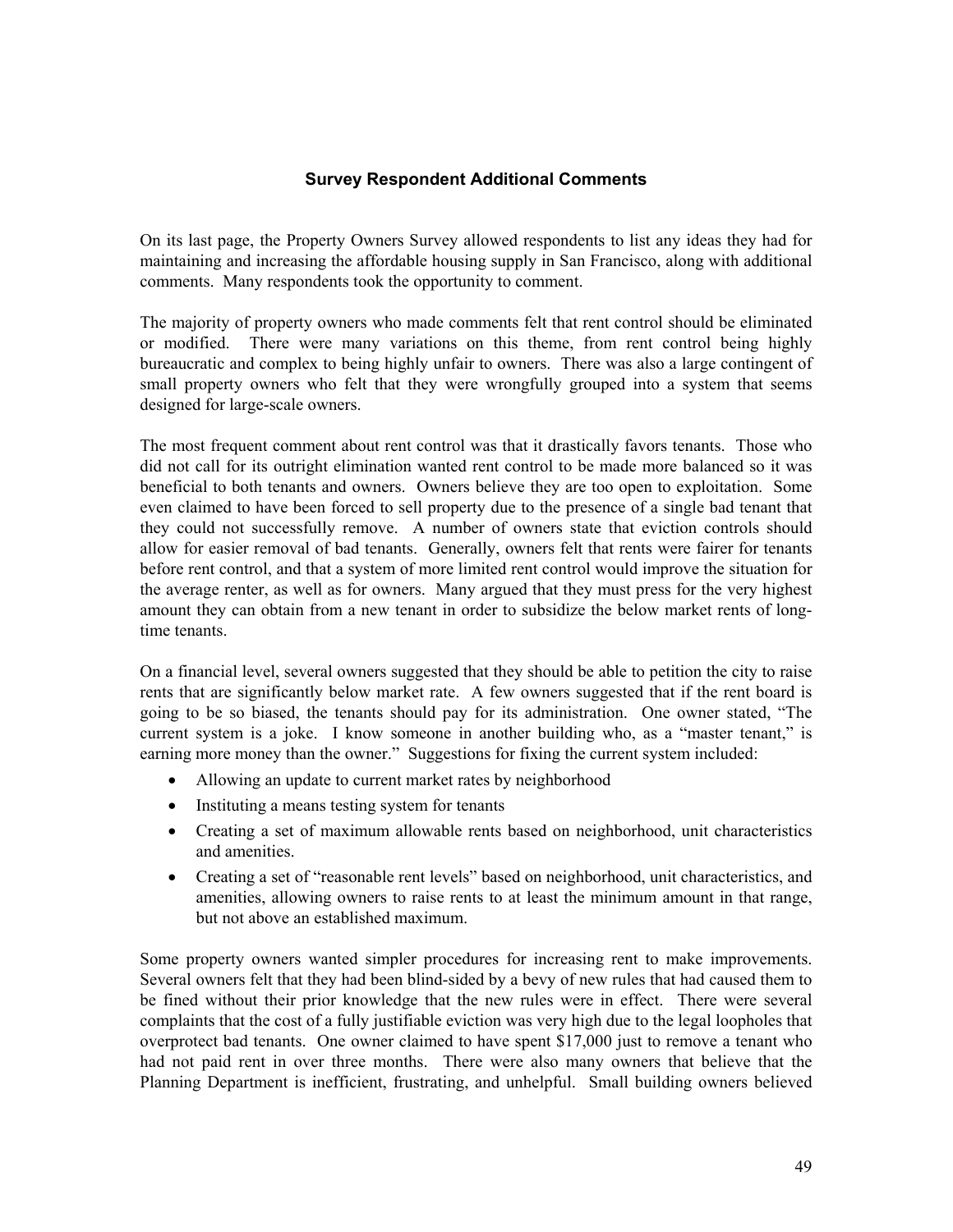## Survey Respondent Additional Comments

On its last page, the Property Owners Survey allowed respondents to list any ideas they had for maintaining and increasing the affordable housing supply in San Francisco, along with additional comments. Many respondents took the opportunity to comment.

The majority of property owners who made comments felt that rent control should be eliminated or modified. There were many variations on this theme, from rent control being highly bureaucratic and complex to being highly unfair to owners. There was also a large contingent of small property owners who felt that they were wrongfully grouped into a system that seems designed for large-scale owners.

The most frequent comment about rent control was that it drastically favors tenants. Those who did not call for its outright elimination wanted rent control to be made more balanced so it was beneficial to both tenants and owners. Owners believe they are too open to exploitation. Some even claimed to have been forced to sell property due to the presence of a single bad tenant that they could not successfully remove. A number of owners state that eviction controls should allow for easier removal of bad tenants. Generally, owners felt that rents were fairer for tenants before rent control, and that a system of more limited rent control would improve the situation for the average renter, as well as for owners. Many argued that they must press for the very highest amount they can obtain from a new tenant in order to subsidize the below market rents of long-time tenants.

On a financial level, several owners suggested that they should be able to petition the city to raise rents that are significantly below market rate. A few owners suggested that if the rent board is going to be so biased, the tenants should pay for its administration. One owner stated, "The current system is a joke. I know someone in another building who, as a "master tenant," is earning more money than the owner." Suggestions for fixing the current system included:

- Allowing an update to current market rates by neighborhood
- Instituting a means testing system for tenants
- Creating a set of maximum allowable rents based on neighborhood, unit characteristics and amenities.
- Creating a set of "reasonable rent levels" based on neighborhood, unit characteristics, and amenities, allowing owners to raise rents to at least the minimum amount in that range, but not above an established maximum.

Some property owners wanted simpler procedures for increasing rent to make improvements. Several owners felt that they had been blind-sided by a bevy of new rules that had caused them to be fined without their prior knowledge that the new rules were in effect. There were several complaints that the cost of a fully justifiable eviction was very high due to the legal loopholes that overprotect bad tenants. One owner claimed to have spent $17,000 just to remove a tenant who had not paid rent in over three months. There were also many owners that believe that the Planning Department is inefficient, frustrating, and unhelpful. Small building owners believed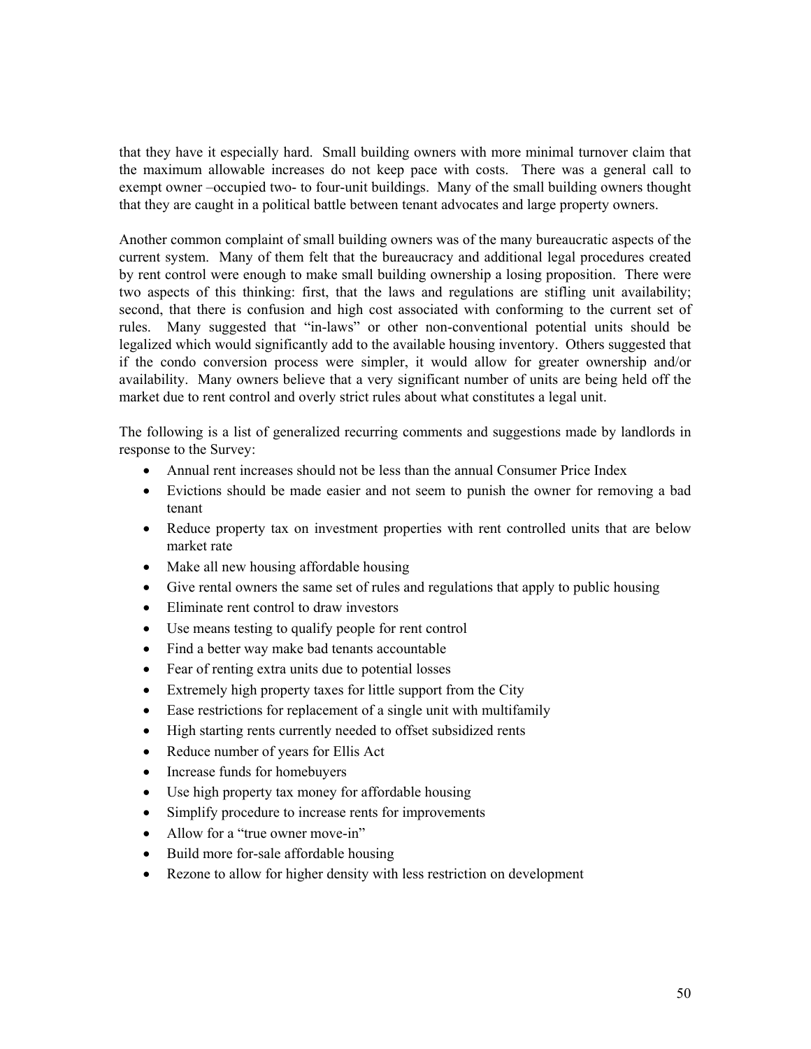that they have it especially hard. Small building owners with more minimal turnover claim that the maximum allowable increases do not keep pace with costs. There was a general call to exempt owner –occupied two- to four-unit buildings. Many of the small building owners thought that they are caught in a political battle between tenant advocates and large property owners.

Another common complaint of small building owners was of the many bureaucratic aspects of the current system. Many of them felt that the bureaucracy and additional legal procedures created by rent control were enough to make small building ownership a losing proposition. There were two aspects of this thinking: first, that the laws and regulations are stifling unit availability; second, that there is confusion and high cost associated with conforming to the current set of rules. Many suggested that "in-laws" or other non-conventional potential units should be legalized which would significantly add to the available housing inventory. Others suggested that if the condo conversion process were simpler, it would allow for greater ownership and/or availability. Many owners believe that a very significant number of units are being held off the market due to rent control and overly strict rules about what constitutes a legal unit.

The following is a list of generalized recurring comments and suggestions made by landlords in response to the Survey:

- Annual rent increases should not be less than the annual Consumer Price Index
- Evictions should be made easier and not seem to punish the owner for removing a bad tenant
- Reduce property tax on investment properties with rent controlled units that are below market rate
- Make all new housing affordable housing
- Give rental owners the same set of rules and regulations that apply to public housing
- Eliminate rent control to draw investors
- Use means testing to qualify people for rent control
- Find a better way make bad tenants accountable
- Fear of renting extra units due to potential losses
- Extremely high property taxes for little support from the City
- Ease restrictions for replacement of a single unit with multifamily
- High starting rents currently needed to offset subsidized rents
- Reduce number of years for Ellis Act
- Increase funds for homebuyers
- Use high property tax money for affordable housing
- Simplify procedure to increase rents for improvements
- Allow for a "true owner move-in"
- Build more for-sale affordable housing
- Rezone to allow for higher density with less restriction on development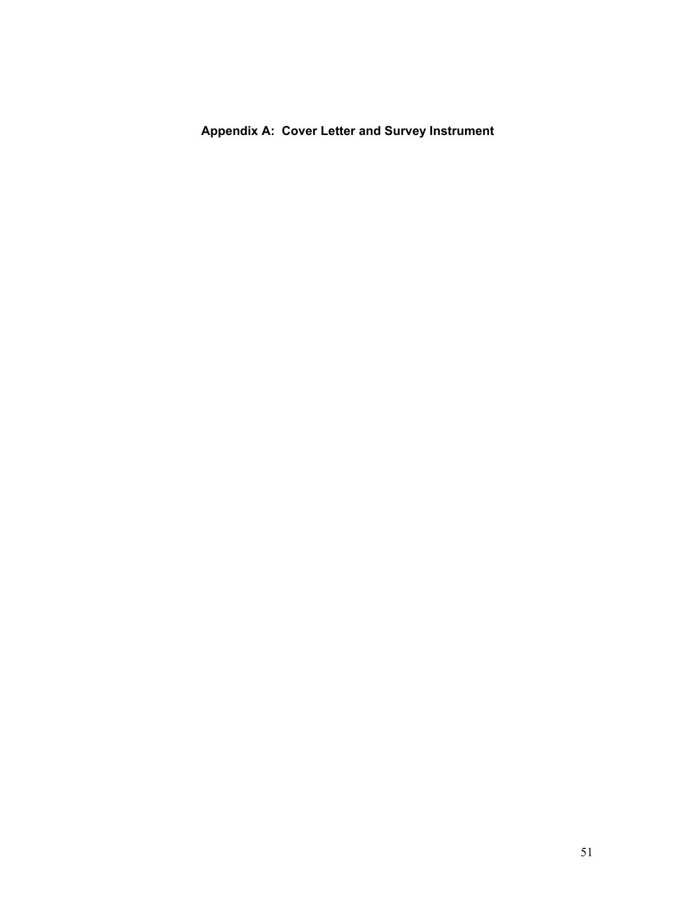# Appendix A: Cover Letter and Survey Instrument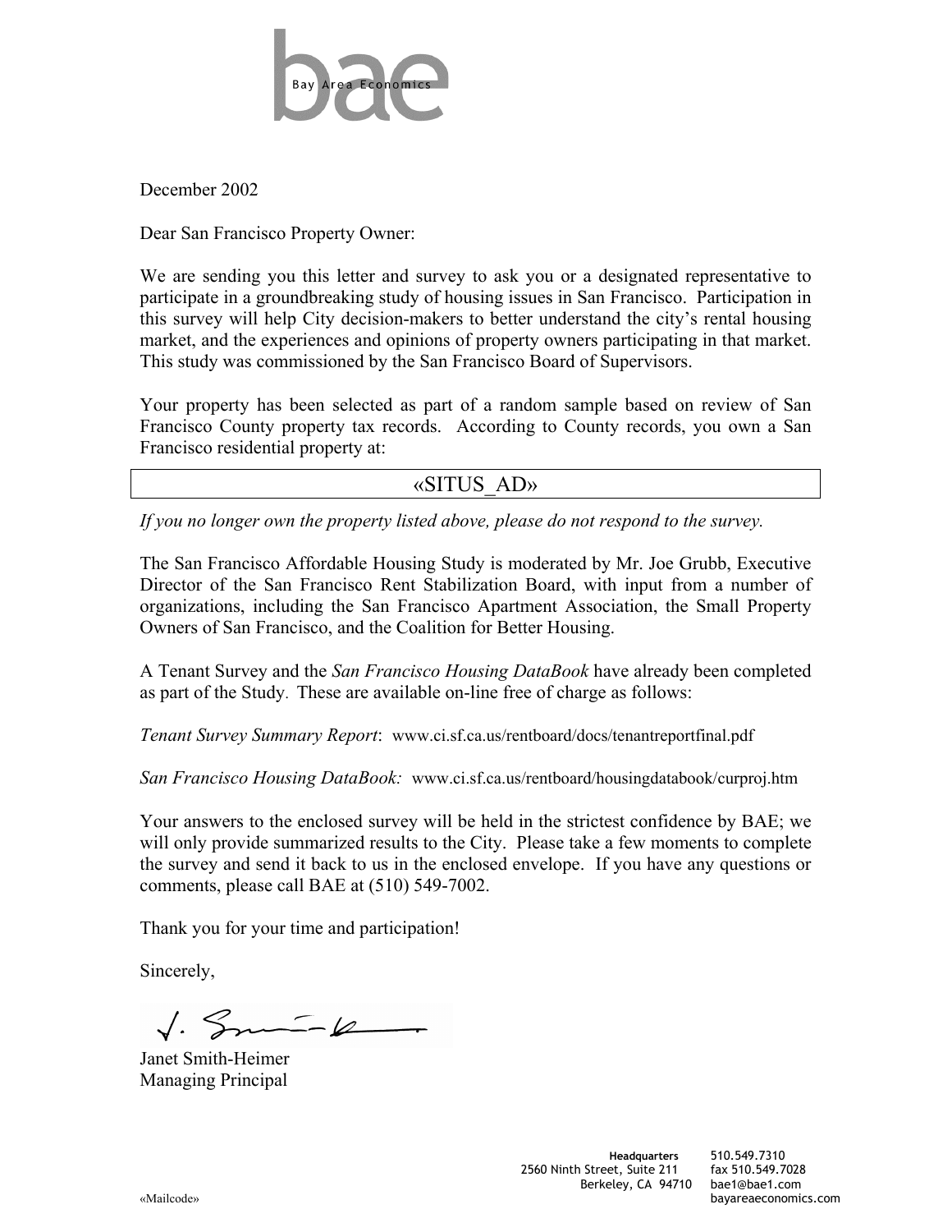bae

Bay Area Economics

December 2002

Dear San Francisco Property Owner:

We are sending you this letter and survey to ask you or a designated representative to participate in a groundbreaking study of housing issues in San Francisco. Participation in this survey will help City decision-makers to better understand the city's rental housing market, and the experiences and opinions of property owners participating in that market. This study was commissioned by the San Francisco Board of Supervisors.

Your property has been selected as part of a random sample based on review of San Francisco County property tax records. According to County records, you own a San Francisco residential property at:

| «SITUS_AD» |
|---|

*If you no longer own the property listed above, please do not respond to the survey.*

The San Francisco Affordable Housing Study is moderated by Mr. Joe Grubb, Executive Director of the San Francisco Rent Stabilization Board, with input from a number of organizations, including the San Francisco Apartment Association, the Small Property Owners of San Francisco, and the Coalition for Better Housing.

A Tenant Survey and the *San Francisco Housing DataBook* have already been completed as part of the Study. These are available on-line free of charge as follows:

*Tenant Survey Summary Report*: www.ci.sf.ca.us/rentboard/docs/tenantreportfinal.pdf

*San Francisco Housing DataBook:* www.ci.sf.ca.us/rentboard/housingdatabook/curproj.htm

Your answers to the enclosed survey will be held in the strictest confidence by BAE; we will only provide summarized results to the City. Please take a few moments to complete the survey and send it back to us in the enclosed envelope. If you have any questions or comments, please call BAE at (510) 549-7002.

Thank you for your time and participation!

Sincerely,

Janet Smith-Heimer
Managing Principal

«Mailcode»

**Headquarters**
2560 Ninth Street, Suite 211
Berkeley, CA 94710

510.549.7310
fax 510.549.7028
bae1@bae1.com
bayareaeconomics.com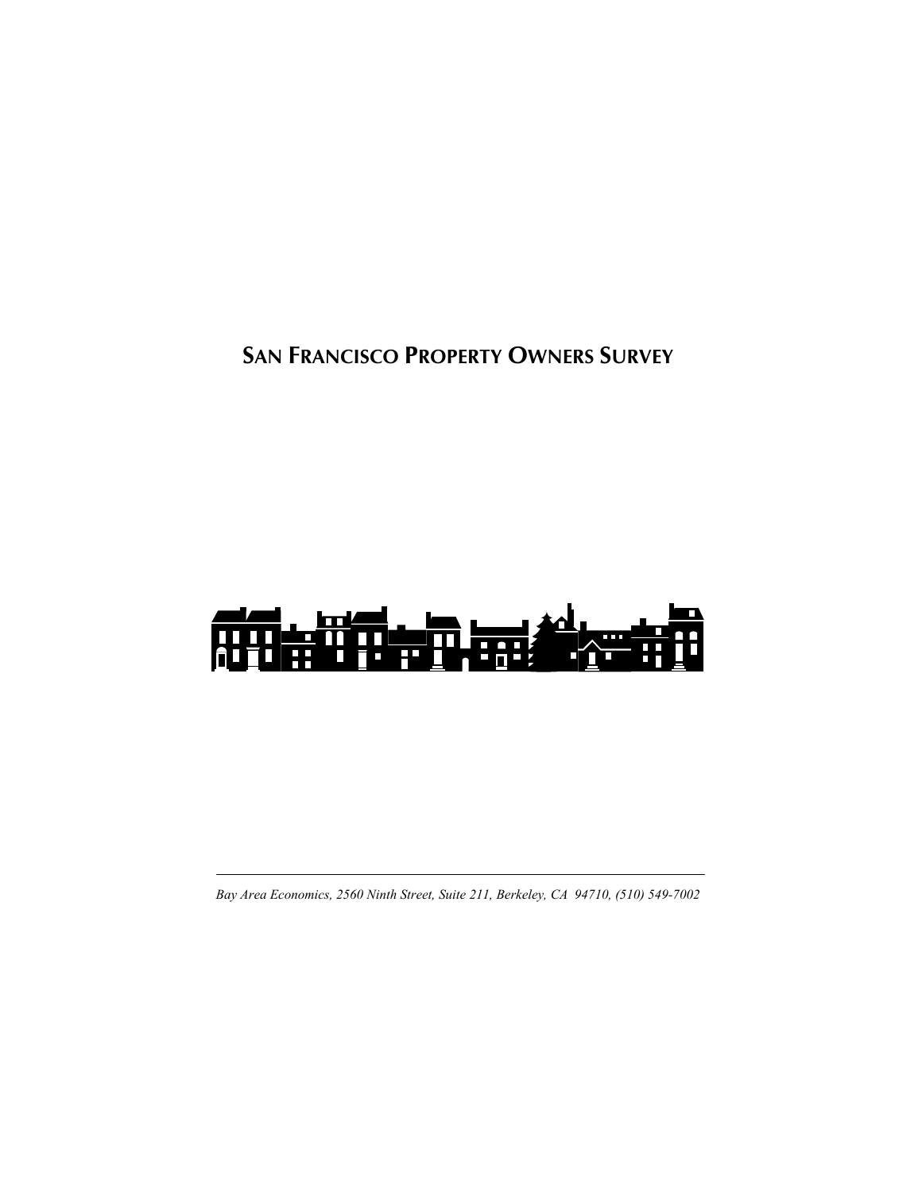# San Francisco Property Owners Survey

*Bay Area Economics, 2560 Ninth Street, Suite 211, Berkeley, CA 94710, (510) 549-7002*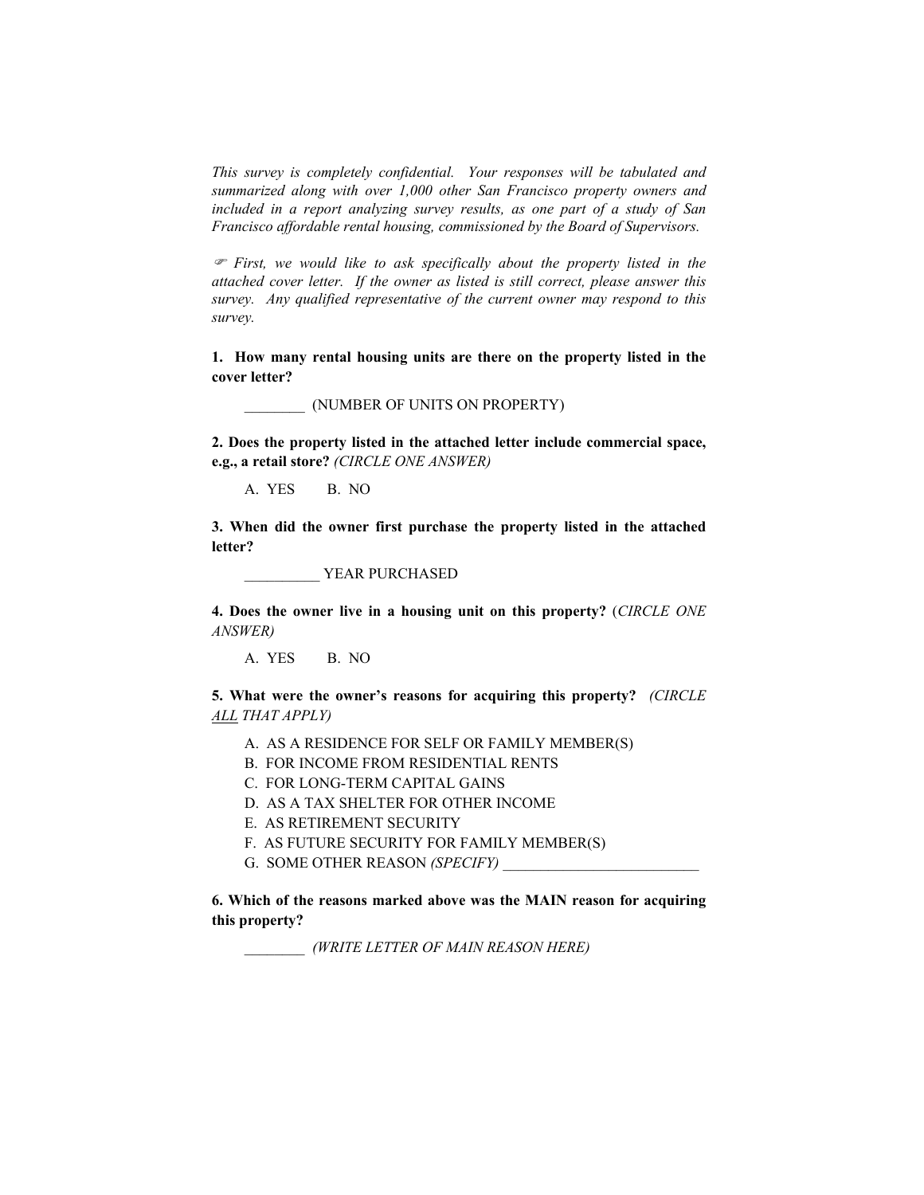*This survey is completely confidential. Your responses will be tabulated and summarized along with over 1,000 other San Francisco property owners and included in a report analyzing survey results, as one part of a study of San Francisco affordable rental housing, commissioned by the Board of Supervisors.*

☞ *First, we would like to ask specifically about the property listed in the attached cover letter. If the owner as listed is still correct, please answer this survey. Any qualified representative of the current owner may respond to this survey.*

**1. How many rental housing units are there on the property listed in the cover letter?**

________ (NUMBER OF UNITS ON PROPERTY)

**2. Does the property listed in the attached letter include commercial space, e.g., a retail store?** *(CIRCLE ONE ANSWER)*

A. YES B. NO

**3. When did the owner first purchase the property listed in the attached letter?**

__________ YEAR PURCHASED

**4. Does the owner live in a housing unit on this property?** (*CIRCLE ONE ANSWER)*

A. YES B. NO

**5. What were the owner's reasons for acquiring this property?** *(CIRCLE ALL THAT APPLY)*

A. AS A RESIDENCE FOR SELF OR FAMILY MEMBER(S)
B. FOR INCOME FROM RESIDENTIAL RENTS
C. FOR LONG-TERM CAPITAL GAINS
D. AS A TAX SHELTER FOR OTHER INCOME
E. AS RETIREMENT SECURITY
F. AS FUTURE SECURITY FOR FAMILY MEMBER(S)
G. SOME OTHER REASON *(SPECIFY)* __________________________

**6. Which of the reasons marked above was the MAIN reason for acquiring this property?**

________ *(WRITE LETTER OF MAIN REASON HERE)*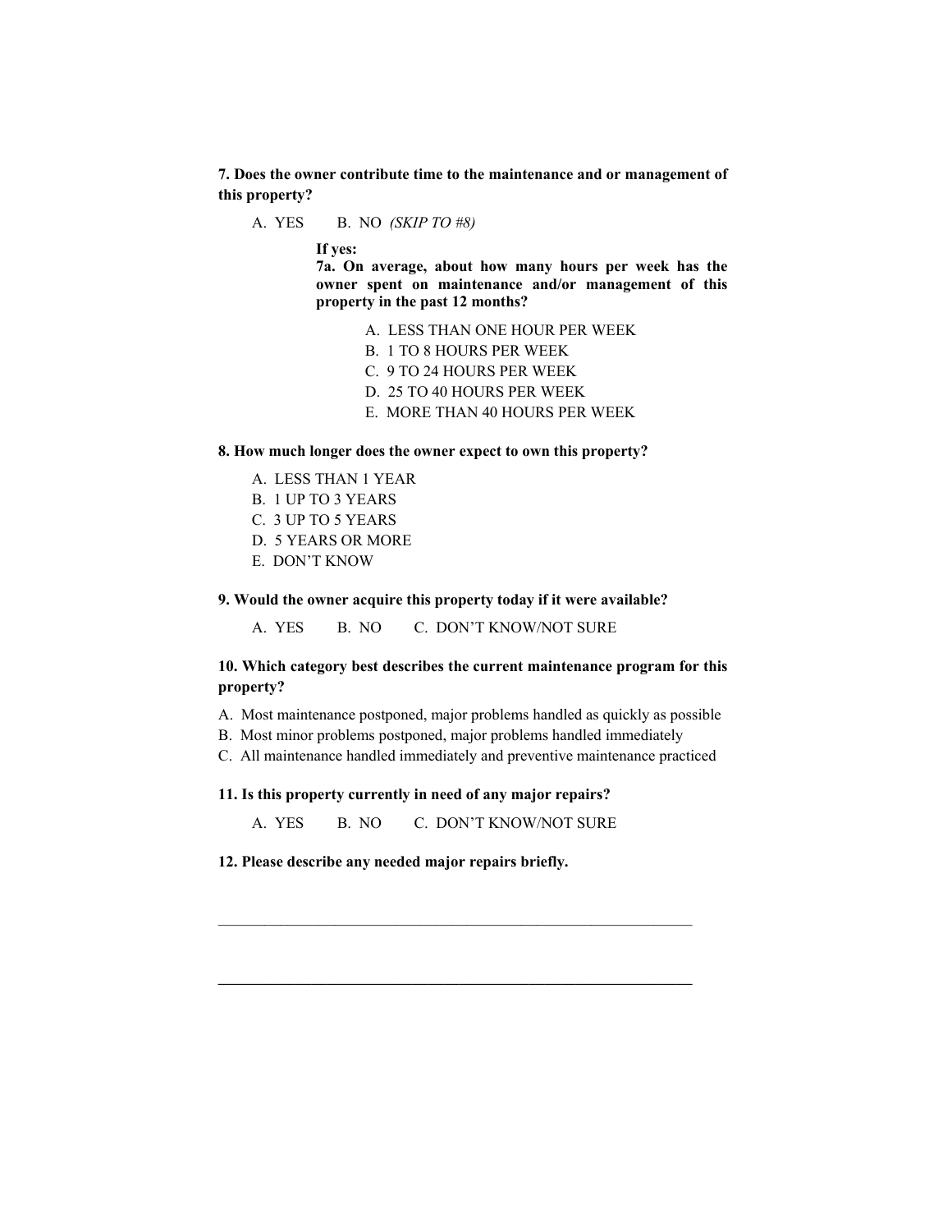**7. Does the owner contribute time to the maintenance and or management of this property?**

A. YES B. NO *(SKIP TO #8)*

**If yes:**

**7a. On average, about how many hours per week has the owner spent on maintenance and/or management of this property in the past 12 months?**

A. LESS THAN ONE HOUR PER WEEK
B. 1 TO 8 HOURS PER WEEK
C. 9 TO 24 HOURS PER WEEK
D. 25 TO 40 HOURS PER WEEK
E. MORE THAN 40 HOURS PER WEEK

**8. How much longer does the owner expect to own this property?**

A. LESS THAN 1 YEAR
B. 1 UP TO 3 YEARS
C. 3 UP TO 5 YEARS
D. 5 YEARS OR MORE
E. DON'T KNOW

**9. Would the owner acquire this property today if it were available?**

A. YES B. NO C. DON'T KNOW/NOT SURE

**10. Which category best describes the current maintenance program for this property?**

A. Most maintenance postponed, major problems handled as quickly as possible
B. Most minor problems postponed, major problems handled immediately
C. All maintenance handled immediately and preventive maintenance practiced

**11. Is this property currently in need of any major repairs?**

A. YES B. NO C. DON'T KNOW/NOT SURE

**12. Please describe any needed major repairs briefly.**

\_\_\_\_\_\_\_\_\_\_\_\_\_\_\_\_\_\_\_\_\_\_\_\_\_\_\_\_\_\_\_\_\_\_\_\_\_\_\_\_\_\_\_\_\_\_\_\_\_\_\_\_\_\_\_\_\_\_\_\_

\_\_\_\_\_\_\_\_\_\_\_\_\_\_\_\_\_\_\_\_\_\_\_\_\_\_\_\_\_\_\_\_\_\_\_\_\_\_\_\_\_\_\_\_\_\_\_\_\_\_\_\_\_\_\_\_\_\_\_\_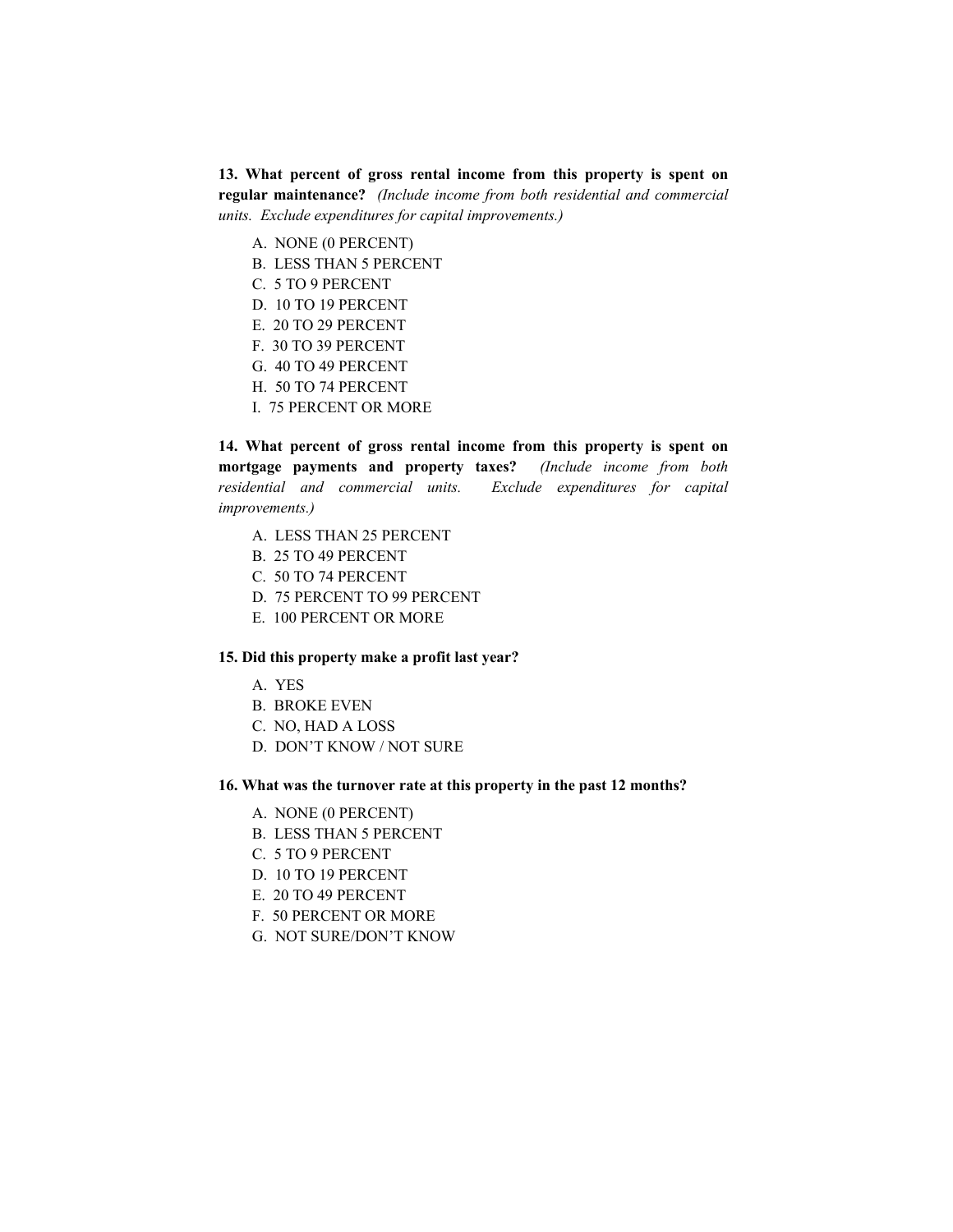**13. What percent of gross rental income from this property is spent on regular maintenance?** *(Include income from both residential and commercial units. Exclude expenditures for capital improvements.)*

A. NONE (0 PERCENT)
B. LESS THAN 5 PERCENT
C. 5 TO 9 PERCENT
D. 10 TO 19 PERCENT
E. 20 TO 29 PERCENT
F. 30 TO 39 PERCENT
G. 40 TO 49 PERCENT
H. 50 TO 74 PERCENT
I. 75 PERCENT OR MORE

**14. What percent of gross rental income from this property is spent on mortgage payments and property taxes?** *(Include income from both residential and commercial units. Exclude expenditures for capital improvements.)*

A. LESS THAN 25 PERCENT
B. 25 TO 49 PERCENT
C. 50 TO 74 PERCENT
D. 75 PERCENT TO 99 PERCENT
E. 100 PERCENT OR MORE

**15. Did this property make a profit last year?**

A. YES
B. BROKE EVEN
C. NO, HAD A LOSS
D. DON'T KNOW / NOT SURE

**16. What was the turnover rate at this property in the past 12 months?**

A. NONE (0 PERCENT)
B. LESS THAN 5 PERCENT
C. 5 TO 9 PERCENT
D. 10 TO 19 PERCENT
E. 20 TO 49 PERCENT
F. 50 PERCENT OR MORE
G. NOT SURE/DON'T KNOW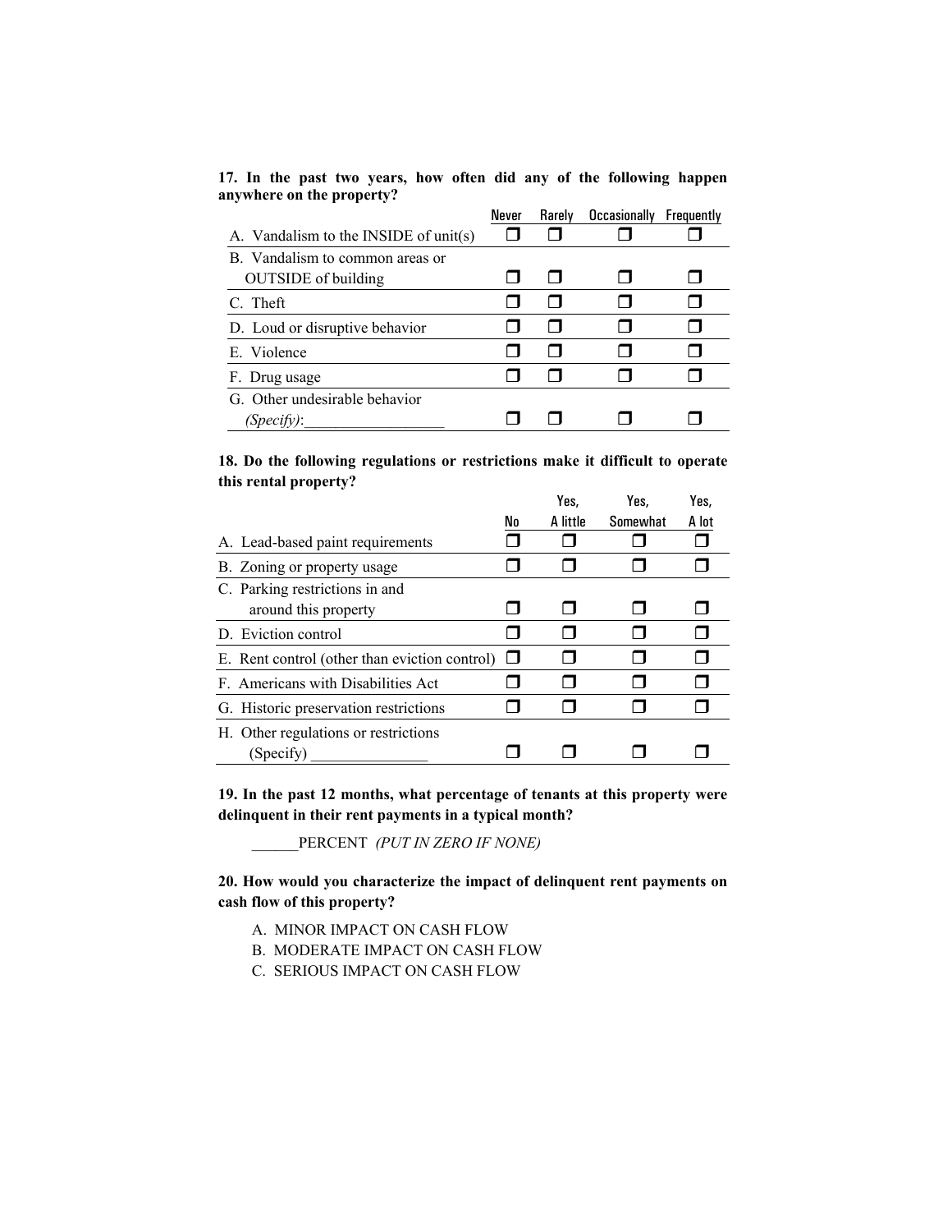**17. In the past two years, how often did any of the following happen anywhere on the property?**

| | Never | Rarely | Occasionally | Frequently |
|---|---|---|---|---|
| A. Vandalism to the INSIDE of unit(s) | ❒ | ❒ | ❒ | ❒ |
| B. Vandalism to common areas or OUTSIDE of building | ❒ | ❒ | ❒ | ❒ |
| C. Theft | ❒ | ❒ | ❒ | ❒ |
| D. Loud or disruptive behavior | ❒ | ❒ | ❒ | ❒ |
| E. Violence | ❒ | ❒ | ❒ | ❒ |
| F. Drug usage | ❒ | ❒ | ❒ | ❒ |
| G. Other undesirable behavior *(Specify)*:__________________ | ❒ | ❒ | ❒ | ❒ |

**18. Do the following regulations or restrictions make it difficult to operate this rental property?**

| | No | Yes, A little | Yes, Somewhat | Yes, A lot |
|---|---|---|---|---|
| A. Lead-based paint requirements | ❒ | ❒ | ❒ | ❒ |
| B. Zoning or property usage | ❒ | ❒ | ❒ | ❒ |
| C. Parking restrictions in and around this property | ❒ | ❒ | ❒ | ❒ |
| D. Eviction control | ❒ | ❒ | ❒ | ❒ |
| E. Rent control (other than eviction control) | ❒ | ❒ | ❒ | ❒ |
| F. Americans with Disabilities Act | ❒ | ❒ | ❒ | ❒ |
| G. Historic preservation restrictions | ❒ | ❒ | ❒ | ❒ |
| H. Other regulations or restrictions (Specify) _______________ | ❒ | ❒ | ❒ | ❒ |

**19. In the past 12 months, what percentage of tenants at this property were delinquent in their rent payments in a typical month?**

______PERCENT *(PUT IN ZERO IF NONE)*

**20. How would you characterize the impact of delinquent rent payments on cash flow of this property?**

A. MINOR IMPACT ON CASH FLOW
B. MODERATE IMPACT ON CASH FLOW
C. SERIOUS IMPACT ON CASH FLOW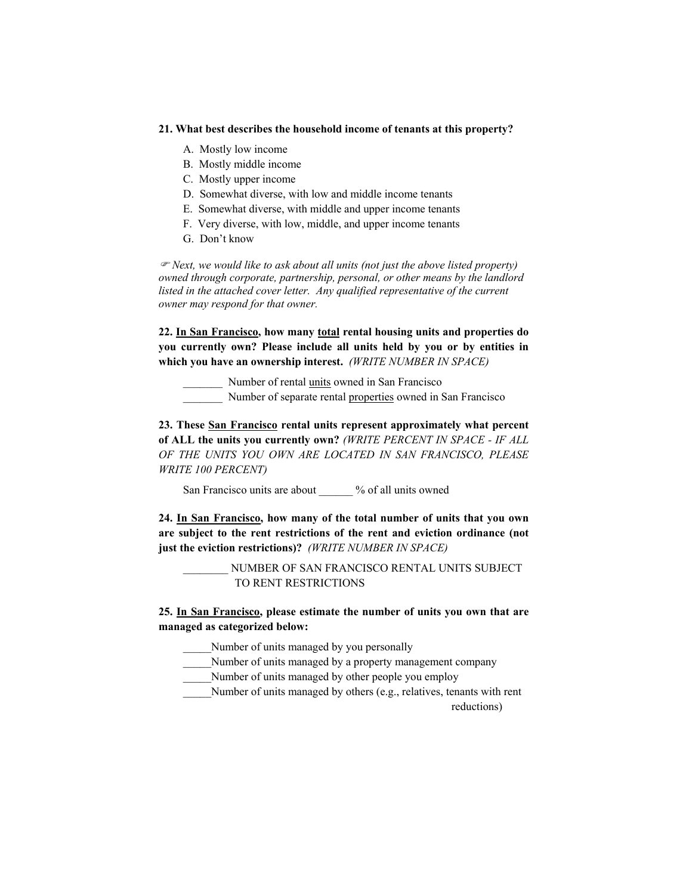**21. What best describes the household income of tenants at this property?**

A. Mostly low income
B. Mostly middle income
C. Mostly upper income
D. Somewhat diverse, with low and middle income tenants
E. Somewhat diverse, with middle and upper income tenants
F. Very diverse, with low, middle, and upper income tenants
G. Don't know

☞ *Next, we would like to ask about all units (not just the above listed property) owned through corporate, partnership, personal, or other means by the landlord listed in the attached cover letter. Any qualified representative of the current owner may respond for that owner.*

**22. <u>In San Francisco</u>, how many <u>total</u> rental housing units and properties do you currently own? Please include all units held by you or by entities in which you have an ownership interest.** *(WRITE NUMBER IN SPACE)*

_______ Number of rental <u>units</u> owned in San Francisco
_______ Number of separate rental <u>properties</u> owned in San Francisco

**23. These <u>San Francisco</u> rental units represent approximately what percent of ALL the units you currently own?** *(WRITE PERCENT IN SPACE - IF ALL OF THE UNITS YOU OWN ARE LOCATED IN SAN FRANCISCO, PLEASE WRITE 100 PERCENT)*

San Francisco units are about ______ % of all units owned

**24. <u>In San Francisco</u>, how many of the total number of units that you own are subject to the rent restrictions of the rent and eviction ordinance (not just the eviction restrictions)?** *(WRITE NUMBER IN SPACE)*

________ NUMBER OF SAN FRANCISCO RENTAL UNITS SUBJECT TO RENT RESTRICTIONS

**25. <u>In San Francisco</u>, please estimate the number of units you own that are managed as categorized below:**

_____Number of units managed by you personally
_____Number of units managed by a property management company
_____Number of units managed by other people you employ
_____Number of units managed by others (e.g., relatives, tenants with rent reductions)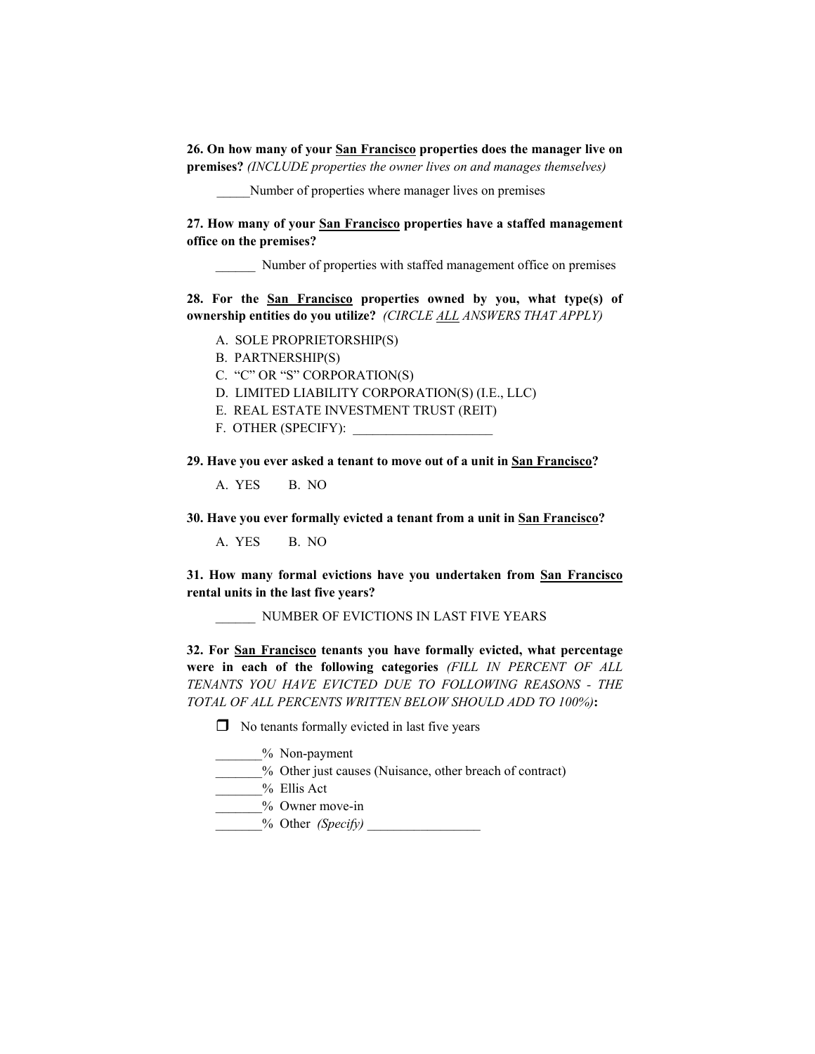**26. On how many of your <u>San Francisco</u> properties does the manager live on premises?** *(INCLUDE properties the owner lives on and manages themselves)*

_____Number of properties where manager lives on premises

**27. How many of your <u>San Francisco</u> properties have a staffed management office on the premises?**

______ Number of properties with staffed management office on premises

**28. For the <u>San Francisco</u> properties owned by you, what type(s) of ownership entities do you utilize?** *(CIRCLE <u>ALL</u> ANSWERS THAT APPLY)*

A. SOLE PROPRIETORSHIP(S)
B. PARTNERSHIP(S)
C. "C" OR "S" CORPORATION(S)
D. LIMITED LIABILITY CORPORATION(S) (I.E., LLC)
E. REAL ESTATE INVESTMENT TRUST (REIT)
F. OTHER (SPECIFY): _____________________

**29. Have you ever asked a tenant to move out of a unit in <u>San Francisco</u>?**

A. YES B. NO

**30. Have you ever formally evicted a tenant from a unit in <u>San Francisco</u>?**

A. YES B. NO

**31. How many formal evictions have you undertaken from <u>San Francisco</u> rental units in the last five years?**

______ NUMBER OF EVICTIONS IN LAST FIVE YEARS

**32. For <u>San Francisco</u> tenants you have formally evicted, what percentage were in each of the following categories** *(FILL IN PERCENT OF ALL TENANTS YOU HAVE EVICTED DUE TO FOLLOWING REASONS - THE TOTAL OF ALL PERCENTS WRITTEN BELOW SHOULD ADD TO 100%)***:**

☐ No tenants formally evicted in last five years

_______% Non-payment
_______% Other just causes (Nuisance, other breach of contract)
_______% Ellis Act
_______% Owner move-in
_______% Other *(Specify)* _________________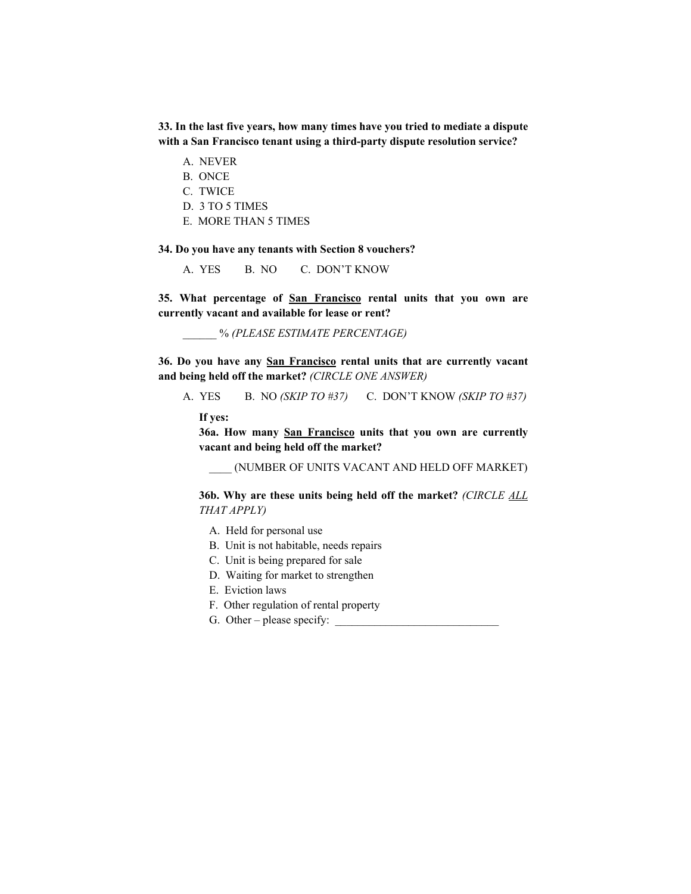**33. In the last five years, how many times have you tried to mediate a dispute with a San Francisco tenant using a third-party dispute resolution service?**

A. NEVER
B. ONCE
C. TWICE
D. 3 TO 5 TIMES
E. MORE THAN 5 TIMES

**34. Do you have any tenants with Section 8 vouchers?**

A. YES  B. NO  C. DON'T KNOW

**35. What percentage of <u>San Francisco</u> rental units that you own are currently vacant and available for lease or rent?**

______ % *(PLEASE ESTIMATE PERCENTAGE)*

**36. Do you have any <u>San Francisco</u> rental units that are currently vacant and being held off the market?** *(CIRCLE ONE ANSWER)*

A. YES  B. NO *(SKIP TO #37)*  C. DON'T KNOW *(SKIP TO #37)*

**If yes:**

**36a. How many <u>San Francisco</u> units that you own are currently vacant and being held off the market?**

____ (NUMBER OF UNITS VACANT AND HELD OFF MARKET)

**36b. Why are these units being held off the market?** *(CIRCLE <u>ALL</u> THAT APPLY)*

A. Held for personal use
B. Unit is not habitable, needs repairs
C. Unit is being prepared for sale
D. Waiting for market to strengthen
E. Eviction laws
F. Other regulation of rental property
G. Other – please specify: _____________________________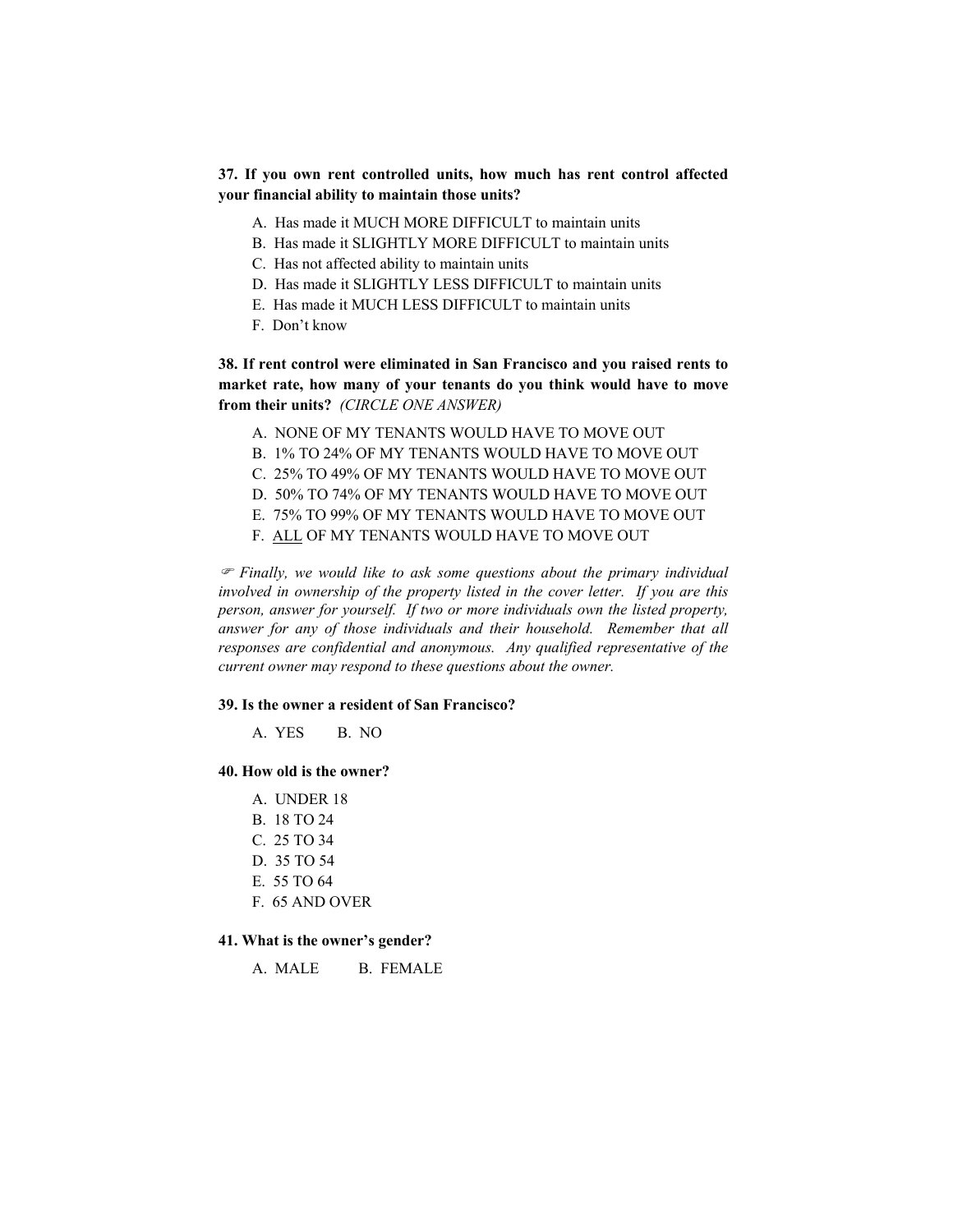**37. If you own rent controlled units, how much has rent control affected your financial ability to maintain those units?**

A. Has made it MUCH MORE DIFFICULT to maintain units
B. Has made it SLIGHTLY MORE DIFFICULT to maintain units
C. Has not affected ability to maintain units
D. Has made it SLIGHTLY LESS DIFFICULT to maintain units
E. Has made it MUCH LESS DIFFICULT to maintain units
F. Don't know

**38. If rent control were eliminated in San Francisco and you raised rents to market rate, how many of your tenants do you think would have to move from their units?** *(CIRCLE ONE ANSWER)*

A. NONE OF MY TENANTS WOULD HAVE TO MOVE OUT
B. 1% TO 24% OF MY TENANTS WOULD HAVE TO MOVE OUT
C. 25% TO 49% OF MY TENANTS WOULD HAVE TO MOVE OUT
D. 50% TO 74% OF MY TENANTS WOULD HAVE TO MOVE OUT
E. 75% TO 99% OF MY TENANTS WOULD HAVE TO MOVE OUT
F. <u>ALL</u> OF MY TENANTS WOULD HAVE TO MOVE OUT

☞ *Finally, we would like to ask some questions about the primary individual involved in ownership of the property listed in the cover letter. If you are this person, answer for yourself. If two or more individuals own the listed property, answer for any of those individuals and their household. Remember that all responses are confidential and anonymous. Any qualified representative of the current owner may respond to these questions about the owner.*

**39. Is the owner a resident of San Francisco?**

A. YES B. NO

**40. How old is the owner?**

A. UNDER 18
B. 18 TO 24
C. 25 TO 34
D. 35 TO 54
E. 55 TO 64
F. 65 AND OVER

**41. What is the owner's gender?**

A. MALE B. FEMALE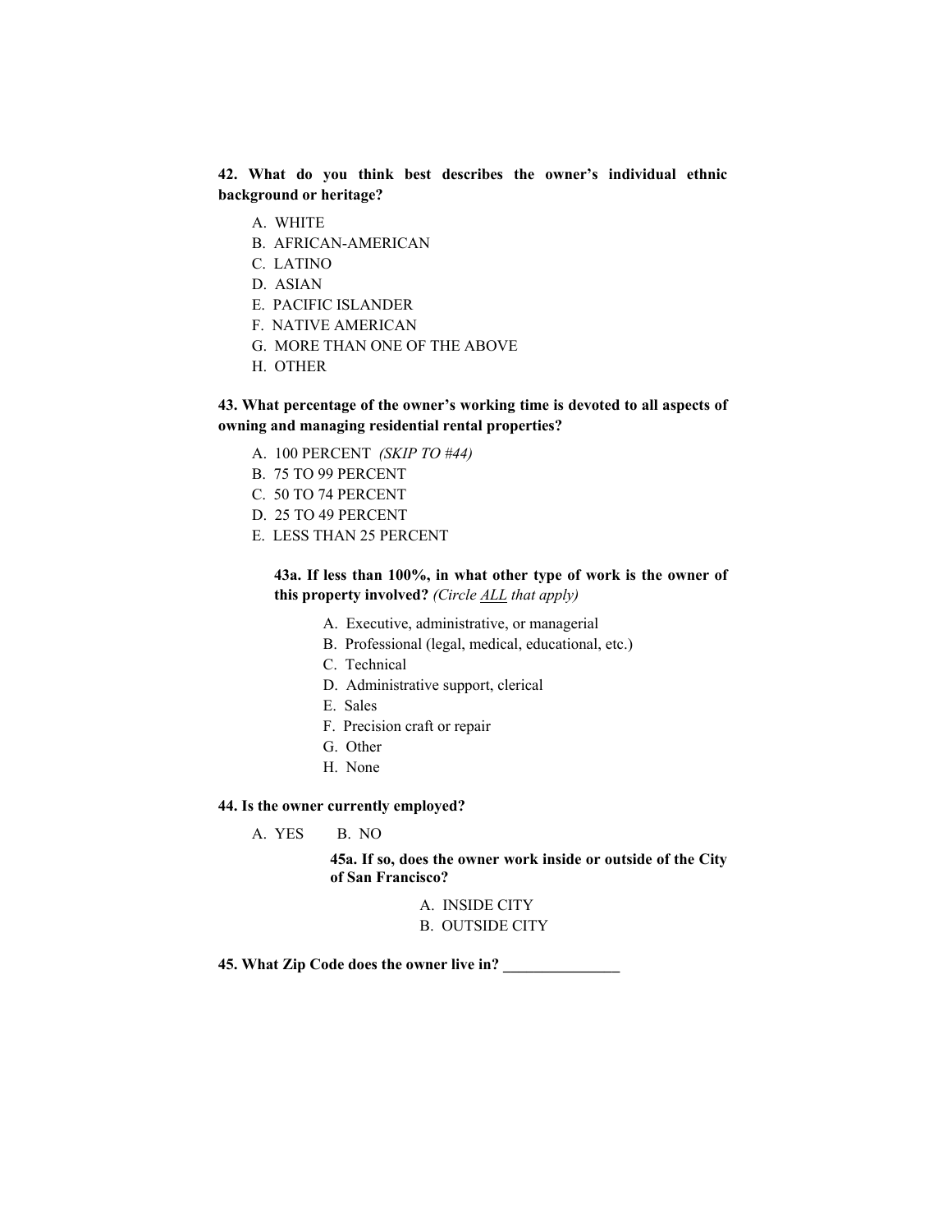**42. What do you think best describes the owner's individual ethnic background or heritage?**

A. WHITE
B. AFRICAN-AMERICAN
C. LATINO
D. ASIAN
E. PACIFIC ISLANDER
F. NATIVE AMERICAN
G. MORE THAN ONE OF THE ABOVE
H. OTHER

**43. What percentage of the owner's working time is devoted to all aspects of owning and managing residential rental properties?**

A. 100 PERCENT *(SKIP TO #44)*
B. 75 TO 99 PERCENT
C. 50 TO 74 PERCENT
D. 25 TO 49 PERCENT
E. LESS THAN 25 PERCENT

**43a. If less than 100%, in what other type of work is the owner of this property involved?** *(Circle ALL that apply)*

A. Executive, administrative, or managerial
B. Professional (legal, medical, educational, etc.)
C. Technical
D. Administrative support, clerical
E. Sales
F. Precision craft or repair
G. Other
H. None

**44. Is the owner currently employed?**

A. YES B. NO

**45a. If so, does the owner work inside or outside of the City of San Francisco?**

A. INSIDE CITY
B. OUTSIDE CITY

**45. What Zip Code does the owner live in? _______________**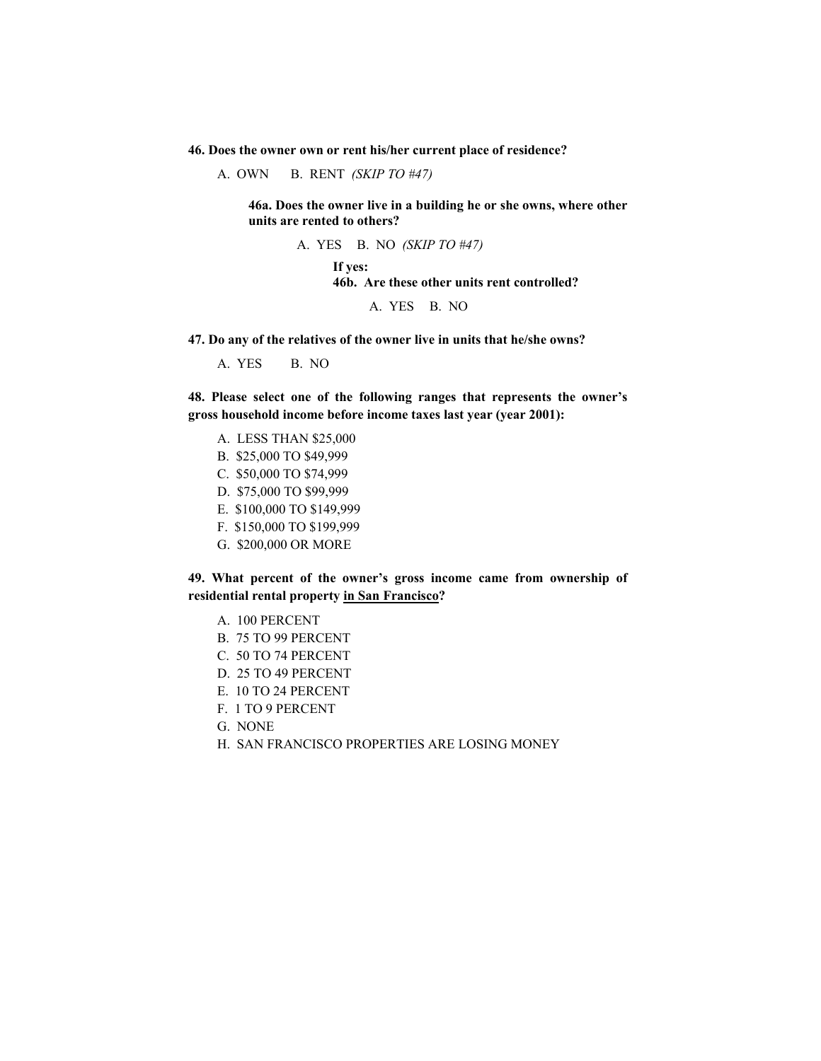**46. Does the owner own or rent his/her current place of residence?**

A. OWN    B. RENT *(SKIP TO #47)*

> **46a. Does the owner live in a building he or she owns, where other units are rented to others?**
>
> A. YES    B. NO *(SKIP TO #47)*
>
> > **If yes:**
> > **46b. Are these other units rent controlled?**
> >
> > A. YES    B. NO

**47. Do any of the relatives of the owner live in units that he/she owns?**

A. YES    B. NO

**48. Please select one of the following ranges that represents the owner's gross household income before income taxes last year (year 2001):**

A. LESS THAN $25,000
B. $25,000 TO $49,999
C. $50,000 TO $74,999
D. $75,000 TO $99,999
E. $100,000 TO $149,999
F. $150,000 TO $199,999
G. $200,000 OR MORE

**49. What percent of the owner's gross income came from ownership of residential rental property <u>in San Francisco</u>?**

A. 100 PERCENT
B. 75 TO 99 PERCENT
C. 50 TO 74 PERCENT
D. 25 TO 49 PERCENT
E. 10 TO 24 PERCENT
F. 1 TO 9 PERCENT
G. NONE
H. SAN FRANCISCO PROPERTIES ARE LOSING MONEY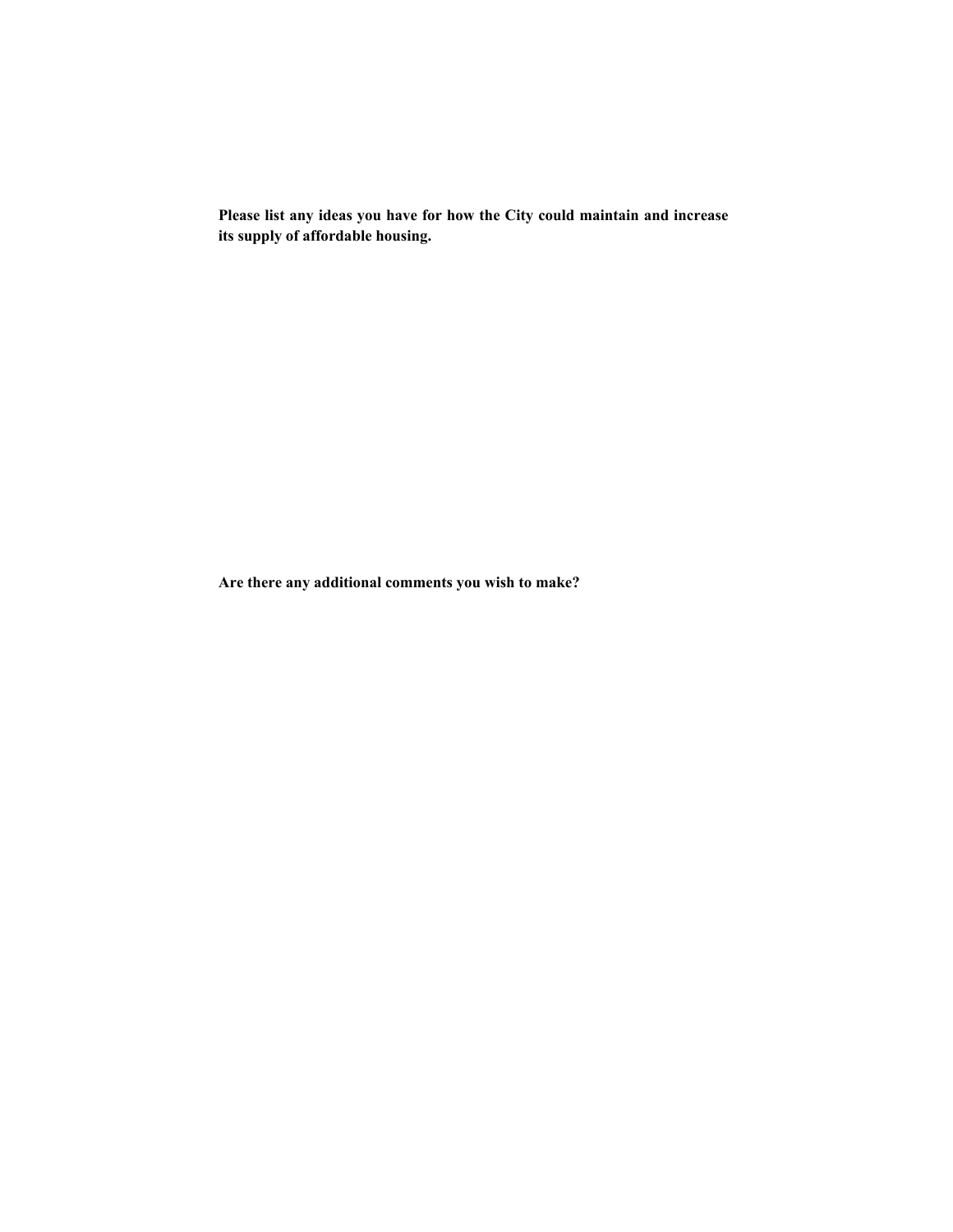**Please list any ideas you have for how the City could maintain and increase its supply of affordable housing.**

**Are there any additional comments you wish to make?**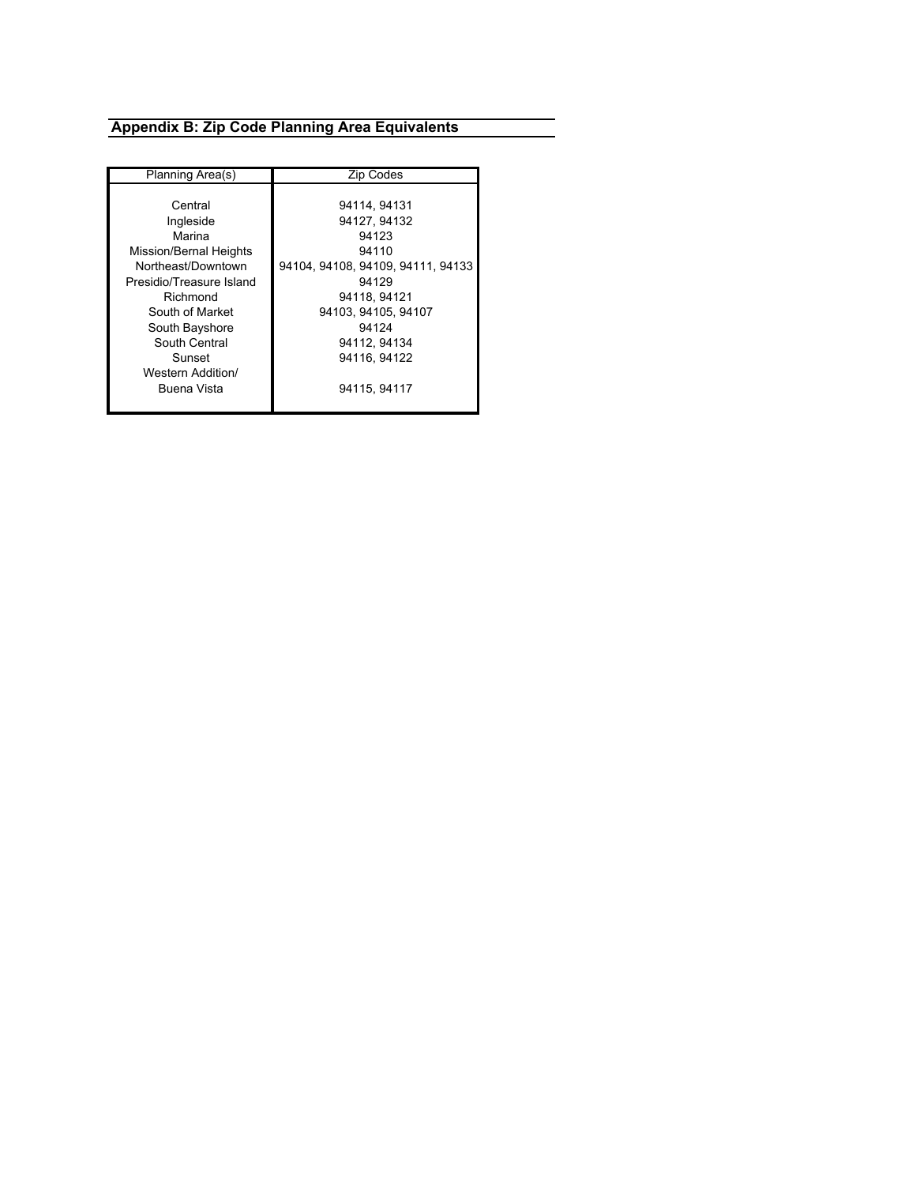## Appendix B: Zip Code Planning Area Equivalents

| Planning Area(s) | Zip Codes |
|---|---|
| Central | 94114, 94131 |
| Ingleside | 94127, 94132 |
| Marina | 94123 |
| Mission/Bernal Heights | 94110 |
| Northeast/Downtown | 94104, 94108, 94109, 94111, 94133 |
| Presidio/Treasure Island | 94129 |
| Richmond | 94118, 94121 |
| South of Market | 94103, 94105, 94107 |
| South Bayshore | 94124 |
| South Central | 94112, 94134 |
| Sunset | 94116, 94122 |
| Western Addition/ Buena Vista | 94115, 94117 |